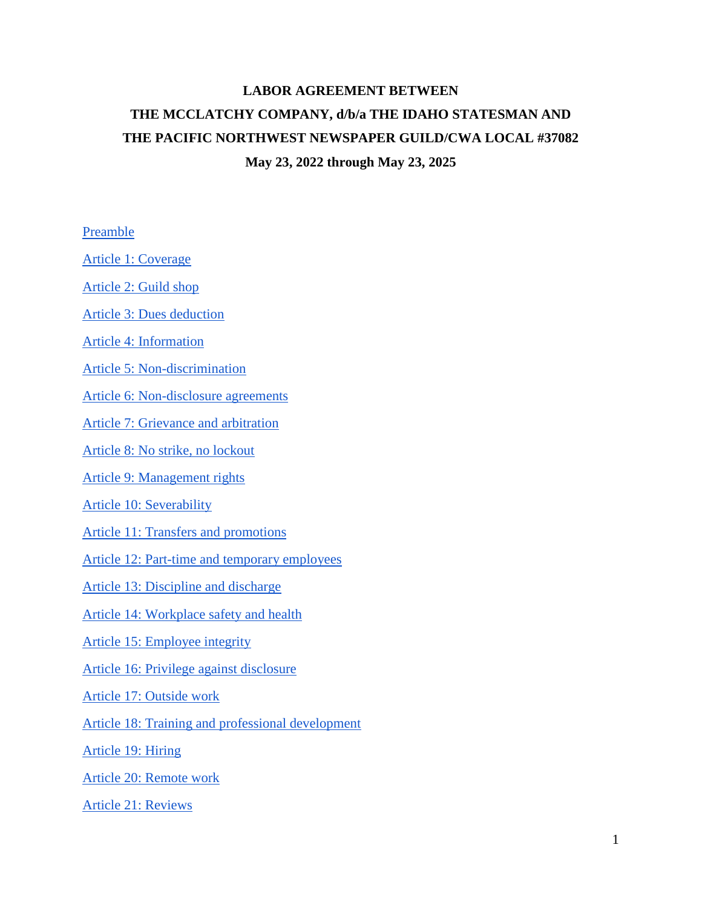**LABOR AGREEMENT BETWEEN**

**THE MCCLATCHY COMPANY, d/b/a THE IDAHO STATESMAN AND**

**THE PACIFIC NORTHWEST NEWSPAPER GUILD/CWA LOCAL #37082**

**May 23, 2022 through May 23, 2025**

Preamble

Article 1: Coverage

Article 2: Guild shop

Article 3: Dues deduction

Article 4: Information

Article 5: Non-discrimination

Article 6: Non-disclosure agreements

Article 7: Grievance and arbitration

Article 8: No strike, no lockout

Article 9: Management rights

Article 10: Severability

Article 11: Transfers and promotions

Article 12: Part-time and temporary employees

Article 13: Discipline and discharge

Article 14: Workplace safety and health

Article 15: Employee integrity

Article 16: Privilege against disclosure

Article 17: Outside work

Article 18: Training and professional development

Article 19: Hiring

Article 20: Remote work

Article 21: Reviews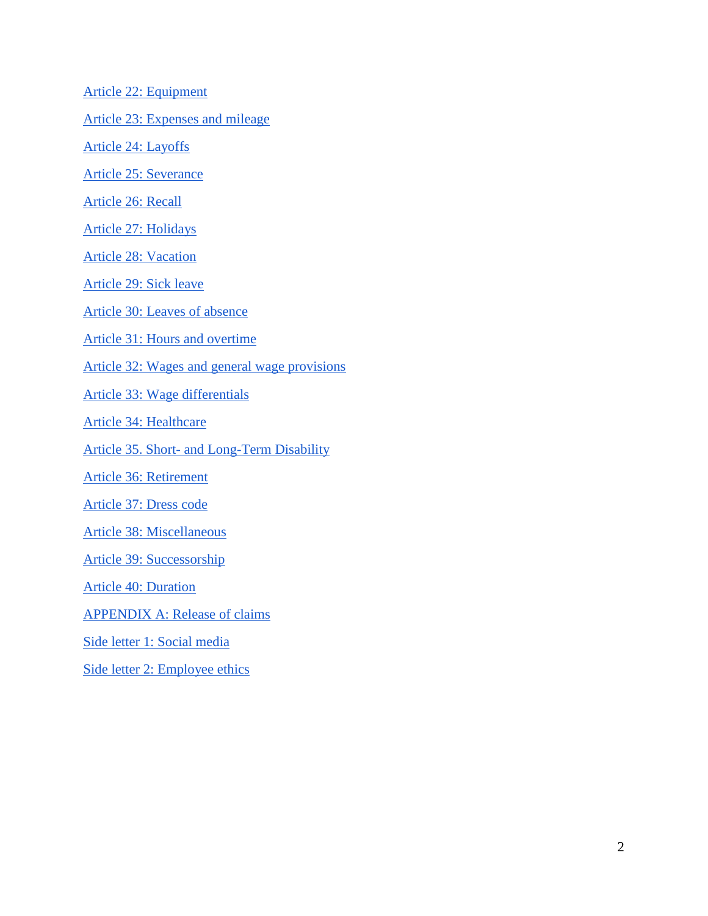Article 22: Equipment

Article 23: Expenses and mileage

Article 24: Layoffs

Article 25: Severance

Article 26: Recall

Article 27: Holidays

Article 28: Vacation

Article 29: Sick leave

Article 30: Leaves of absence

Article 31: Hours and overtime

Article 32: Wages and general wage provisions

Article 33: Wage differentials

Article 34: Healthcare

Article 35. Short- and Long-Term Disability

Article 36: Retirement

Article 37: Dress code

Article 38: Miscellaneous

Article 39: Successorship

Article 40: Duration

APPENDIX A: Release of claims

Side letter 1: Social media

Side letter 2: Employee ethics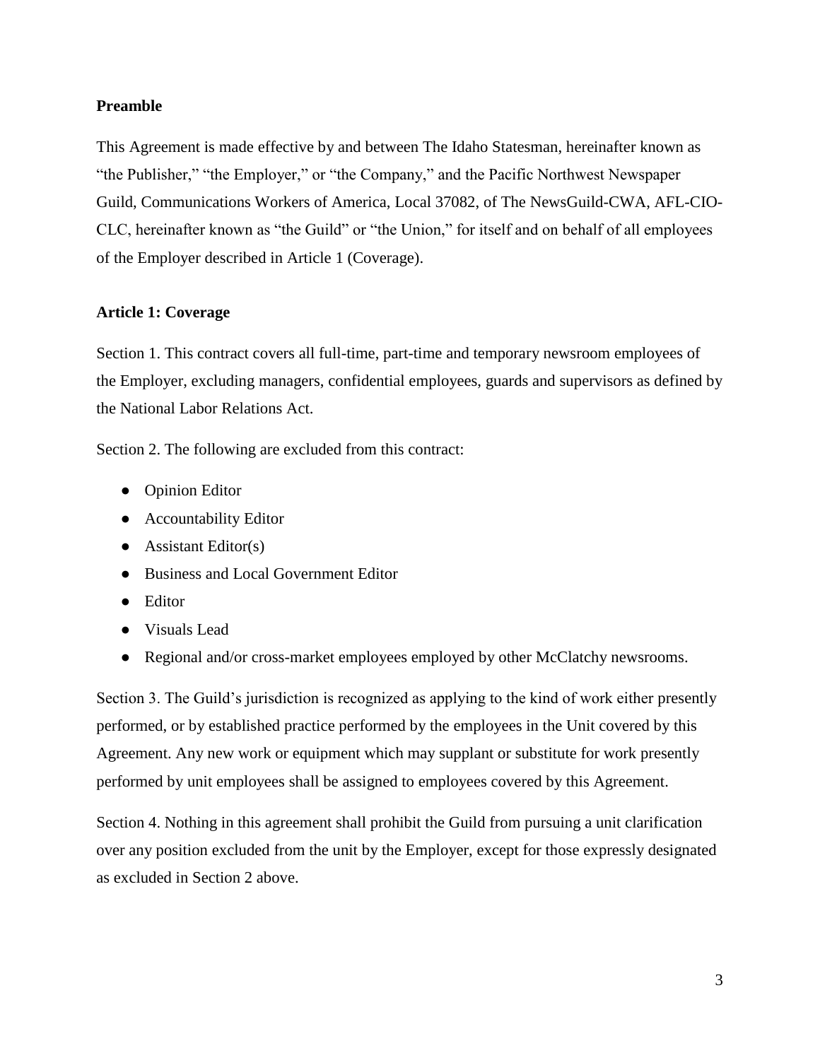**Preamble**

This Agreement is made effective by and between The Idaho Statesman, hereinafter known as "the Publisher," "the Employer," or "the Company," and the Pacific Northwest Newspaper Guild, Communications Workers of America, Local 37082, of The NewsGuild-CWA, AFL-CIO-CLC, hereinafter known as "the Guild" or "the Union," for itself and on behalf of all employees of the Employer described in Article 1 (Coverage).

**Article 1: Coverage**

Section 1. This contract covers all full-time, part-time and temporary newsroom employees of the Employer, excluding managers, confidential employees, guards and supervisors as defined by the National Labor Relations Act.

Section 2. The following are excluded from this contract:

- Opinion Editor
- Accountability Editor
- Assistant Editor(s)
- Business and Local Government Editor
- Editor
- Visuals Lead
- Regional and/or cross-market employees employed by other McClatchy newsrooms.

Section 3. The Guild's jurisdiction is recognized as applying to the kind of work either presently performed, or by established practice performed by the employees in the Unit covered by this Agreement. Any new work or equipment which may supplant or substitute for work presently performed by unit employees shall be assigned to employees covered by this Agreement.

Section 4. Nothing in this agreement shall prohibit the Guild from pursuing a unit clarification over any position excluded from the unit by the Employer, except for those expressly designated as excluded in Section 2 above.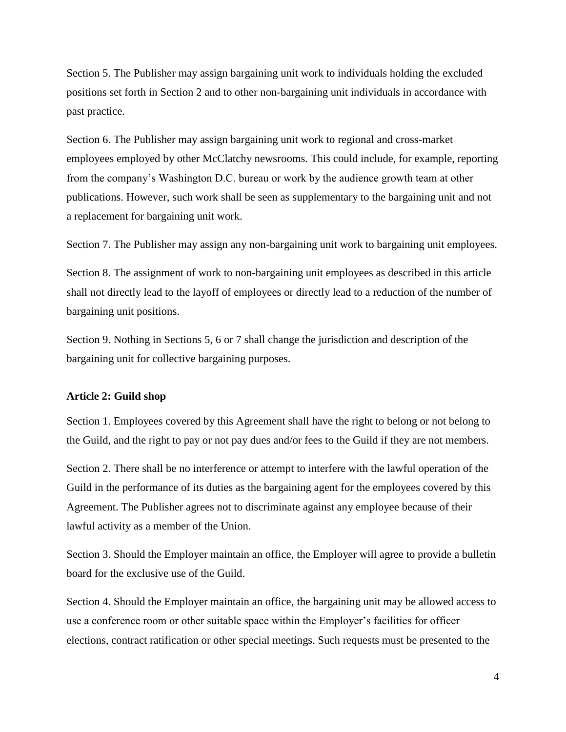Section 5. The Publisher may assign bargaining unit work to individuals holding the excluded positions set forth in Section 2 and to other non-bargaining unit individuals in accordance with past practice.

Section 6. The Publisher may assign bargaining unit work to regional and cross-market employees employed by other McClatchy newsrooms. This could include, for example, reporting from the company's Washington D.C. bureau or work by the audience growth team at other publications. However, such work shall be seen as supplementary to the bargaining unit and not a replacement for bargaining unit work.

Section 7. The Publisher may assign any non-bargaining unit work to bargaining unit employees.

Section 8. The assignment of work to non-bargaining unit employees as described in this article shall not directly lead to the layoff of employees or directly lead to a reduction of the number of bargaining unit positions.

Section 9. Nothing in Sections 5, 6 or 7 shall change the jurisdiction and description of the bargaining unit for collective bargaining purposes.

**Article 2: Guild shop**

Section 1. Employees covered by this Agreement shall have the right to belong or not belong to the Guild, and the right to pay or not pay dues and/or fees to the Guild if they are not members.

Section 2. There shall be no interference or attempt to interfere with the lawful operation of the Guild in the performance of its duties as the bargaining agent for the employees covered by this Agreement. The Publisher agrees not to discriminate against any employee because of their lawful activity as a member of the Union.

Section 3. Should the Employer maintain an office, the Employer will agree to provide a bulletin board for the exclusive use of the Guild.

Section 4. Should the Employer maintain an office, the bargaining unit may be allowed access to use a conference room or other suitable space within the Employer's facilities for officer elections, contract ratification or other special meetings. Such requests must be presented to the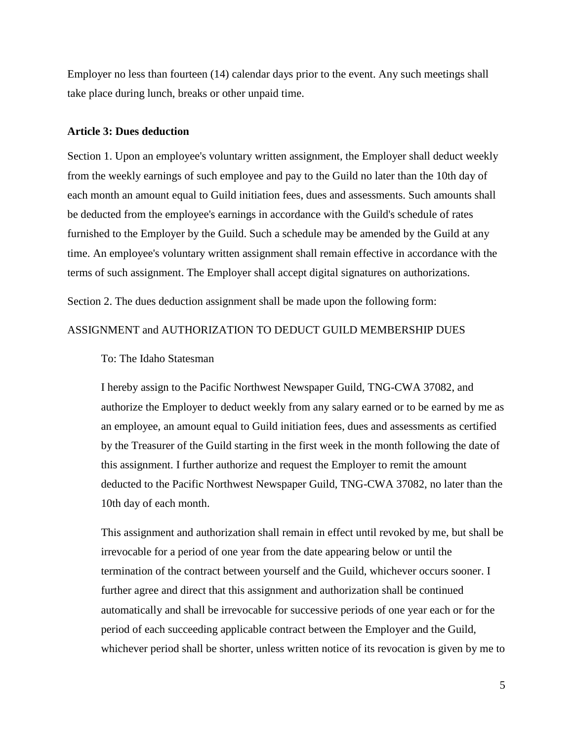Employer no less than fourteen (14) calendar days prior to the event. Any such meetings shall take place during lunch, breaks or other unpaid time.

**Article 3: Dues deduction**

Section 1. Upon an employee's voluntary written assignment, the Employer shall deduct weekly from the weekly earnings of such employee and pay to the Guild no later than the 10th day of each month an amount equal to Guild initiation fees, dues and assessments. Such amounts shall be deducted from the employee's earnings in accordance with the Guild's schedule of rates furnished to the Employer by the Guild. Such a schedule may be amended by the Guild at any time. An employee's voluntary written assignment shall remain effective in accordance with the terms of such assignment. The Employer shall accept digital signatures on authorizations.

Section 2. The dues deduction assignment shall be made upon the following form:

ASSIGNMENT and AUTHORIZATION TO DEDUCT GUILD MEMBERSHIP DUES

> To: The Idaho Statesman
>
> I hereby assign to the Pacific Northwest Newspaper Guild, TNG-CWA 37082, and authorize the Employer to deduct weekly from any salary earned or to be earned by me as an employee, an amount equal to Guild initiation fees, dues and assessments as certified by the Treasurer of the Guild starting in the first week in the month following the date of this assignment. I further authorize and request the Employer to remit the amount deducted to the Pacific Northwest Newspaper Guild, TNG-CWA 37082, no later than the 10th day of each month.
>
> This assignment and authorization shall remain in effect until revoked by me, but shall be irrevocable for a period of one year from the date appearing below or until the termination of the contract between yourself and the Guild, whichever occurs sooner. I further agree and direct that this assignment and authorization shall be continued automatically and shall be irrevocable for successive periods of one year each or for the period of each succeeding applicable contract between the Employer and the Guild, whichever period shall be shorter, unless written notice of its revocation is given by me to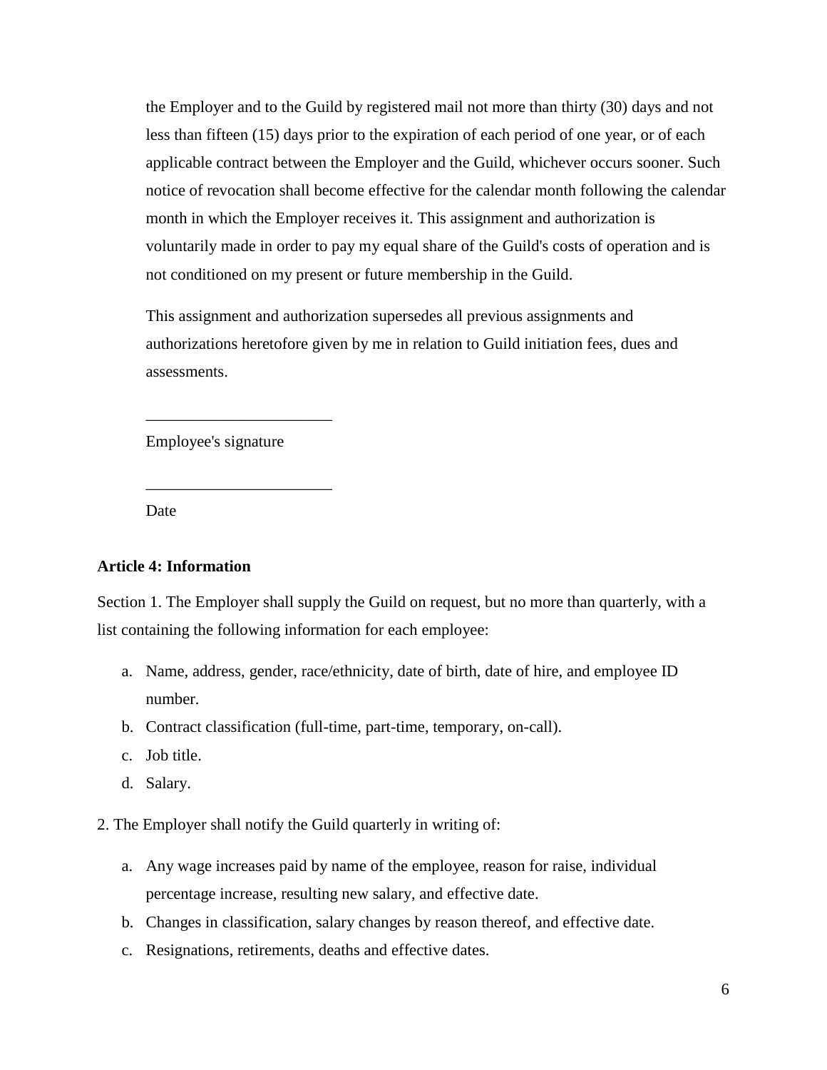the Employer and to the Guild by registered mail not more than thirty (30) days and not less than fifteen (15) days prior to the expiration of each period of one year, or of each applicable contract between the Employer and the Guild, whichever occurs sooner. Such notice of revocation shall become effective for the calendar month following the calendar month in which the Employer receives it. This assignment and authorization is voluntarily made in order to pay my equal share of the Guild's costs of operation and is not conditioned on my present or future membership in the Guild.

This assignment and authorization supersedes all previous assignments and authorizations heretofore given by me in relation to Guild initiation fees, dues and assessments.

_______________________

Employee's signature

_______________________

Date

**Article 4: Information**

Section 1. The Employer shall supply the Guild on request, but no more than quarterly, with a list containing the following information for each employee:

a. Name, address, gender, race/ethnicity, date of birth, date of hire, and employee ID number.
b. Contract classification (full-time, part-time, temporary, on-call).
c. Job title.
d. Salary.

2. The Employer shall notify the Guild quarterly in writing of:

a. Any wage increases paid by name of the employee, reason for raise, individual percentage increase, resulting new salary, and effective date.
b. Changes in classification, salary changes by reason thereof, and effective date.
c. Resignations, retirements, deaths and effective dates.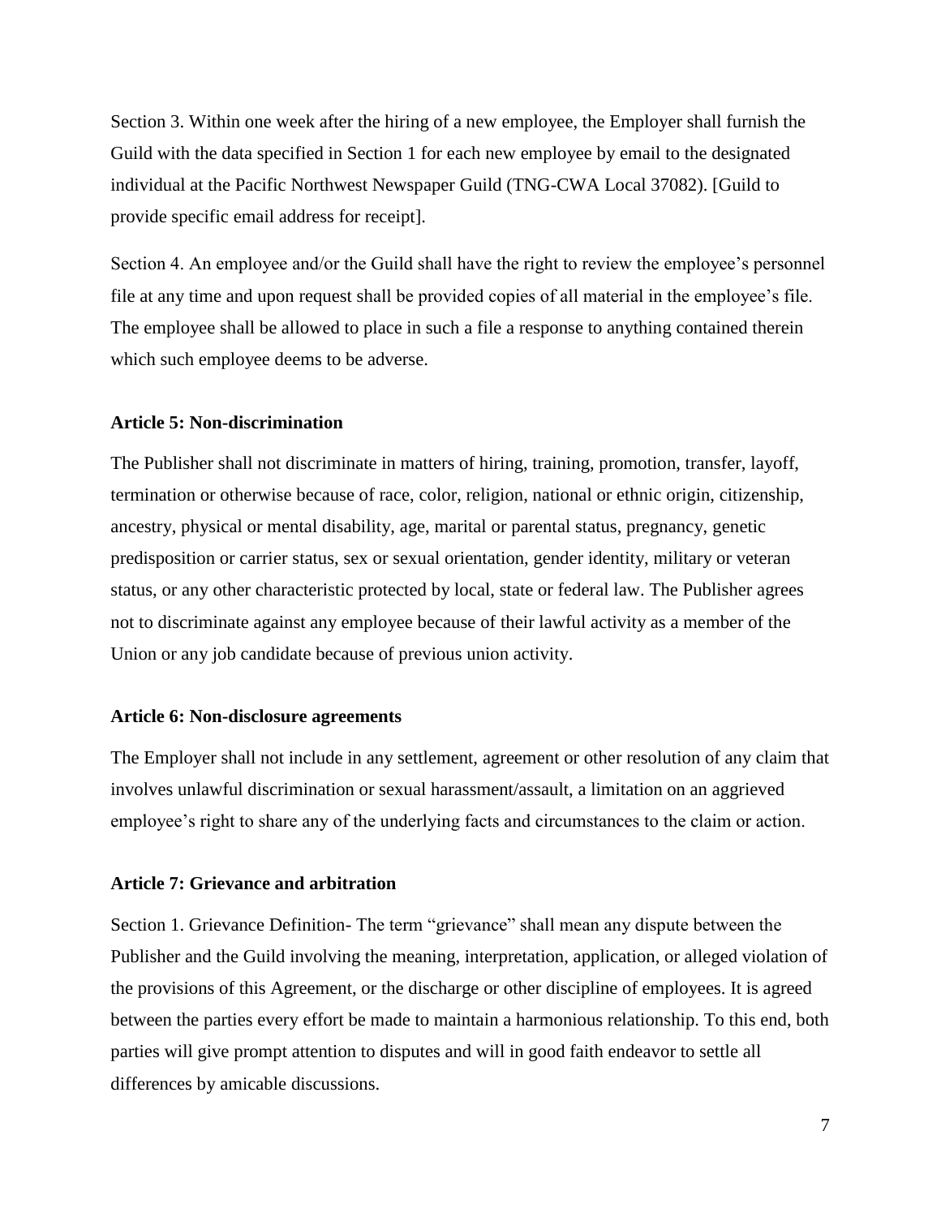Section 3. Within one week after the hiring of a new employee, the Employer shall furnish the Guild with the data specified in Section 1 for each new employee by email to the designated individual at the Pacific Northwest Newspaper Guild (TNG-CWA Local 37082). [Guild to provide specific email address for receipt].

Section 4. An employee and/or the Guild shall have the right to review the employee's personnel file at any time and upon request shall be provided copies of all material in the employee's file. The employee shall be allowed to place in such a file a response to anything contained therein which such employee deems to be adverse.

### Article 5: Non-discrimination

The Publisher shall not discriminate in matters of hiring, training, promotion, transfer, layoff, termination or otherwise because of race, color, religion, national or ethnic origin, citizenship, ancestry, physical or mental disability, age, marital or parental status, pregnancy, genetic predisposition or carrier status, sex or sexual orientation, gender identity, military or veteran status, or any other characteristic protected by local, state or federal law. The Publisher agrees not to discriminate against any employee because of their lawful activity as a member of the Union or any job candidate because of previous union activity.

### Article 6: Non-disclosure agreements

The Employer shall not include in any settlement, agreement or other resolution of any claim that involves unlawful discrimination or sexual harassment/assault, a limitation on an aggrieved employee's right to share any of the underlying facts and circumstances to the claim or action.

### Article 7: Grievance and arbitration

Section 1. Grievance Definition- The term "grievance" shall mean any dispute between the Publisher and the Guild involving the meaning, interpretation, application, or alleged violation of the provisions of this Agreement, or the discharge or other discipline of employees. It is agreed between the parties every effort be made to maintain a harmonious relationship. To this end, both parties will give prompt attention to disputes and will in good faith endeavor to settle all differences by amicable discussions.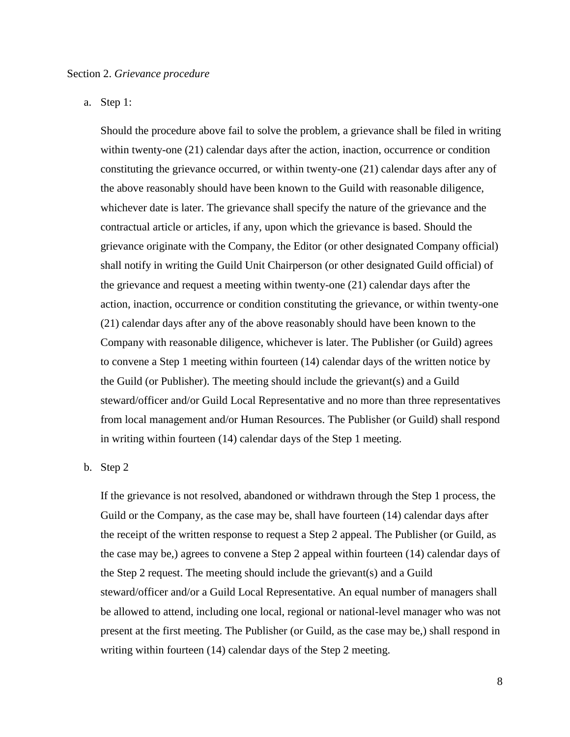Section 2. *Grievance procedure*

a. Step 1:

   Should the procedure above fail to solve the problem, a grievance shall be filed in writing within twenty-one (21) calendar days after the action, inaction, occurrence or condition constituting the grievance occurred, or within twenty-one (21) calendar days after any of the above reasonably should have been known to the Guild with reasonable diligence, whichever date is later. The grievance shall specify the nature of the grievance and the contractual article or articles, if any, upon which the grievance is based. Should the grievance originate with the Company, the Editor (or other designated Company official) shall notify in writing the Guild Unit Chairperson (or other designated Guild official) of the grievance and request a meeting within twenty-one (21) calendar days after the action, inaction, occurrence or condition constituting the grievance, or within twenty-one (21) calendar days after any of the above reasonably should have been known to the Company with reasonable diligence, whichever is later. The Publisher (or Guild) agrees to convene a Step 1 meeting within fourteen (14) calendar days of the written notice by the Guild (or Publisher). The meeting should include the grievant(s) and a Guild steward/officer and/or Guild Local Representative and no more than three representatives from local management and/or Human Resources. The Publisher (or Guild) shall respond in writing within fourteen (14) calendar days of the Step 1 meeting.

b. Step 2

   If the grievance is not resolved, abandoned or withdrawn through the Step 1 process, the Guild or the Company, as the case may be, shall have fourteen (14) calendar days after the receipt of the written response to request a Step 2 appeal. The Publisher (or Guild, as the case may be,) agrees to convene a Step 2 appeal within fourteen (14) calendar days of the Step 2 request. The meeting should include the grievant(s) and a Guild steward/officer and/or a Guild Local Representative. An equal number of managers shall be allowed to attend, including one local, regional or national-level manager who was not present at the first meeting. The Publisher (or Guild, as the case may be,) shall respond in writing within fourteen (14) calendar days of the Step 2 meeting.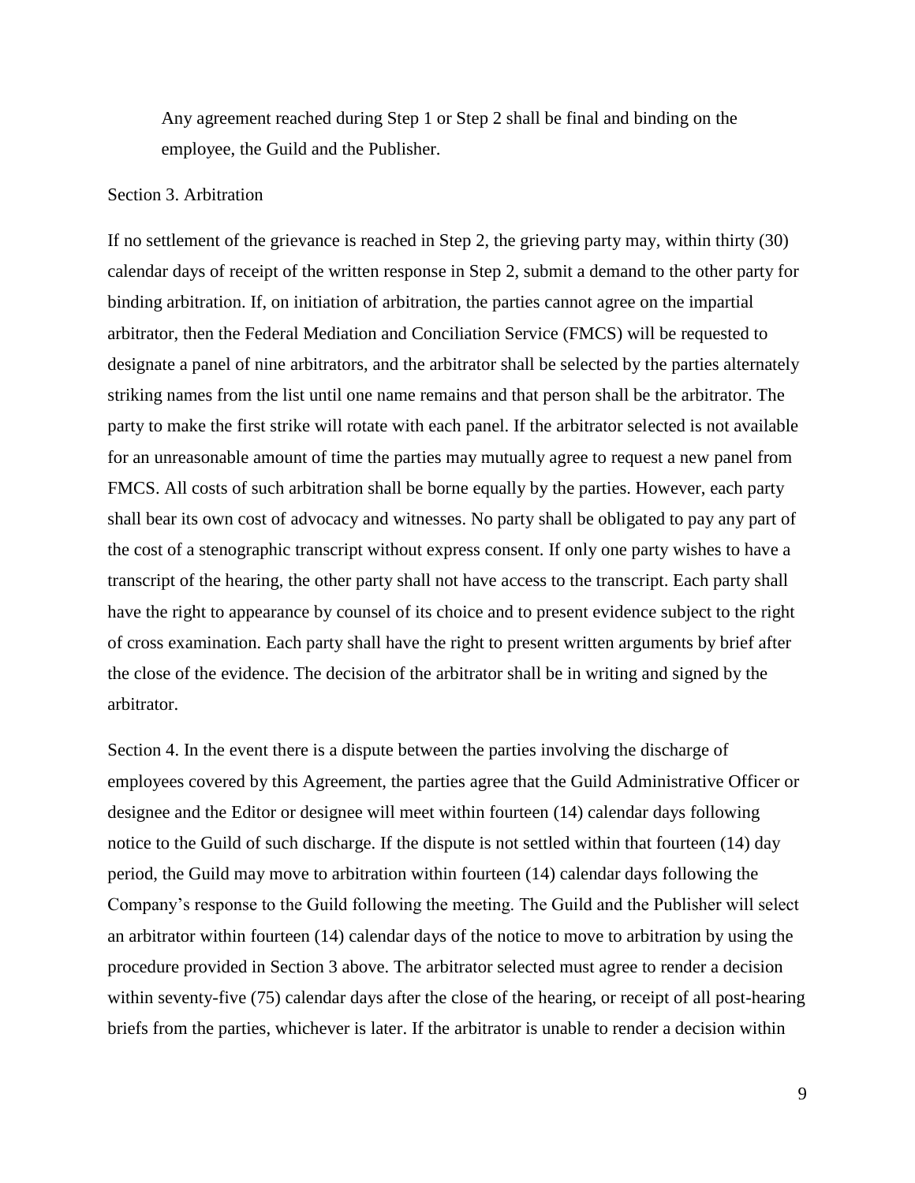Any agreement reached during Step 1 or Step 2 shall be final and binding on the employee, the Guild and the Publisher.

Section 3. Arbitration

If no settlement of the grievance is reached in Step 2, the grieving party may, within thirty (30) calendar days of receipt of the written response in Step 2, submit a demand to the other party for binding arbitration. If, on initiation of arbitration, the parties cannot agree on the impartial arbitrator, then the Federal Mediation and Conciliation Service (FMCS) will be requested to designate a panel of nine arbitrators, and the arbitrator shall be selected by the parties alternately striking names from the list until one name remains and that person shall be the arbitrator. The party to make the first strike will rotate with each panel. If the arbitrator selected is not available for an unreasonable amount of time the parties may mutually agree to request a new panel from FMCS. All costs of such arbitration shall be borne equally by the parties. However, each party shall bear its own cost of advocacy and witnesses. No party shall be obligated to pay any part of the cost of a stenographic transcript without express consent. If only one party wishes to have a transcript of the hearing, the other party shall not have access to the transcript. Each party shall have the right to appearance by counsel of its choice and to present evidence subject to the right of cross examination. Each party shall have the right to present written arguments by brief after the close of the evidence. The decision of the arbitrator shall be in writing and signed by the arbitrator.

Section 4. In the event there is a dispute between the parties involving the discharge of employees covered by this Agreement, the parties agree that the Guild Administrative Officer or designee and the Editor or designee will meet within fourteen (14) calendar days following notice to the Guild of such discharge. If the dispute is not settled within that fourteen (14) day period, the Guild may move to arbitration within fourteen (14) calendar days following the Company's response to the Guild following the meeting. The Guild and the Publisher will select an arbitrator within fourteen (14) calendar days of the notice to move to arbitration by using the procedure provided in Section 3 above. The arbitrator selected must agree to render a decision within seventy-five (75) calendar days after the close of the hearing, or receipt of all post-hearing briefs from the parties, whichever is later. If the arbitrator is unable to render a decision within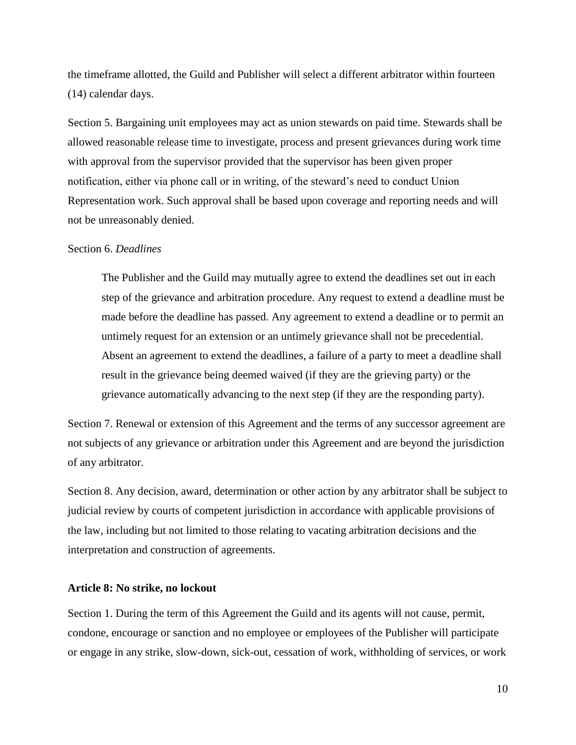the timeframe allotted, the Guild and Publisher will select a different arbitrator within fourteen (14) calendar days.

Section 5. Bargaining unit employees may act as union stewards on paid time. Stewards shall be allowed reasonable release time to investigate, process and present grievances during work time with approval from the supervisor provided that the supervisor has been given proper notification, either via phone call or in writing, of the steward's need to conduct Union Representation work. Such approval shall be based upon coverage and reporting needs and will not be unreasonably denied.

Section 6. *Deadlines*

> The Publisher and the Guild may mutually agree to extend the deadlines set out in each step of the grievance and arbitration procedure. Any request to extend a deadline must be made before the deadline has passed. Any agreement to extend a deadline or to permit an untimely request for an extension or an untimely grievance shall not be precedential. Absent an agreement to extend the deadlines, a failure of a party to meet a deadline shall result in the grievance being deemed waived (if they are the grieving party) or the grievance automatically advancing to the next step (if they are the responding party).

Section 7. Renewal or extension of this Agreement and the terms of any successor agreement are not subjects of any grievance or arbitration under this Agreement and are beyond the jurisdiction of any arbitrator.

Section 8. Any decision, award, determination or other action by any arbitrator shall be subject to judicial review by courts of competent jurisdiction in accordance with applicable provisions of the law, including but not limited to those relating to vacating arbitration decisions and the interpretation and construction of agreements.

**Article 8: No strike, no lockout**

Section 1. During the term of this Agreement the Guild and its agents will not cause, permit, condone, encourage or sanction and no employee or employees of the Publisher will participate or engage in any strike, slow-down, sick-out, cessation of work, withholding of services, or work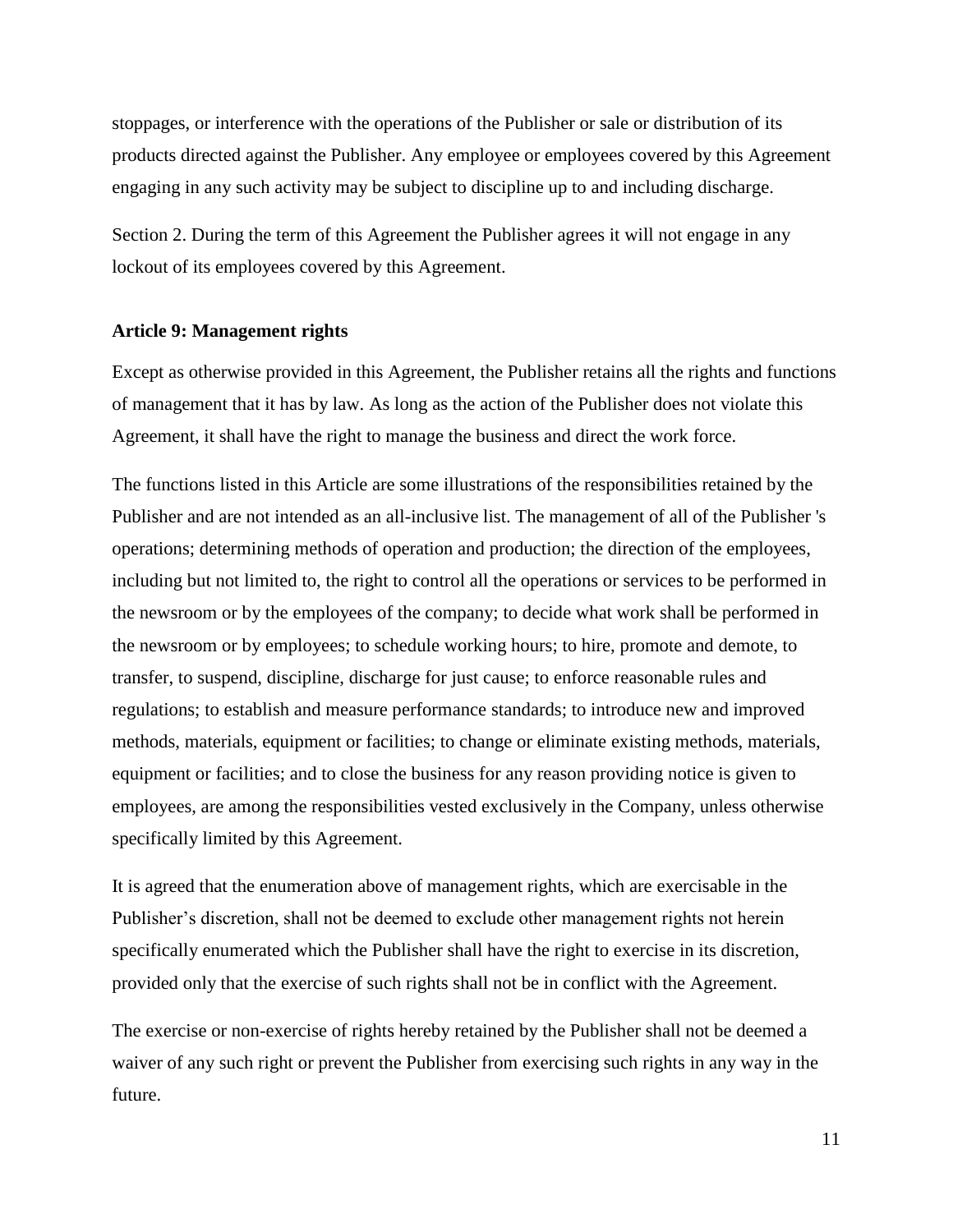stoppages, or interference with the operations of the Publisher or sale or distribution of its products directed against the Publisher. Any employee or employees covered by this Agreement engaging in any such activity may be subject to discipline up to and including discharge.

Section 2. During the term of this Agreement the Publisher agrees it will not engage in any lockout of its employees covered by this Agreement.

**Article 9: Management rights**

Except as otherwise provided in this Agreement, the Publisher retains all the rights and functions of management that it has by law. As long as the action of the Publisher does not violate this Agreement, it shall have the right to manage the business and direct the work force.

The functions listed in this Article are some illustrations of the responsibilities retained by the Publisher and are not intended as an all-inclusive list. The management of all of the Publisher 's operations; determining methods of operation and production; the direction of the employees, including but not limited to, the right to control all the operations or services to be performed in the newsroom or by the employees of the company; to decide what work shall be performed in the newsroom or by employees; to schedule working hours; to hire, promote and demote, to transfer, to suspend, discipline, discharge for just cause; to enforce reasonable rules and regulations; to establish and measure performance standards; to introduce new and improved methods, materials, equipment or facilities; to change or eliminate existing methods, materials, equipment or facilities; and to close the business for any reason providing notice is given to employees, are among the responsibilities vested exclusively in the Company, unless otherwise specifically limited by this Agreement.

It is agreed that the enumeration above of management rights, which are exercisable in the Publisher's discretion, shall not be deemed to exclude other management rights not herein specifically enumerated which the Publisher shall have the right to exercise in its discretion, provided only that the exercise of such rights shall not be in conflict with the Agreement.

The exercise or non-exercise of rights hereby retained by the Publisher shall not be deemed a waiver of any such right or prevent the Publisher from exercising such rights in any way in the future.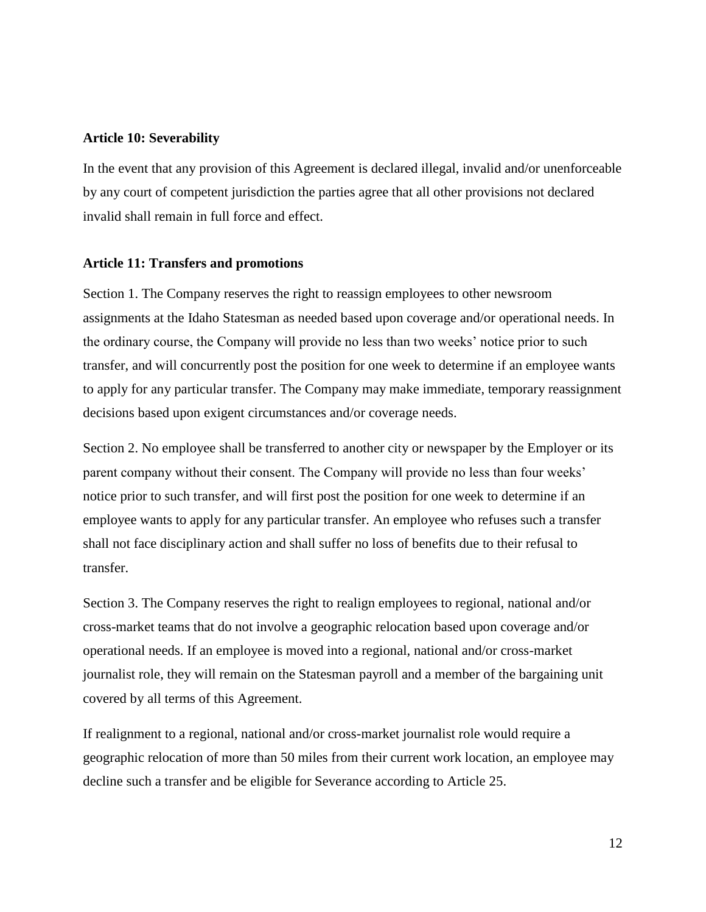**Article 10: Severability**

In the event that any provision of this Agreement is declared illegal, invalid and/or unenforceable by any court of competent jurisdiction the parties agree that all other provisions not declared invalid shall remain in full force and effect.

**Article 11: Transfers and promotions**

Section 1. The Company reserves the right to reassign employees to other newsroom assignments at the Idaho Statesman as needed based upon coverage and/or operational needs. In the ordinary course, the Company will provide no less than two weeks' notice prior to such transfer, and will concurrently post the position for one week to determine if an employee wants to apply for any particular transfer. The Company may make immediate, temporary reassignment decisions based upon exigent circumstances and/or coverage needs.

Section 2. No employee shall be transferred to another city or newspaper by the Employer or its parent company without their consent. The Company will provide no less than four weeks' notice prior to such transfer, and will first post the position for one week to determine if an employee wants to apply for any particular transfer. An employee who refuses such a transfer shall not face disciplinary action and shall suffer no loss of benefits due to their refusal to transfer.

Section 3. The Company reserves the right to realign employees to regional, national and/or cross-market teams that do not involve a geographic relocation based upon coverage and/or operational needs. If an employee is moved into a regional, national and/or cross-market journalist role, they will remain on the Statesman payroll and a member of the bargaining unit covered by all terms of this Agreement.

If realignment to a regional, national and/or cross-market journalist role would require a geographic relocation of more than 50 miles from their current work location, an employee may decline such a transfer and be eligible for Severance according to Article 25.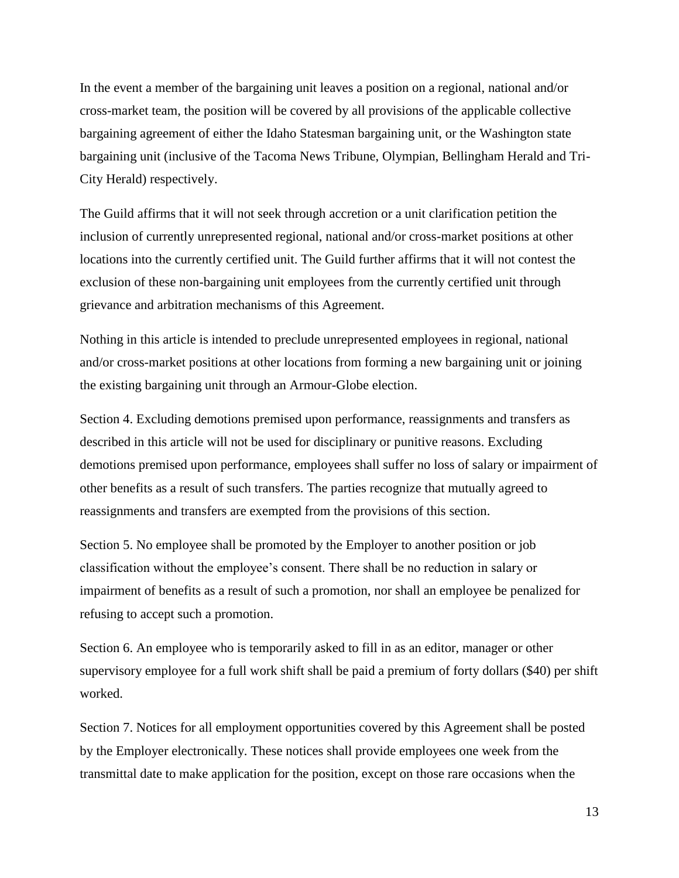In the event a member of the bargaining unit leaves a position on a regional, national and/or cross-market team, the position will be covered by all provisions of the applicable collective bargaining agreement of either the Idaho Statesman bargaining unit, or the Washington state bargaining unit (inclusive of the Tacoma News Tribune, Olympian, Bellingham Herald and Tri-City Herald) respectively.

The Guild affirms that it will not seek through accretion or a unit clarification petition the inclusion of currently unrepresented regional, national and/or cross-market positions at other locations into the currently certified unit. The Guild further affirms that it will not contest the exclusion of these non-bargaining unit employees from the currently certified unit through grievance and arbitration mechanisms of this Agreement.

Nothing in this article is intended to preclude unrepresented employees in regional, national and/or cross-market positions at other locations from forming a new bargaining unit or joining the existing bargaining unit through an Armour-Globe election.

Section 4. Excluding demotions premised upon performance, reassignments and transfers as described in this article will not be used for disciplinary or punitive reasons. Excluding demotions premised upon performance, employees shall suffer no loss of salary or impairment of other benefits as a result of such transfers. The parties recognize that mutually agreed to reassignments and transfers are exempted from the provisions of this section.

Section 5. No employee shall be promoted by the Employer to another position or job classification without the employee's consent. There shall be no reduction in salary or impairment of benefits as a result of such a promotion, nor shall an employee be penalized for refusing to accept such a promotion.

Section 6. An employee who is temporarily asked to fill in as an editor, manager or other supervisory employee for a full work shift shall be paid a premium of forty dollars ($40) per shift worked.

Section 7. Notices for all employment opportunities covered by this Agreement shall be posted by the Employer electronically. These notices shall provide employees one week from the transmittal date to make application for the position, except on those rare occasions when the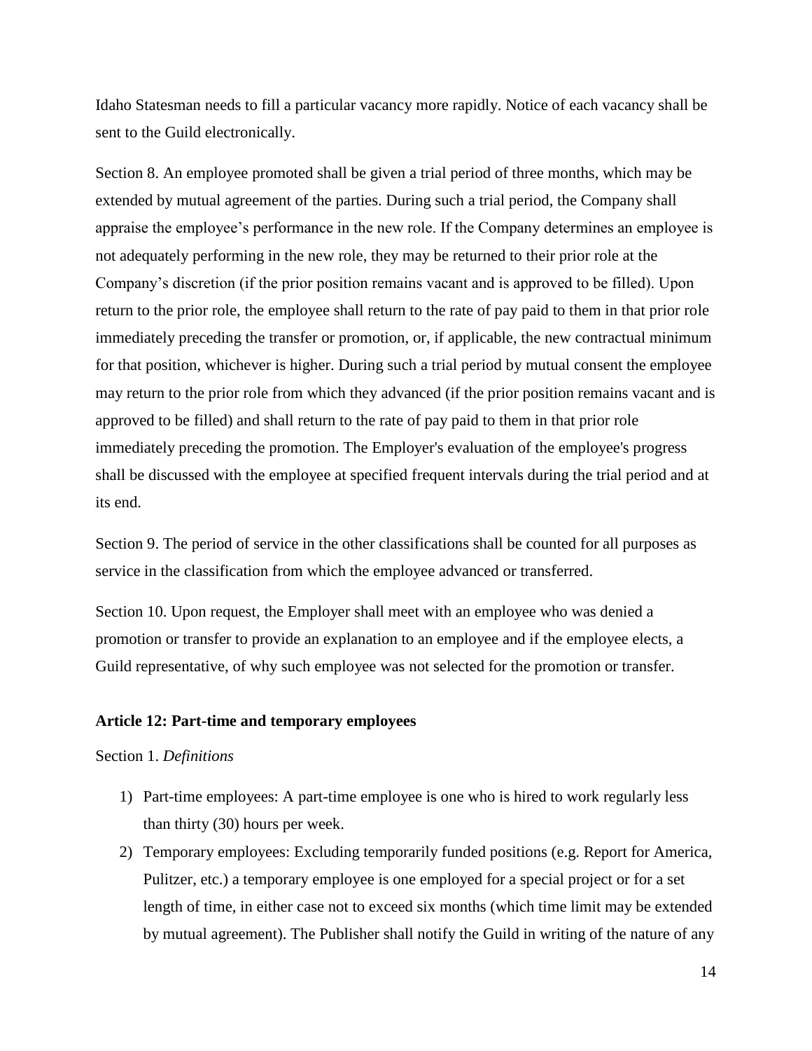Idaho Statesman needs to fill a particular vacancy more rapidly. Notice of each vacancy shall be sent to the Guild electronically.

Section 8. An employee promoted shall be given a trial period of three months, which may be extended by mutual agreement of the parties. During such a trial period, the Company shall appraise the employee's performance in the new role. If the Company determines an employee is not adequately performing in the new role, they may be returned to their prior role at the Company's discretion (if the prior position remains vacant and is approved to be filled). Upon return to the prior role, the employee shall return to the rate of pay paid to them in that prior role immediately preceding the transfer or promotion, or, if applicable, the new contractual minimum for that position, whichever is higher. During such a trial period by mutual consent the employee may return to the prior role from which they advanced (if the prior position remains vacant and is approved to be filled) and shall return to the rate of pay paid to them in that prior role immediately preceding the promotion. The Employer's evaluation of the employee's progress shall be discussed with the employee at specified frequent intervals during the trial period and at its end.

Section 9. The period of service in the other classifications shall be counted for all purposes as service in the classification from which the employee advanced or transferred.

Section 10. Upon request, the Employer shall meet with an employee who was denied a promotion or transfer to provide an explanation to an employee and if the employee elects, a Guild representative, of why such employee was not selected for the promotion or transfer.

### Article 12: Part-time and temporary employees

Section 1. *Definitions*

1) Part-time employees: A part-time employee is one who is hired to work regularly less than thirty (30) hours per week.
2) Temporary employees: Excluding temporarily funded positions (e.g. Report for America, Pulitzer, etc.) a temporary employee is one employed for a special project or for a set length of time, in either case not to exceed six months (which time limit may be extended by mutual agreement). The Publisher shall notify the Guild in writing of the nature of any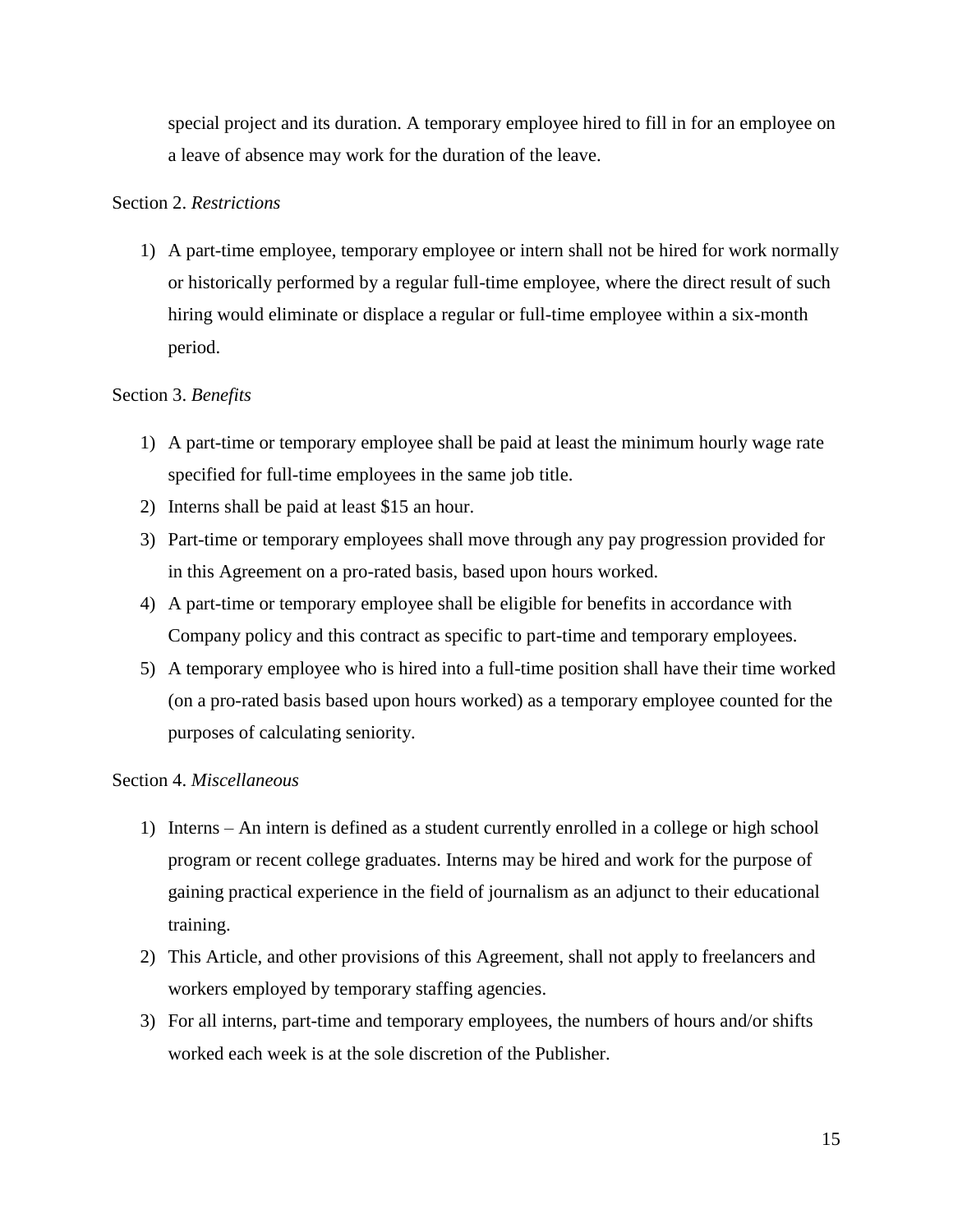special project and its duration. A temporary employee hired to fill in for an employee on a leave of absence may work for the duration of the leave.

Section 2. *Restrictions*

1) A part-time employee, temporary employee or intern shall not be hired for work normally or historically performed by a regular full-time employee, where the direct result of such hiring would eliminate or displace a regular or full-time employee within a six-month period.

Section 3. *Benefits*

1) A part-time or temporary employee shall be paid at least the minimum hourly wage rate specified for full-time employees in the same job title.
2) Interns shall be paid at least $15 an hour.
3) Part-time or temporary employees shall move through any pay progression provided for in this Agreement on a pro-rated basis, based upon hours worked.
4) A part-time or temporary employee shall be eligible for benefits in accordance with Company policy and this contract as specific to part-time and temporary employees.
5) A temporary employee who is hired into a full-time position shall have their time worked (on a pro-rated basis based upon hours worked) as a temporary employee counted for the purposes of calculating seniority.

Section 4. *Miscellaneous*

1) Interns – An intern is defined as a student currently enrolled in a college or high school program or recent college graduates. Interns may be hired and work for the purpose of gaining practical experience in the field of journalism as an adjunct to their educational training.
2) This Article, and other provisions of this Agreement, shall not apply to freelancers and workers employed by temporary staffing agencies.
3) For all interns, part-time and temporary employees, the numbers of hours and/or shifts worked each week is at the sole discretion of the Publisher.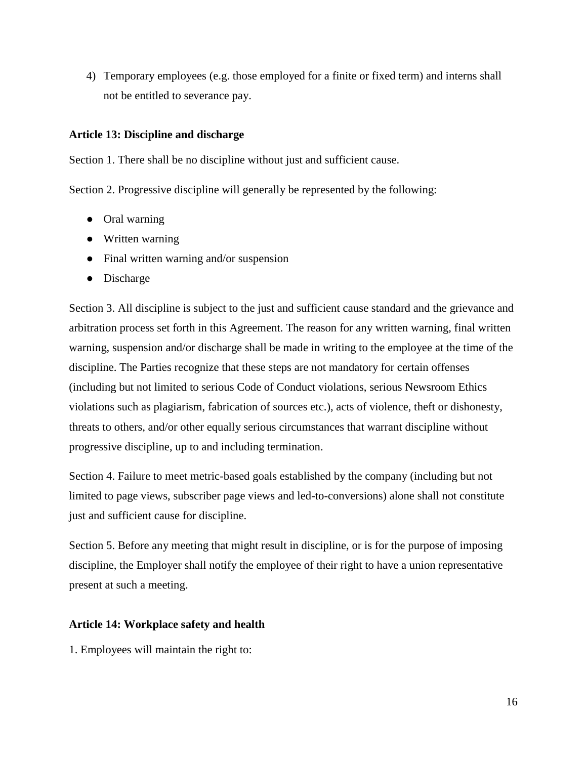4) Temporary employees (e.g. those employed for a finite or fixed term) and interns shall not be entitled to severance pay.

### Article 13: Discipline and discharge

Section 1. There shall be no discipline without just and sufficient cause.

Section 2. Progressive discipline will generally be represented by the following:

- Oral warning
- Written warning
- Final written warning and/or suspension
- Discharge

Section 3. All discipline is subject to the just and sufficient cause standard and the grievance and arbitration process set forth in this Agreement. The reason for any written warning, final written warning, suspension and/or discharge shall be made in writing to the employee at the time of the discipline. The Parties recognize that these steps are not mandatory for certain offenses (including but not limited to serious Code of Conduct violations, serious Newsroom Ethics violations such as plagiarism, fabrication of sources etc.), acts of violence, theft or dishonesty, threats to others, and/or other equally serious circumstances that warrant discipline without progressive discipline, up to and including termination.

Section 4. Failure to meet metric-based goals established by the company (including but not limited to page views, subscriber page views and led-to-conversions) alone shall not constitute just and sufficient cause for discipline.

Section 5. Before any meeting that might result in discipline, or is for the purpose of imposing discipline, the Employer shall notify the employee of their right to have a union representative present at such a meeting.

### Article 14: Workplace safety and health

1. Employees will maintain the right to: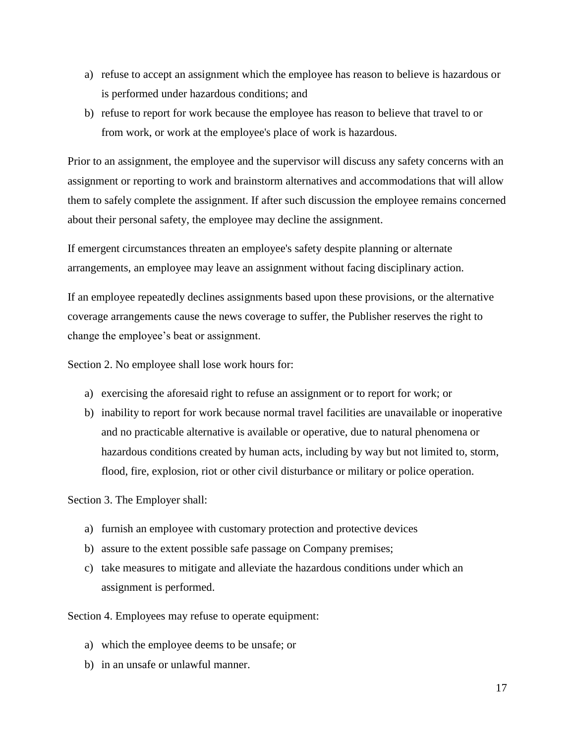a) refuse to accept an assignment which the employee has reason to believe is hazardous or is performed under hazardous conditions; and
b) refuse to report for work because the employee has reason to believe that travel to or from work, or work at the employee's place of work is hazardous.

Prior to an assignment, the employee and the supervisor will discuss any safety concerns with an assignment or reporting to work and brainstorm alternatives and accommodations that will allow them to safely complete the assignment. If after such discussion the employee remains concerned about their personal safety, the employee may decline the assignment.

If emergent circumstances threaten an employee's safety despite planning or alternate arrangements, an employee may leave an assignment without facing disciplinary action.

If an employee repeatedly declines assignments based upon these provisions, or the alternative coverage arrangements cause the news coverage to suffer, the Publisher reserves the right to change the employee's beat or assignment.

Section 2. No employee shall lose work hours for:

a) exercising the aforesaid right to refuse an assignment or to report for work; or
b) inability to report for work because normal travel facilities are unavailable or inoperative and no practicable alternative is available or operative, due to natural phenomena or hazardous conditions created by human acts, including by way but not limited to, storm, flood, fire, explosion, riot or other civil disturbance or military or police operation.

Section 3. The Employer shall:

a) furnish an employee with customary protection and protective devices
b) assure to the extent possible safe passage on Company premises;
c) take measures to mitigate and alleviate the hazardous conditions under which an assignment is performed.

Section 4. Employees may refuse to operate equipment:

a) which the employee deems to be unsafe; or
b) in an unsafe or unlawful manner.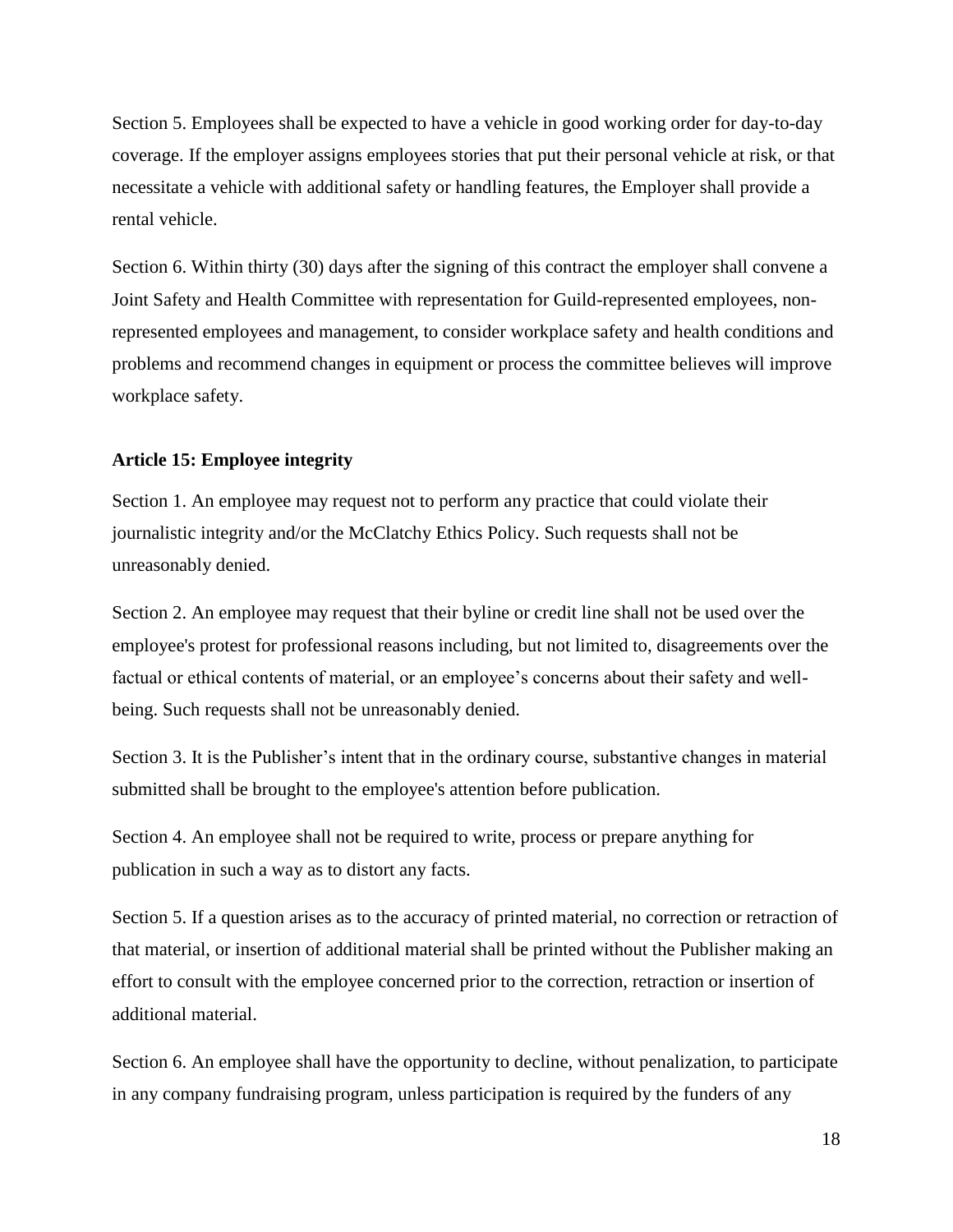Section 5. Employees shall be expected to have a vehicle in good working order for day-to-day coverage. If the employer assigns employees stories that put their personal vehicle at risk, or that necessitate a vehicle with additional safety or handling features, the Employer shall provide a rental vehicle.

Section 6. Within thirty (30) days after the signing of this contract the employer shall convene a Joint Safety and Health Committee with representation for Guild-represented employees, non-represented employees and management, to consider workplace safety and health conditions and problems and recommend changes in equipment or process the committee believes will improve workplace safety.

**Article 15: Employee integrity**

Section 1. An employee may request not to perform any practice that could violate their journalistic integrity and/or the McClatchy Ethics Policy. Such requests shall not be unreasonably denied.

Section 2. An employee may request that their byline or credit line shall not be used over the employee's protest for professional reasons including, but not limited to, disagreements over the factual or ethical contents of material, or an employee’s concerns about their safety and well-being. Such requests shall not be unreasonably denied.

Section 3. It is the Publisher’s intent that in the ordinary course, substantive changes in material submitted shall be brought to the employee's attention before publication.

Section 4. An employee shall not be required to write, process or prepare anything for publication in such a way as to distort any facts.

Section 5. If a question arises as to the accuracy of printed material, no correction or retraction of that material, or insertion of additional material shall be printed without the Publisher making an effort to consult with the employee concerned prior to the correction, retraction or insertion of additional material.

Section 6. An employee shall have the opportunity to decline, without penalization, to participate in any company fundraising program, unless participation is required by the funders of any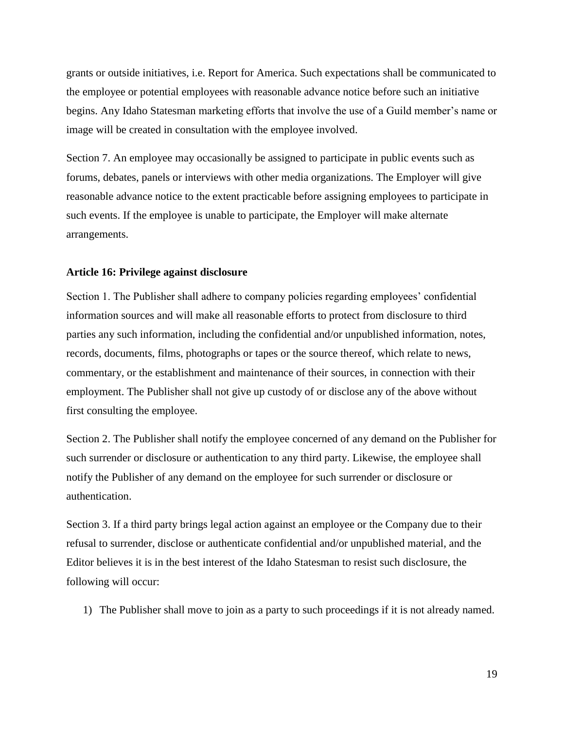grants or outside initiatives, i.e. Report for America. Such expectations shall be communicated to the employee or potential employees with reasonable advance notice before such an initiative begins. Any Idaho Statesman marketing efforts that involve the use of a Guild member's name or image will be created in consultation with the employee involved.

Section 7. An employee may occasionally be assigned to participate in public events such as forums, debates, panels or interviews with other media organizations. The Employer will give reasonable advance notice to the extent practicable before assigning employees to participate in such events. If the employee is unable to participate, the Employer will make alternate arrangements.

**Article 16: Privilege against disclosure**

Section 1. The Publisher shall adhere to company policies regarding employees' confidential information sources and will make all reasonable efforts to protect from disclosure to third parties any such information, including the confidential and/or unpublished information, notes, records, documents, films, photographs or tapes or the source thereof, which relate to news, commentary, or the establishment and maintenance of their sources, in connection with their employment. The Publisher shall not give up custody of or disclose any of the above without first consulting the employee.

Section 2. The Publisher shall notify the employee concerned of any demand on the Publisher for such surrender or disclosure or authentication to any third party. Likewise, the employee shall notify the Publisher of any demand on the employee for such surrender or disclosure or authentication.

Section 3. If a third party brings legal action against an employee or the Company due to their refusal to surrender, disclose or authenticate confidential and/or unpublished material, and the Editor believes it is in the best interest of the Idaho Statesman to resist such disclosure, the following will occur:

1) The Publisher shall move to join as a party to such proceedings if it is not already named.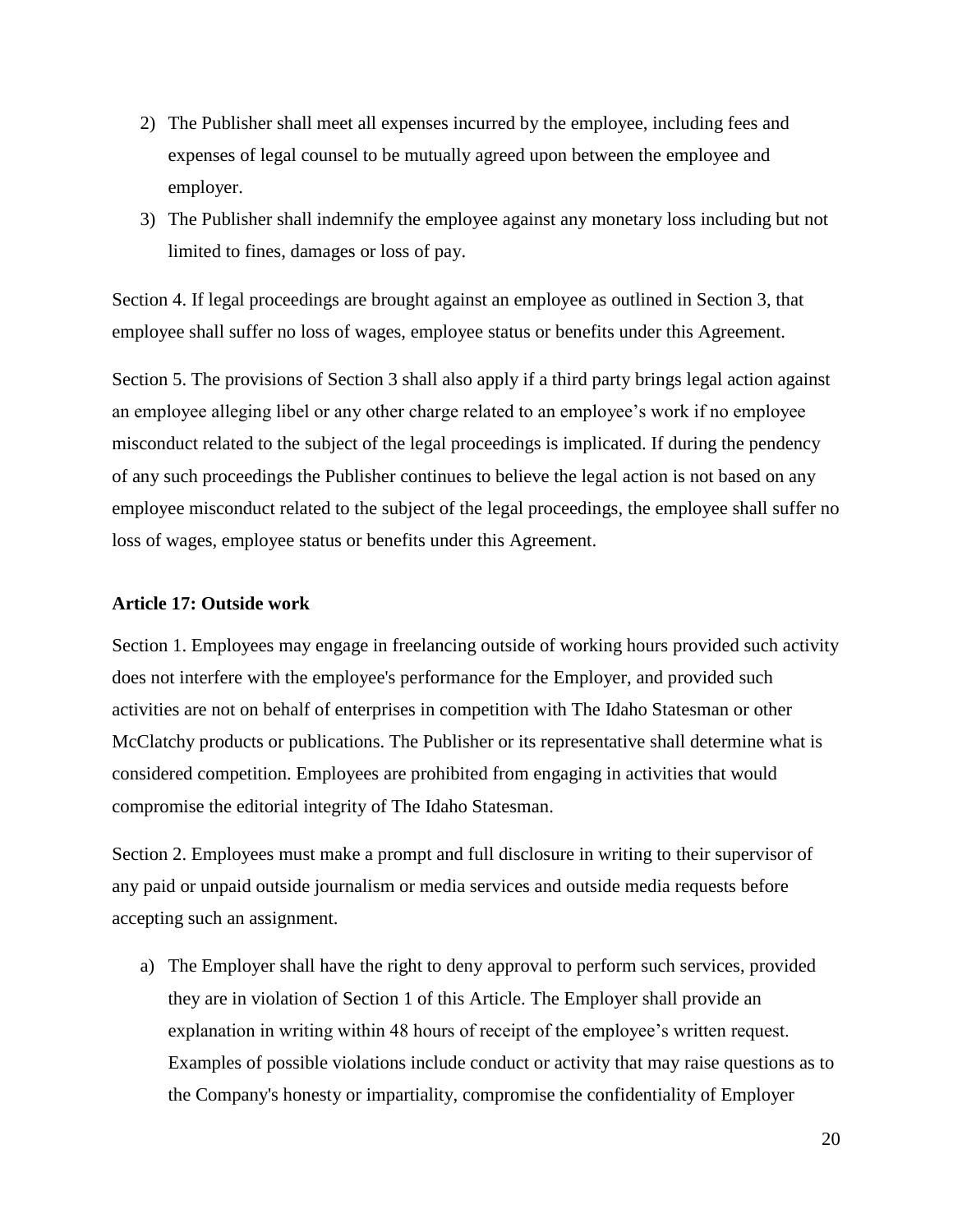2) The Publisher shall meet all expenses incurred by the employee, including fees and expenses of legal counsel to be mutually agreed upon between the employee and employer.
3) The Publisher shall indemnify the employee against any monetary loss including but not limited to fines, damages or loss of pay.

Section 4. If legal proceedings are brought against an employee as outlined in Section 3, that employee shall suffer no loss of wages, employee status or benefits under this Agreement.

Section 5. The provisions of Section 3 shall also apply if a third party brings legal action against an employee alleging libel or any other charge related to an employee's work if no employee misconduct related to the subject of the legal proceedings is implicated. If during the pendency of any such proceedings the Publisher continues to believe the legal action is not based on any employee misconduct related to the subject of the legal proceedings, the employee shall suffer no loss of wages, employee status or benefits under this Agreement.

**Article 17: Outside work**

Section 1. Employees may engage in freelancing outside of working hours provided such activity does not interfere with the employee's performance for the Employer, and provided such activities are not on behalf of enterprises in competition with The Idaho Statesman or other McClatchy products or publications. The Publisher or its representative shall determine what is considered competition. Employees are prohibited from engaging in activities that would compromise the editorial integrity of The Idaho Statesman.

Section 2. Employees must make a prompt and full disclosure in writing to their supervisor of any paid or unpaid outside journalism or media services and outside media requests before accepting such an assignment.

a) The Employer shall have the right to deny approval to perform such services, provided they are in violation of Section 1 of this Article. The Employer shall provide an explanation in writing within 48 hours of receipt of the employee's written request. Examples of possible violations include conduct or activity that may raise questions as to the Company's honesty or impartiality, compromise the confidentiality of Employer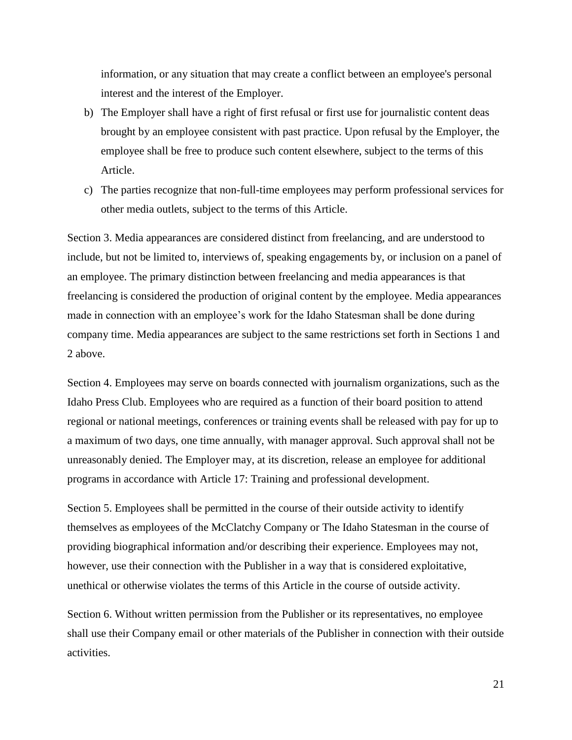information, or any situation that may create a conflict between an employee's personal interest and the interest of the Employer.

b) The Employer shall have a right of first refusal or first use for journalistic content deas brought by an employee consistent with past practice. Upon refusal by the Employer, the employee shall be free to produce such content elsewhere, subject to the terms of this Article.

c) The parties recognize that non-full-time employees may perform professional services for other media outlets, subject to the terms of this Article.

Section 3. Media appearances are considered distinct from freelancing, and are understood to include, but not be limited to, interviews of, speaking engagements by, or inclusion on a panel of an employee. The primary distinction between freelancing and media appearances is that freelancing is considered the production of original content by the employee. Media appearances made in connection with an employee's work for the Idaho Statesman shall be done during company time. Media appearances are subject to the same restrictions set forth in Sections 1 and 2 above.

Section 4. Employees may serve on boards connected with journalism organizations, such as the Idaho Press Club. Employees who are required as a function of their board position to attend regional or national meetings, conferences or training events shall be released with pay for up to a maximum of two days, one time annually, with manager approval. Such approval shall not be unreasonably denied. The Employer may, at its discretion, release an employee for additional programs in accordance with Article 17: Training and professional development.

Section 5. Employees shall be permitted in the course of their outside activity to identify themselves as employees of the McClatchy Company or The Idaho Statesman in the course of providing biographical information and/or describing their experience. Employees may not, however, use their connection with the Publisher in a way that is considered exploitative, unethical or otherwise violates the terms of this Article in the course of outside activity.

Section 6. Without written permission from the Publisher or its representatives, no employee shall use their Company email or other materials of the Publisher in connection with their outside activities.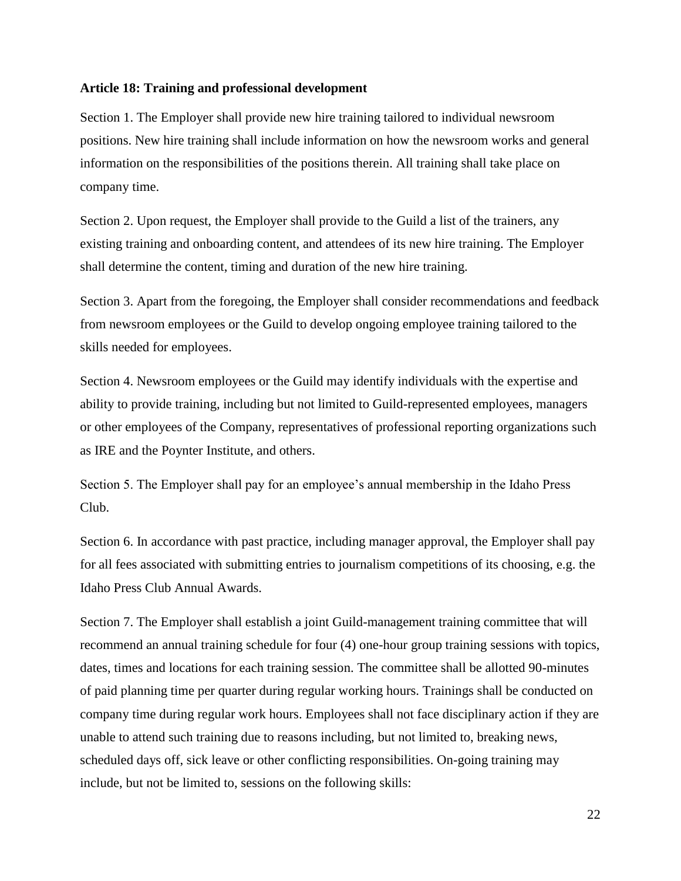**Article 18: Training and professional development**

Section 1. The Employer shall provide new hire training tailored to individual newsroom positions. New hire training shall include information on how the newsroom works and general information on the responsibilities of the positions therein. All training shall take place on company time.

Section 2. Upon request, the Employer shall provide to the Guild a list of the trainers, any existing training and onboarding content, and attendees of its new hire training. The Employer shall determine the content, timing and duration of the new hire training.

Section 3. Apart from the foregoing, the Employer shall consider recommendations and feedback from newsroom employees or the Guild to develop ongoing employee training tailored to the skills needed for employees.

Section 4. Newsroom employees or the Guild may identify individuals with the expertise and ability to provide training, including but not limited to Guild-represented employees, managers or other employees of the Company, representatives of professional reporting organizations such as IRE and the Poynter Institute, and others.

Section 5. The Employer shall pay for an employee's annual membership in the Idaho Press Club.

Section 6. In accordance with past practice, including manager approval, the Employer shall pay for all fees associated with submitting entries to journalism competitions of its choosing, e.g. the Idaho Press Club Annual Awards.

Section 7. The Employer shall establish a joint Guild-management training committee that will recommend an annual training schedule for four (4) one-hour group training sessions with topics, dates, times and locations for each training session. The committee shall be allotted 90-minutes of paid planning time per quarter during regular working hours. Trainings shall be conducted on company time during regular work hours. Employees shall not face disciplinary action if they are unable to attend such training due to reasons including, but not limited to, breaking news, scheduled days off, sick leave or other conflicting responsibilities. On-going training may include, but not be limited to, sessions on the following skills: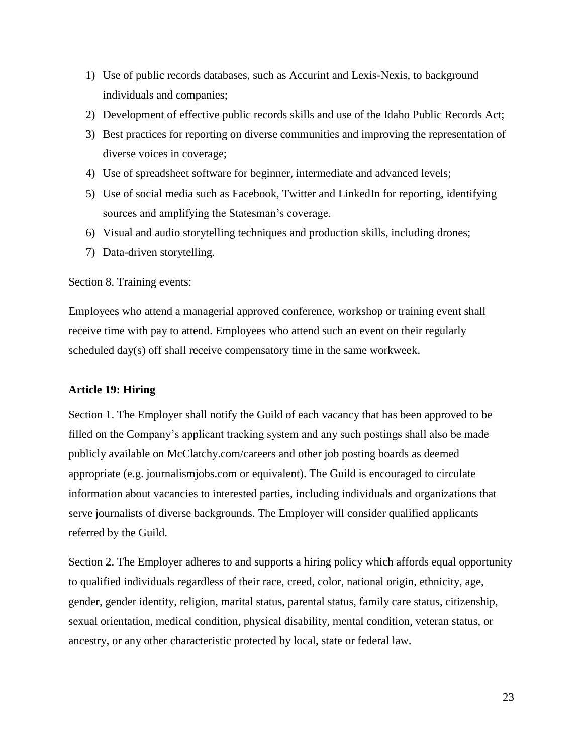1) Use of public records databases, such as Accurint and Lexis-Nexis, to background individuals and companies;
2) Development of effective public records skills and use of the Idaho Public Records Act;
3) Best practices for reporting on diverse communities and improving the representation of diverse voices in coverage;
4) Use of spreadsheet software for beginner, intermediate and advanced levels;
5) Use of social media such as Facebook, Twitter and LinkedIn for reporting, identifying sources and amplifying the Statesman's coverage.
6) Visual and audio storytelling techniques and production skills, including drones;
7) Data-driven storytelling.

Section 8. Training events:

Employees who attend a managerial approved conference, workshop or training event shall receive time with pay to attend. Employees who attend such an event on their regularly scheduled day(s) off shall receive compensatory time in the same workweek.

**Article 19: Hiring**

Section 1. The Employer shall notify the Guild of each vacancy that has been approved to be filled on the Company's applicant tracking system and any such postings shall also be made publicly available on McClatchy.com/careers and other job posting boards as deemed appropriate (e.g. journalismjobs.com or equivalent). The Guild is encouraged to circulate information about vacancies to interested parties, including individuals and organizations that serve journalists of diverse backgrounds. The Employer will consider qualified applicants referred by the Guild.

Section 2. The Employer adheres to and supports a hiring policy which affords equal opportunity to qualified individuals regardless of their race, creed, color, national origin, ethnicity, age, gender, gender identity, religion, marital status, parental status, family care status, citizenship, sexual orientation, medical condition, physical disability, mental condition, veteran status, or ancestry, or any other characteristic protected by local, state or federal law.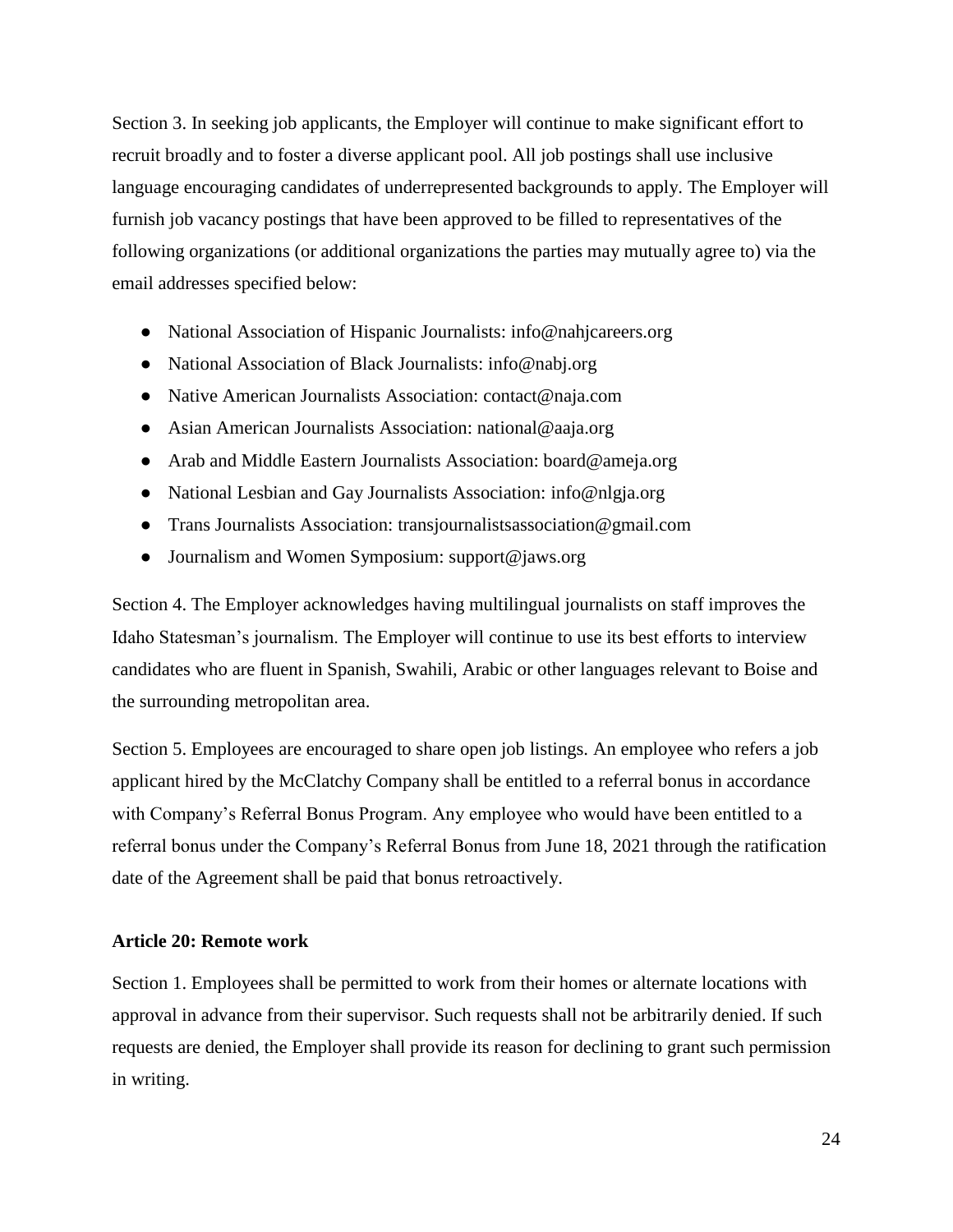Section 3. In seeking job applicants, the Employer will continue to make significant effort to recruit broadly and to foster a diverse applicant pool. All job postings shall use inclusive language encouraging candidates of underrepresented backgrounds to apply. The Employer will furnish job vacancy postings that have been approved to be filled to representatives of the following organizations (or additional organizations the parties may mutually agree to) via the email addresses specified below:

- National Association of Hispanic Journalists: info@nahjcareers.org
- National Association of Black Journalists: info@nabj.org
- Native American Journalists Association: contact@naja.com
- Asian American Journalists Association: national@aaja.org
- Arab and Middle Eastern Journalists Association: board@ameja.org
- National Lesbian and Gay Journalists Association: info@nlgja.org
- Trans Journalists Association: transjournalistsassociation@gmail.com
- Journalism and Women Symposium: support@jaws.org

Section 4. The Employer acknowledges having multilingual journalists on staff improves the Idaho Statesman's journalism. The Employer will continue to use its best efforts to interview candidates who are fluent in Spanish, Swahili, Arabic or other languages relevant to Boise and the surrounding metropolitan area.

Section 5. Employees are encouraged to share open job listings. An employee who refers a job applicant hired by the McClatchy Company shall be entitled to a referral bonus in accordance with Company's Referral Bonus Program. Any employee who would have been entitled to a referral bonus under the Company's Referral Bonus from June 18, 2021 through the ratification date of the Agreement shall be paid that bonus retroactively.

## Article 20: Remote work

Section 1. Employees shall be permitted to work from their homes or alternate locations with approval in advance from their supervisor. Such requests shall not be arbitrarily denied. If such requests are denied, the Employer shall provide its reason for declining to grant such permission in writing.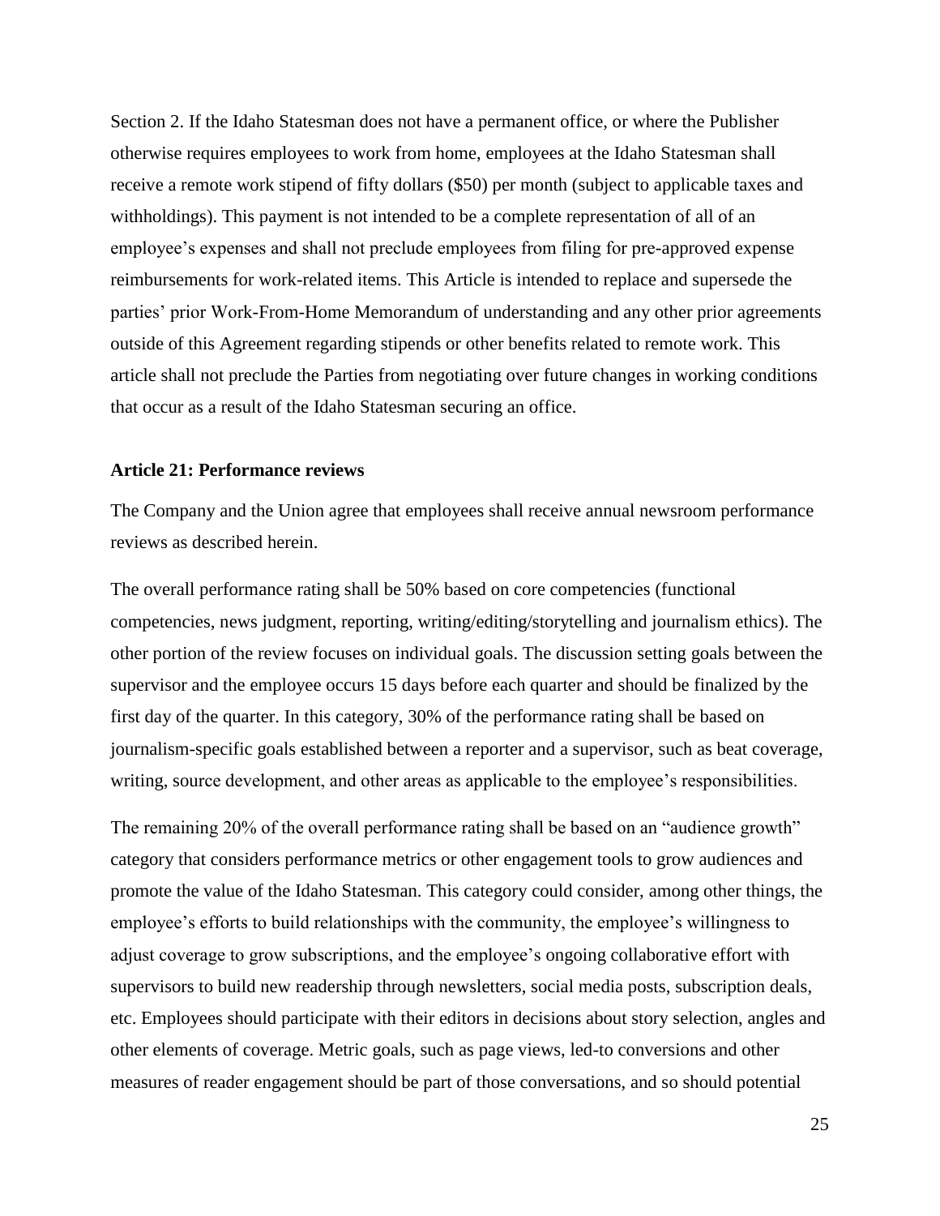Section 2. If the Idaho Statesman does not have a permanent office, or where the Publisher otherwise requires employees to work from home, employees at the Idaho Statesman shall receive a remote work stipend of fifty dollars ($50) per month (subject to applicable taxes and withholdings). This payment is not intended to be a complete representation of all of an employee's expenses and shall not preclude employees from filing for pre-approved expense reimbursements for work-related items. This Article is intended to replace and supersede the parties' prior Work-From-Home Memorandum of understanding and any other prior agreements outside of this Agreement regarding stipends or other benefits related to remote work. This article shall not preclude the Parties from negotiating over future changes in working conditions that occur as a result of the Idaho Statesman securing an office.

**Article 21: Performance reviews**

The Company and the Union agree that employees shall receive annual newsroom performance reviews as described herein.

The overall performance rating shall be 50% based on core competencies (functional competencies, news judgment, reporting, writing/editing/storytelling and journalism ethics). The other portion of the review focuses on individual goals. The discussion setting goals between the supervisor and the employee occurs 15 days before each quarter and should be finalized by the first day of the quarter. In this category, 30% of the performance rating shall be based on journalism-specific goals established between a reporter and a supervisor, such as beat coverage, writing, source development, and other areas as applicable to the employee's responsibilities.

The remaining 20% of the overall performance rating shall be based on an "audience growth" category that considers performance metrics or other engagement tools to grow audiences and promote the value of the Idaho Statesman. This category could consider, among other things, the employee's efforts to build relationships with the community, the employee's willingness to adjust coverage to grow subscriptions, and the employee's ongoing collaborative effort with supervisors to build new readership through newsletters, social media posts, subscription deals, etc. Employees should participate with their editors in decisions about story selection, angles and other elements of coverage. Metric goals, such as page views, led-to conversions and other measures of reader engagement should be part of those conversations, and so should potential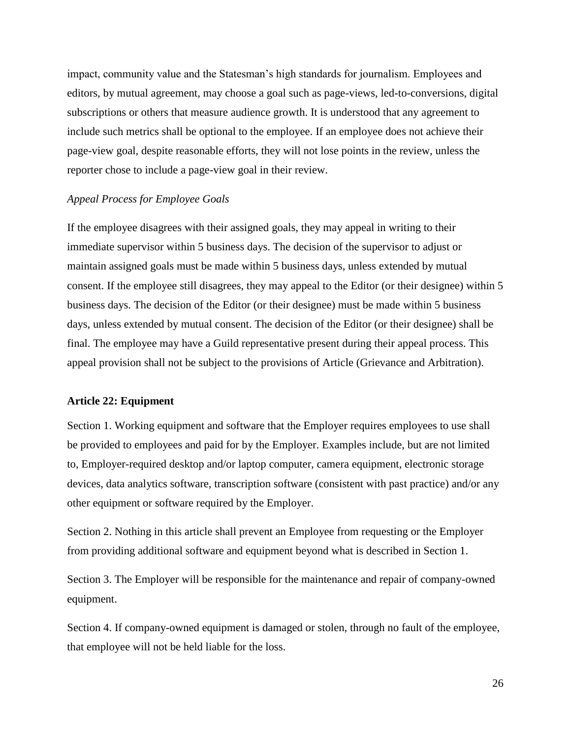impact, community value and the Statesman's high standards for journalism. Employees and editors, by mutual agreement, may choose a goal such as page-views, led-to-conversions, digital subscriptions or others that measure audience growth. It is understood that any agreement to include such metrics shall be optional to the employee. If an employee does not achieve their page-view goal, despite reasonable efforts, they will not lose points in the review, unless the reporter chose to include a page-view goal in their review.

*Appeal Process for Employee Goals*

If the employee disagrees with their assigned goals, they may appeal in writing to their immediate supervisor within 5 business days. The decision of the supervisor to adjust or maintain assigned goals must be made within 5 business days, unless extended by mutual consent. If the employee still disagrees, they may appeal to the Editor (or their designee) within 5 business days. The decision of the Editor (or their designee) must be made within 5 business days, unless extended by mutual consent. The decision of the Editor (or their designee) shall be final. The employee may have a Guild representative present during their appeal process. This appeal provision shall not be subject to the provisions of Article (Grievance and Arbitration).

## Article 22: Equipment

Section 1. Working equipment and software that the Employer requires employees to use shall be provided to employees and paid for by the Employer. Examples include, but are not limited to, Employer-required desktop and/or laptop computer, camera equipment, electronic storage devices, data analytics software, transcription software (consistent with past practice) and/or any other equipment or software required by the Employer.

Section 2. Nothing in this article shall prevent an Employee from requesting or the Employer from providing additional software and equipment beyond what is described in Section 1.

Section 3. The Employer will be responsible for the maintenance and repair of company-owned equipment.

Section 4. If company-owned equipment is damaged or stolen, through no fault of the employee, that employee will not be held liable for the loss.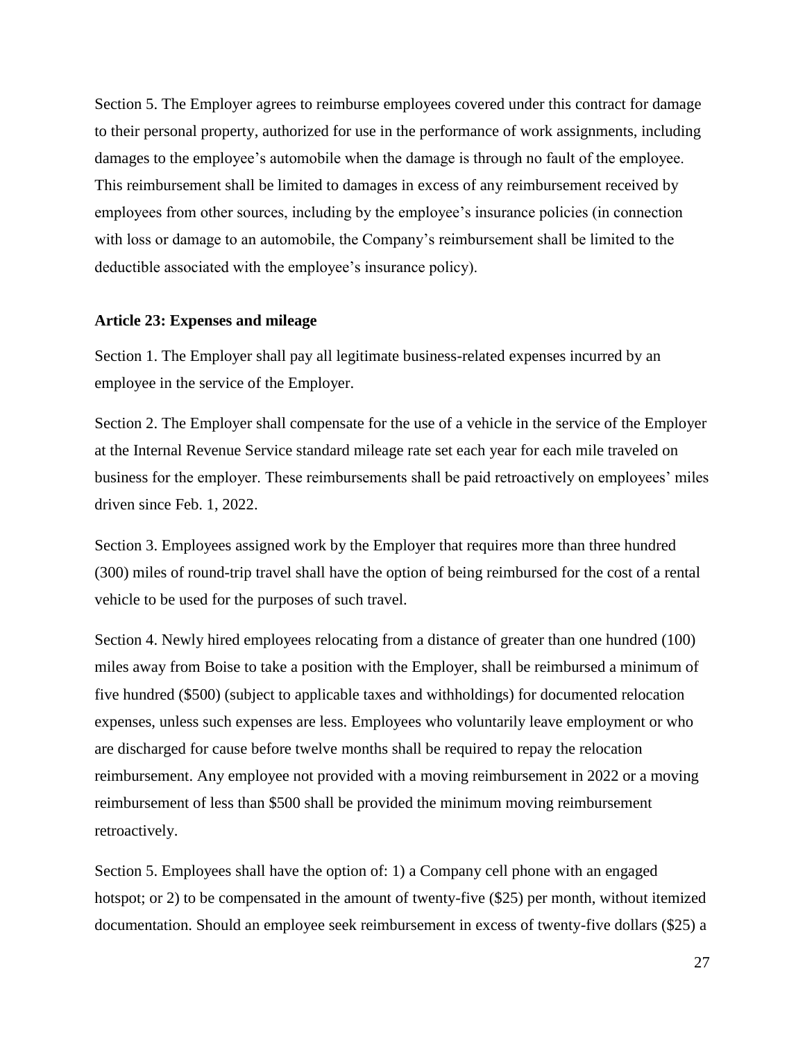Section 5. The Employer agrees to reimburse employees covered under this contract for damage to their personal property, authorized for use in the performance of work assignments, including damages to the employee's automobile when the damage is through no fault of the employee. This reimbursement shall be limited to damages in excess of any reimbursement received by employees from other sources, including by the employee's insurance policies (in connection with loss or damage to an automobile, the Company's reimbursement shall be limited to the deductible associated with the employee's insurance policy).

**Article 23: Expenses and mileage**

Section 1. The Employer shall pay all legitimate business-related expenses incurred by an employee in the service of the Employer.

Section 2. The Employer shall compensate for the use of a vehicle in the service of the Employer at the Internal Revenue Service standard mileage rate set each year for each mile traveled on business for the employer. These reimbursements shall be paid retroactively on employees' miles driven since Feb. 1, 2022.

Section 3. Employees assigned work by the Employer that requires more than three hundred (300) miles of round-trip travel shall have the option of being reimbursed for the cost of a rental vehicle to be used for the purposes of such travel.

Section 4. Newly hired employees relocating from a distance of greater than one hundred (100) miles away from Boise to take a position with the Employer, shall be reimbursed a minimum of five hundred ($500) (subject to applicable taxes and withholdings) for documented relocation expenses, unless such expenses are less. Employees who voluntarily leave employment or who are discharged for cause before twelve months shall be required to repay the relocation reimbursement. Any employee not provided with a moving reimbursement in 2022 or a moving reimbursement of less than $500 shall be provided the minimum moving reimbursement retroactively.

Section 5. Employees shall have the option of: 1) a Company cell phone with an engaged hotspot; or 2) to be compensated in the amount of twenty-five ($25) per month, without itemized documentation. Should an employee seek reimbursement in excess of twenty-five dollars ($25) a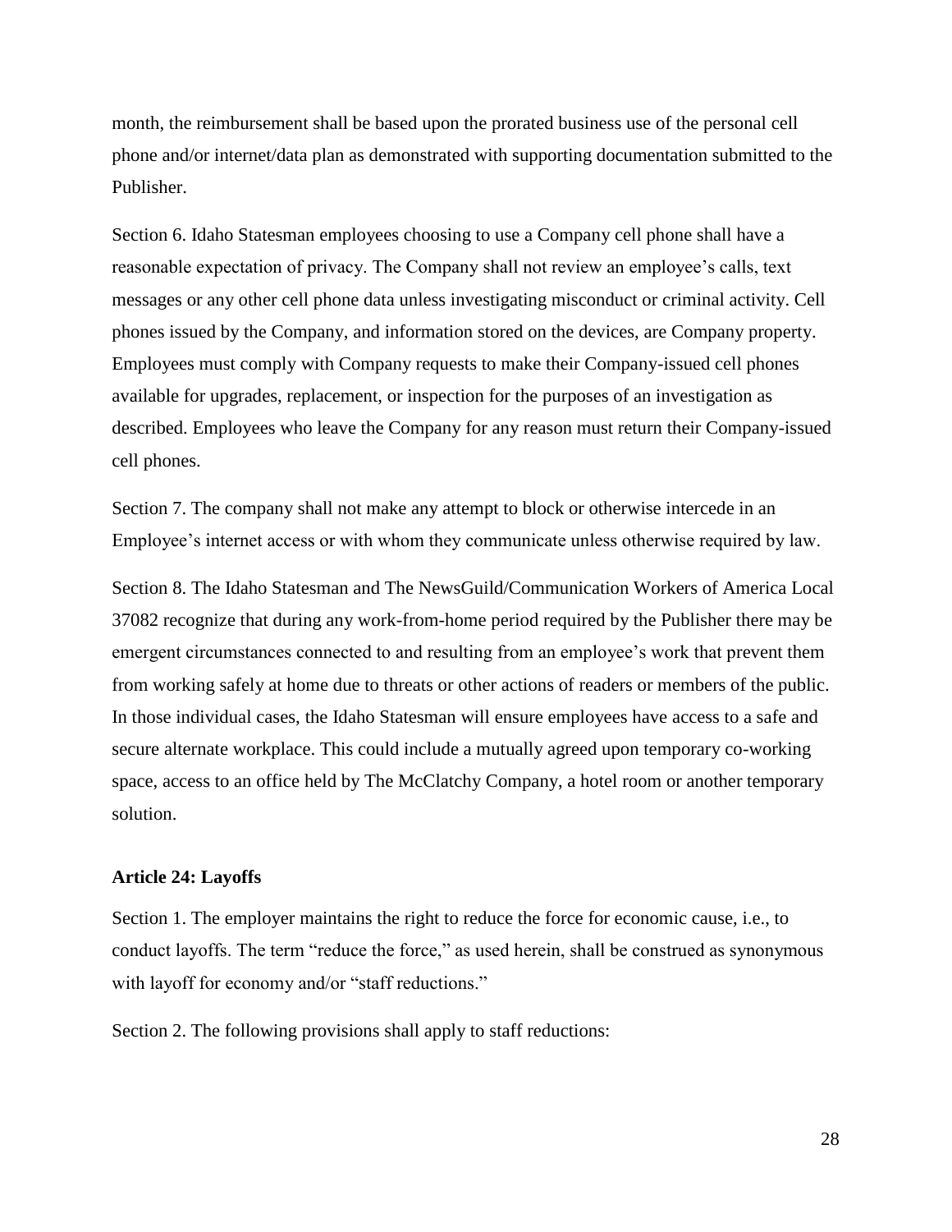month, the reimbursement shall be based upon the prorated business use of the personal cell phone and/or internet/data plan as demonstrated with supporting documentation submitted to the Publisher.

Section 6. Idaho Statesman employees choosing to use a Company cell phone shall have a reasonable expectation of privacy. The Company shall not review an employee's calls, text messages or any other cell phone data unless investigating misconduct or criminal activity. Cell phones issued by the Company, and information stored on the devices, are Company property. Employees must comply with Company requests to make their Company-issued cell phones available for upgrades, replacement, or inspection for the purposes of an investigation as described. Employees who leave the Company for any reason must return their Company-issued cell phones.

Section 7. The company shall not make any attempt to block or otherwise intercede in an Employee's internet access or with whom they communicate unless otherwise required by law.

Section 8. The Idaho Statesman and The NewsGuild/Communication Workers of America Local 37082 recognize that during any work-from-home period required by the Publisher there may be emergent circumstances connected to and resulting from an employee's work that prevent them from working safely at home due to threats or other actions of readers or members of the public. In those individual cases, the Idaho Statesman will ensure employees have access to a safe and secure alternate workplace. This could include a mutually agreed upon temporary co-working space, access to an office held by The McClatchy Company, a hotel room or another temporary solution.

### Article 24: Layoffs

Section 1. The employer maintains the right to reduce the force for economic cause, i.e., to conduct layoffs. The term "reduce the force," as used herein, shall be construed as synonymous with layoff for economy and/or "staff reductions."

Section 2. The following provisions shall apply to staff reductions: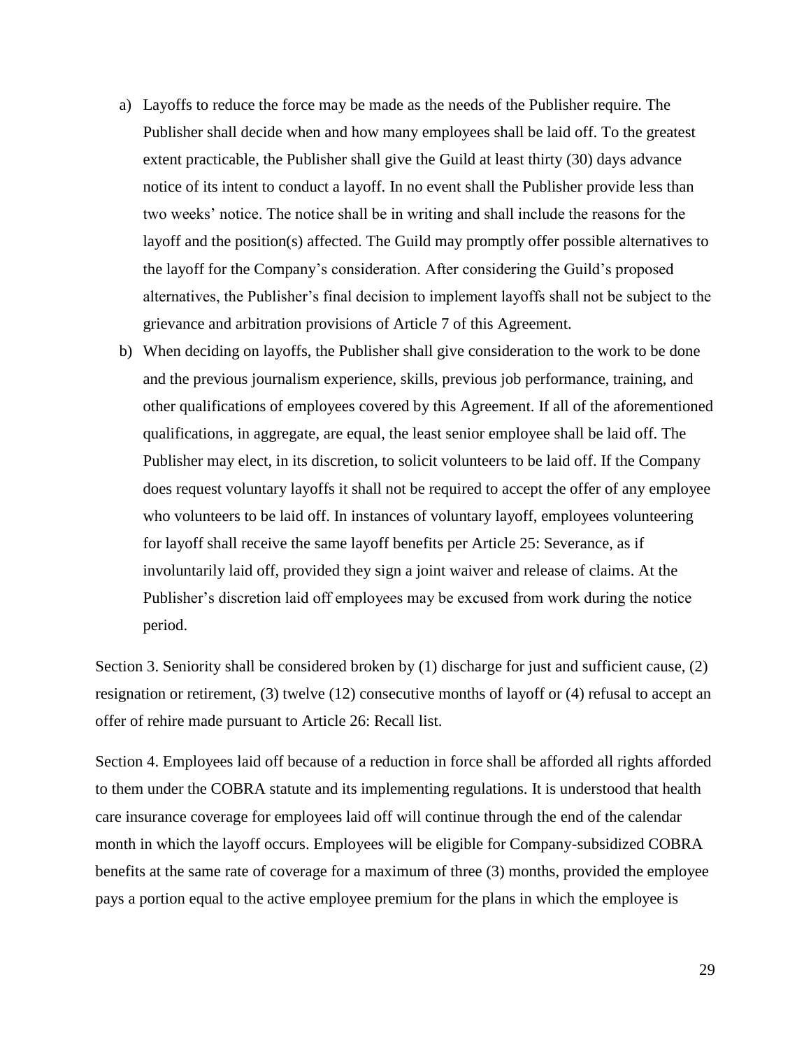a) Layoffs to reduce the force may be made as the needs of the Publisher require. The Publisher shall decide when and how many employees shall be laid off. To the greatest extent practicable, the Publisher shall give the Guild at least thirty (30) days advance notice of its intent to conduct a layoff. In no event shall the Publisher provide less than two weeks' notice. The notice shall be in writing and shall include the reasons for the layoff and the position(s) affected. The Guild may promptly offer possible alternatives to the layoff for the Company's consideration. After considering the Guild's proposed alternatives, the Publisher's final decision to implement layoffs shall not be subject to the grievance and arbitration provisions of Article 7 of this Agreement.

b) When deciding on layoffs, the Publisher shall give consideration to the work to be done and the previous journalism experience, skills, previous job performance, training, and other qualifications of employees covered by this Agreement. If all of the aforementioned qualifications, in aggregate, are equal, the least senior employee shall be laid off. The Publisher may elect, in its discretion, to solicit volunteers to be laid off. If the Company does request voluntary layoffs it shall not be required to accept the offer of any employee who volunteers to be laid off. In instances of voluntary layoff, employees volunteering for layoff shall receive the same layoff benefits per Article 25: Severance, as if involuntarily laid off, provided they sign a joint waiver and release of claims. At the Publisher's discretion laid off employees may be excused from work during the notice period.

Section 3. Seniority shall be considered broken by (1) discharge for just and sufficient cause, (2) resignation or retirement, (3) twelve (12) consecutive months of layoff or (4) refusal to accept an offer of rehire made pursuant to Article 26: Recall list.

Section 4. Employees laid off because of a reduction in force shall be afforded all rights afforded to them under the COBRA statute and its implementing regulations. It is understood that health care insurance coverage for employees laid off will continue through the end of the calendar month in which the layoff occurs. Employees will be eligible for Company-subsidized COBRA benefits at the same rate of coverage for a maximum of three (3) months, provided the employee pays a portion equal to the active employee premium for the plans in which the employee is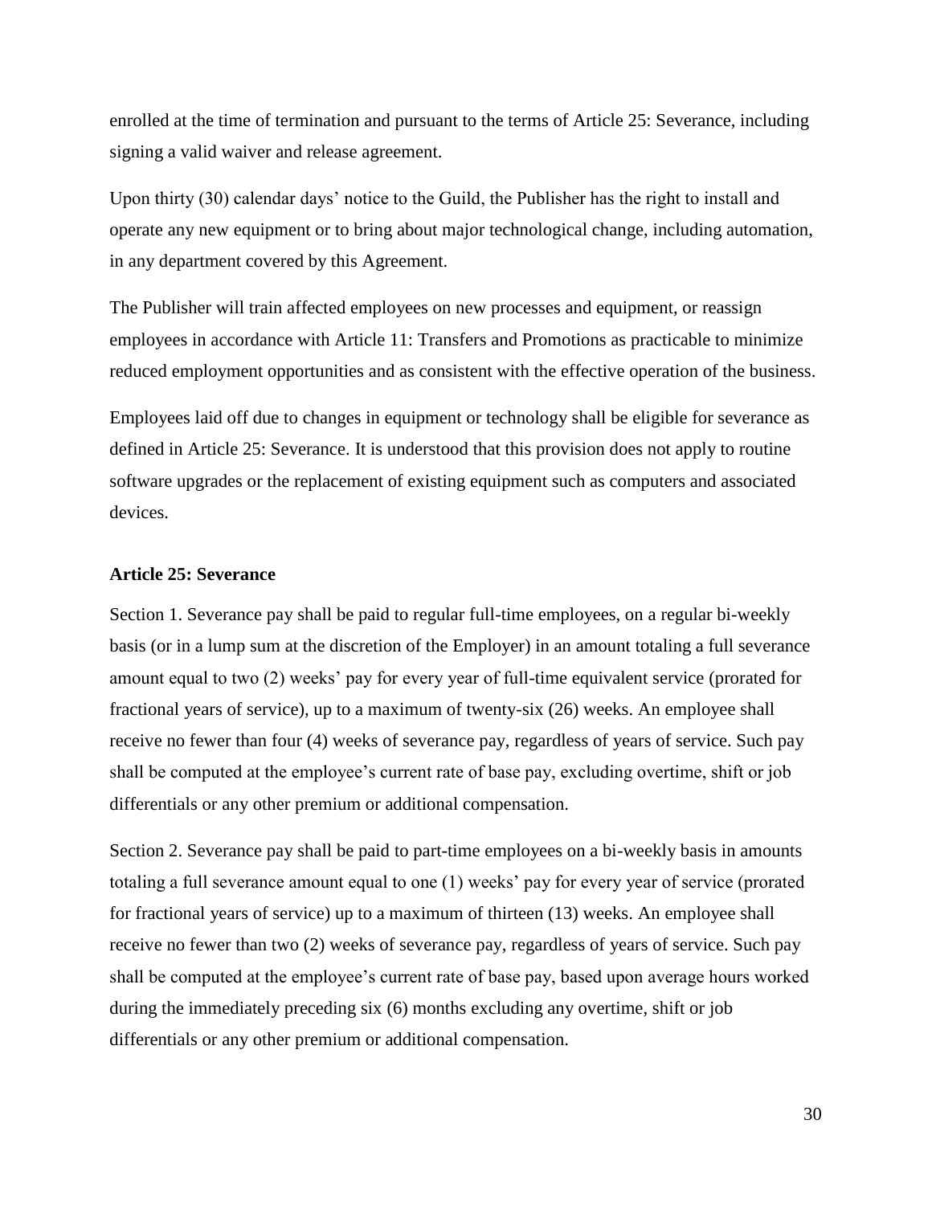enrolled at the time of termination and pursuant to the terms of Article 25: Severance, including signing a valid waiver and release agreement.

Upon thirty (30) calendar days' notice to the Guild, the Publisher has the right to install and operate any new equipment or to bring about major technological change, including automation, in any department covered by this Agreement.

The Publisher will train affected employees on new processes and equipment, or reassign employees in accordance with Article 11: Transfers and Promotions as practicable to minimize reduced employment opportunities and as consistent with the effective operation of the business.

Employees laid off due to changes in equipment or technology shall be eligible for severance as defined in Article 25: Severance. It is understood that this provision does not apply to routine software upgrades or the replacement of existing equipment such as computers and associated devices.

### Article 25: Severance

Section 1. Severance pay shall be paid to regular full-time employees, on a regular bi-weekly basis (or in a lump sum at the discretion of the Employer) in an amount totaling a full severance amount equal to two (2) weeks' pay for every year of full-time equivalent service (prorated for fractional years of service), up to a maximum of twenty-six (26) weeks. An employee shall receive no fewer than four (4) weeks of severance pay, regardless of years of service. Such pay shall be computed at the employee's current rate of base pay, excluding overtime, shift or job differentials or any other premium or additional compensation.

Section 2. Severance pay shall be paid to part-time employees on a bi-weekly basis in amounts totaling a full severance amount equal to one (1) weeks' pay for every year of service (prorated for fractional years of service) up to a maximum of thirteen (13) weeks. An employee shall receive no fewer than two (2) weeks of severance pay, regardless of years of service. Such pay shall be computed at the employee's current rate of base pay, based upon average hours worked during the immediately preceding six (6) months excluding any overtime, shift or job differentials or any other premium or additional compensation.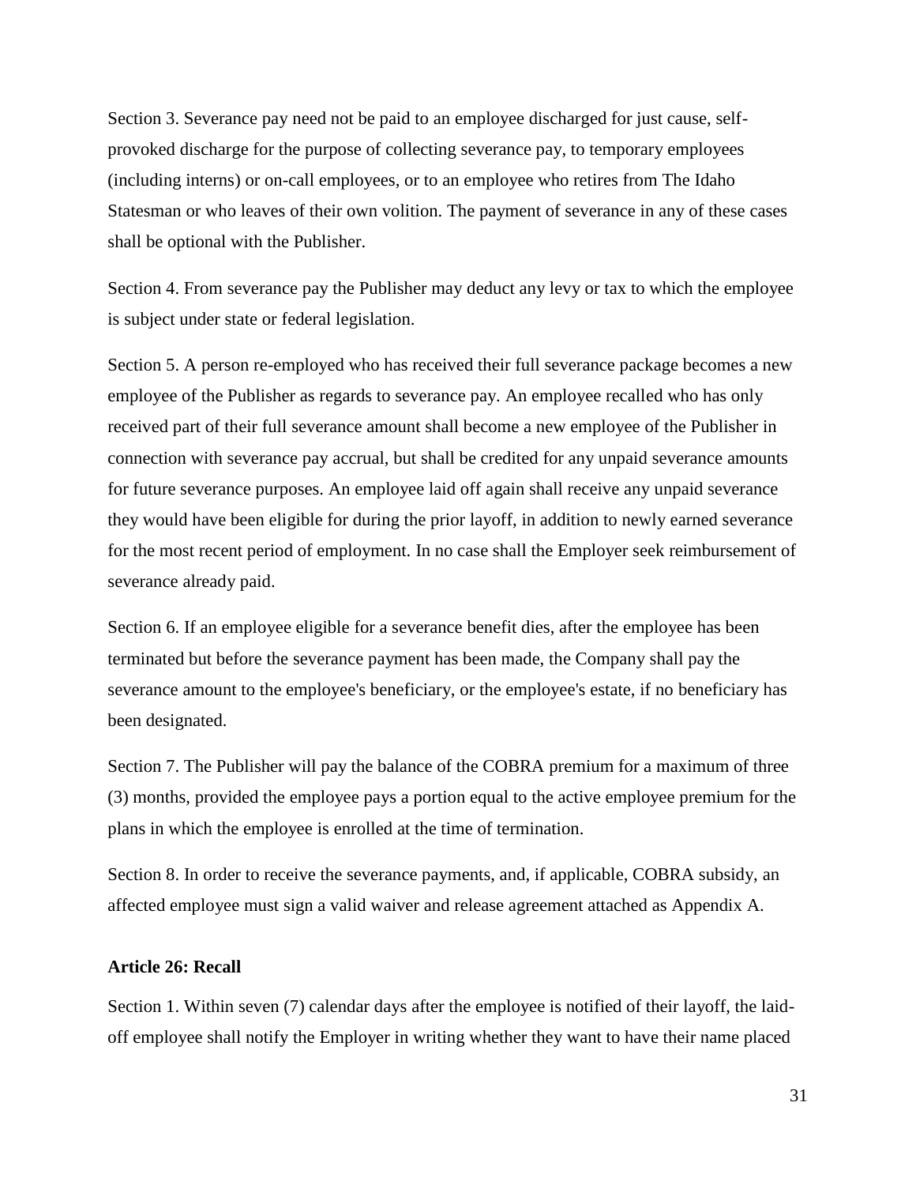Section 3. Severance pay need not be paid to an employee discharged for just cause, self-provoked discharge for the purpose of collecting severance pay, to temporary employees (including interns) or on-call employees, or to an employee who retires from The Idaho Statesman or who leaves of their own volition. The payment of severance in any of these cases shall be optional with the Publisher.

Section 4. From severance pay the Publisher may deduct any levy or tax to which the employee is subject under state or federal legislation.

Section 5. A person re-employed who has received their full severance package becomes a new employee of the Publisher as regards to severance pay. An employee recalled who has only received part of their full severance amount shall become a new employee of the Publisher in connection with severance pay accrual, but shall be credited for any unpaid severance amounts for future severance purposes. An employee laid off again shall receive any unpaid severance they would have been eligible for during the prior layoff, in addition to newly earned severance for the most recent period of employment. In no case shall the Employer seek reimbursement of severance already paid.

Section 6. If an employee eligible for a severance benefit dies, after the employee has been terminated but before the severance payment has been made, the Company shall pay the severance amount to the employee's beneficiary, or the employee's estate, if no beneficiary has been designated.

Section 7. The Publisher will pay the balance of the COBRA premium for a maximum of three (3) months, provided the employee pays a portion equal to the active employee premium for the plans in which the employee is enrolled at the time of termination.

Section 8. In order to receive the severance payments, and, if applicable, COBRA subsidy, an affected employee must sign a valid waiver and release agreement attached as Appendix A.

**Article 26: Recall**

Section 1. Within seven (7) calendar days after the employee is notified of their layoff, the laid-off employee shall notify the Employer in writing whether they want to have their name placed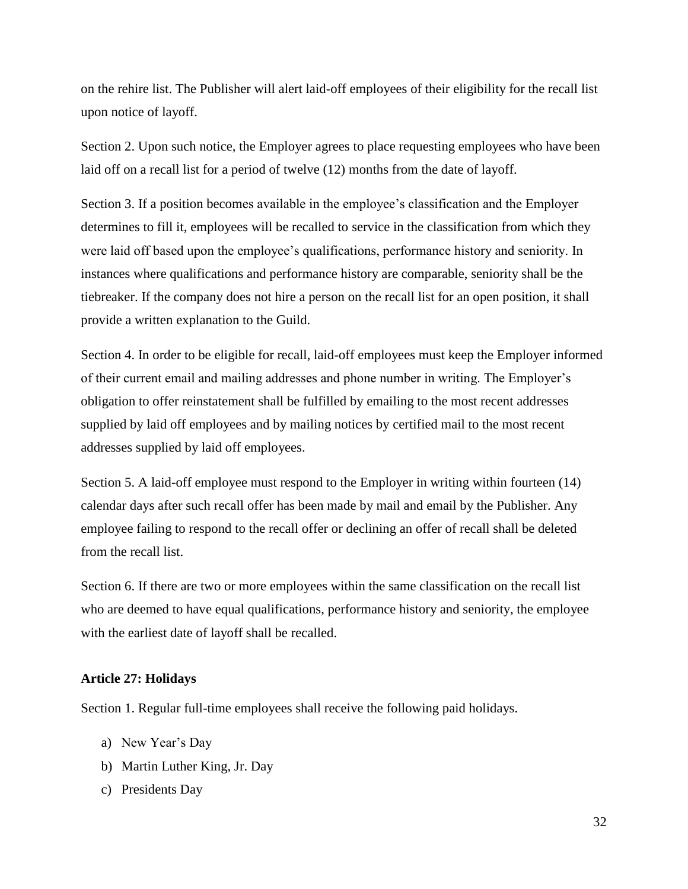on the rehire list. The Publisher will alert laid-off employees of their eligibility for the recall list upon notice of layoff.

Section 2. Upon such notice, the Employer agrees to place requesting employees who have been laid off on a recall list for a period of twelve (12) months from the date of layoff.

Section 3. If a position becomes available in the employee's classification and the Employer determines to fill it, employees will be recalled to service in the classification from which they were laid off based upon the employee's qualifications, performance history and seniority. In instances where qualifications and performance history are comparable, seniority shall be the tiebreaker. If the company does not hire a person on the recall list for an open position, it shall provide a written explanation to the Guild.

Section 4. In order to be eligible for recall, laid-off employees must keep the Employer informed of their current email and mailing addresses and phone number in writing. The Employer's obligation to offer reinstatement shall be fulfilled by emailing to the most recent addresses supplied by laid off employees and by mailing notices by certified mail to the most recent addresses supplied by laid off employees.

Section 5. A laid-off employee must respond to the Employer in writing within fourteen (14) calendar days after such recall offer has been made by mail and email by the Publisher. Any employee failing to respond to the recall offer or declining an offer of recall shall be deleted from the recall list.

Section 6. If there are two or more employees within the same classification on the recall list who are deemed to have equal qualifications, performance history and seniority, the employee with the earliest date of layoff shall be recalled.

### Article 27: Holidays

Section 1. Regular full-time employees shall receive the following paid holidays.

a) New Year's Day
b) Martin Luther King, Jr. Day
c) Presidents Day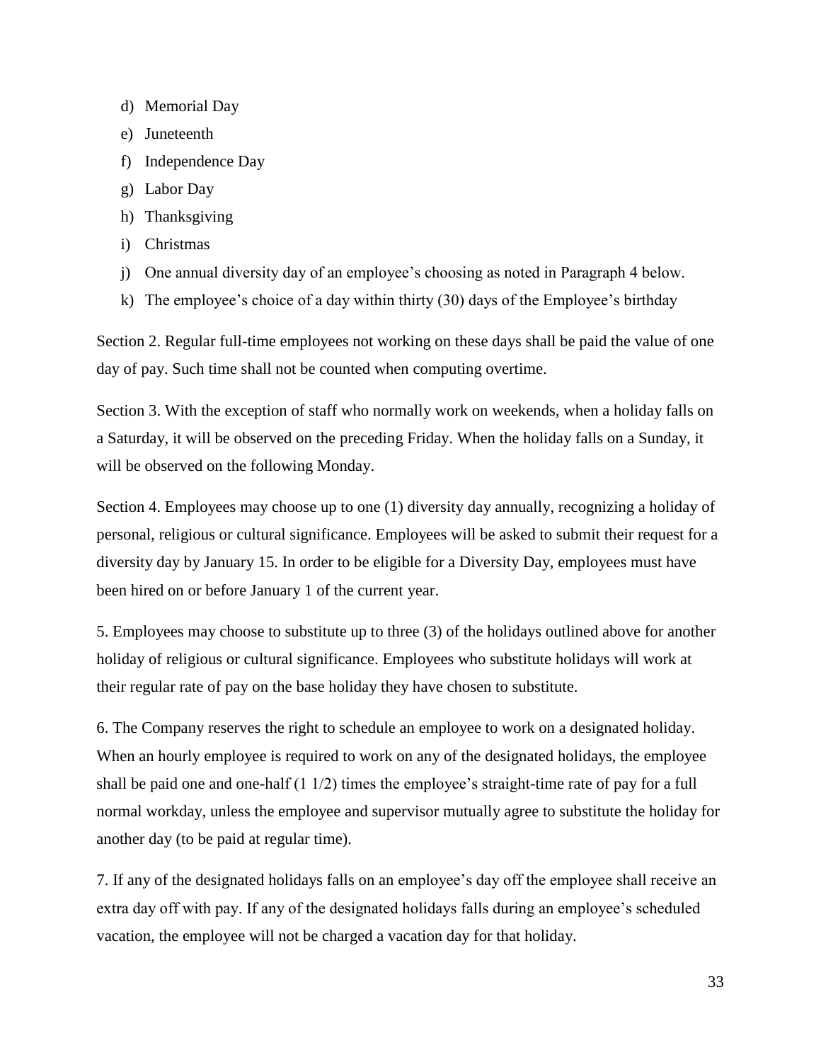d) Memorial Day
e) Juneteenth
f) Independence Day
g) Labor Day
h) Thanksgiving
i) Christmas
j) One annual diversity day of an employee's choosing as noted in Paragraph 4 below.
k) The employee's choice of a day within thirty (30) days of the Employee's birthday

Section 2. Regular full-time employees not working on these days shall be paid the value of one day of pay. Such time shall not be counted when computing overtime.

Section 3. With the exception of staff who normally work on weekends, when a holiday falls on a Saturday, it will be observed on the preceding Friday. When the holiday falls on a Sunday, it will be observed on the following Monday.

Section 4. Employees may choose up to one (1) diversity day annually, recognizing a holiday of personal, religious or cultural significance. Employees will be asked to submit their request for a diversity day by January 15. In order to be eligible for a Diversity Day, employees must have been hired on or before January 1 of the current year.

5. Employees may choose to substitute up to three (3) of the holidays outlined above for another holiday of religious or cultural significance. Employees who substitute holidays will work at their regular rate of pay on the base holiday they have chosen to substitute.

6. The Company reserves the right to schedule an employee to work on a designated holiday. When an hourly employee is required to work on any of the designated holidays, the employee shall be paid one and one-half (1 1/2) times the employee's straight-time rate of pay for a full normal workday, unless the employee and supervisor mutually agree to substitute the holiday for another day (to be paid at regular time).

7. If any of the designated holidays falls on an employee's day off the employee shall receive an extra day off with pay. If any of the designated holidays falls during an employee's scheduled vacation, the employee will not be charged a vacation day for that holiday.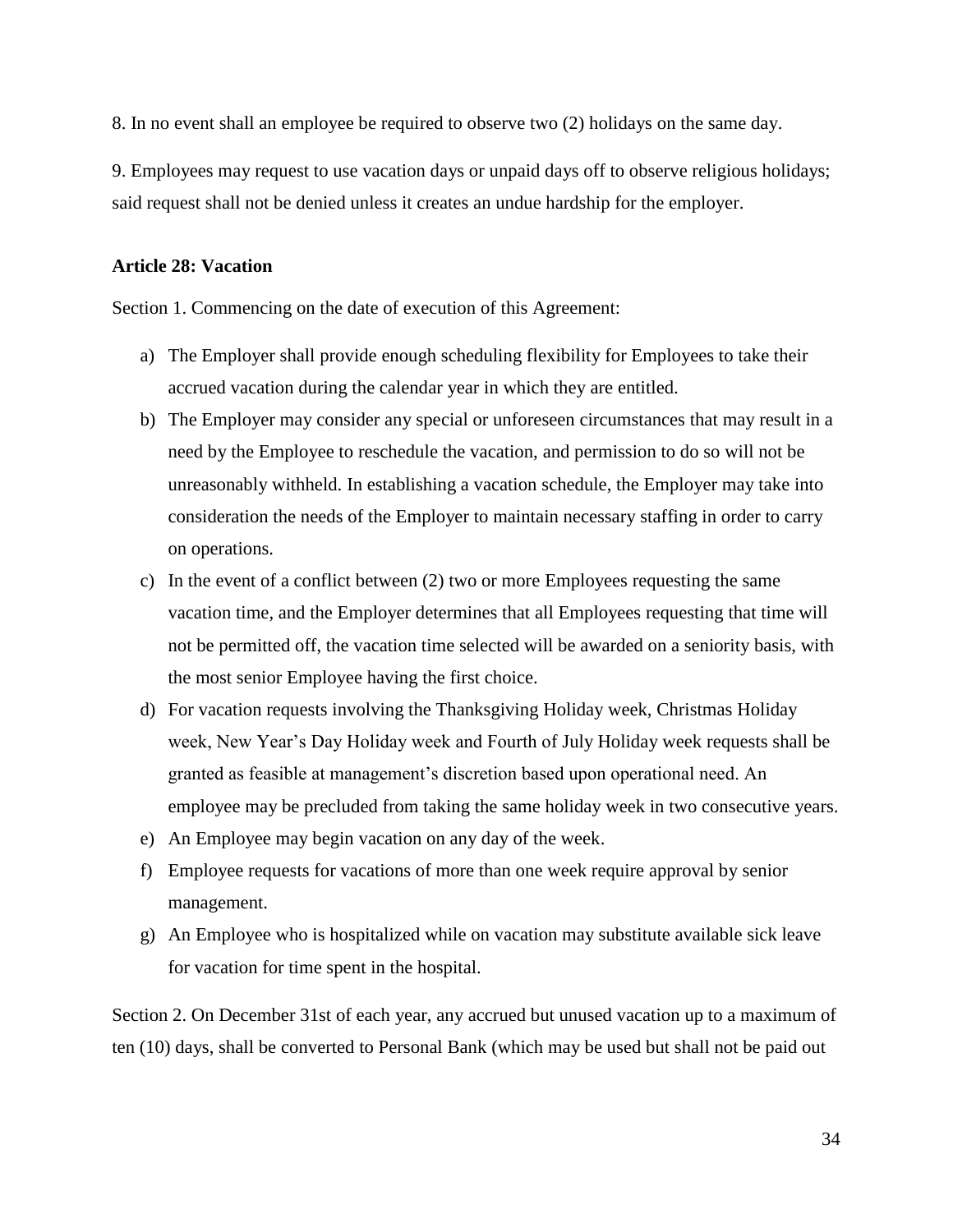8. In no event shall an employee be required to observe two (2) holidays on the same day.

9. Employees may request to use vacation days or unpaid days off to observe religious holidays; said request shall not be denied unless it creates an undue hardship for the employer.

**Article 28: Vacation**

Section 1. Commencing on the date of execution of this Agreement:

a) The Employer shall provide enough scheduling flexibility for Employees to take their accrued vacation during the calendar year in which they are entitled.
b) The Employer may consider any special or unforeseen circumstances that may result in a need by the Employee to reschedule the vacation, and permission to do so will not be unreasonably withheld. In establishing a vacation schedule, the Employer may take into consideration the needs of the Employer to maintain necessary staffing in order to carry on operations.
c) In the event of a conflict between (2) two or more Employees requesting the same vacation time, and the Employer determines that all Employees requesting that time will not be permitted off, the vacation time selected will be awarded on a seniority basis, with the most senior Employee having the first choice.
d) For vacation requests involving the Thanksgiving Holiday week, Christmas Holiday week, New Year's Day Holiday week and Fourth of July Holiday week requests shall be granted as feasible at management's discretion based upon operational need. An employee may be precluded from taking the same holiday week in two consecutive years.
e) An Employee may begin vacation on any day of the week.
f) Employee requests for vacations of more than one week require approval by senior management.
g) An Employee who is hospitalized while on vacation may substitute available sick leave for vacation for time spent in the hospital.

Section 2. On December 31st of each year, any accrued but unused vacation up to a maximum of ten (10) days, shall be converted to Personal Bank (which may be used but shall not be paid out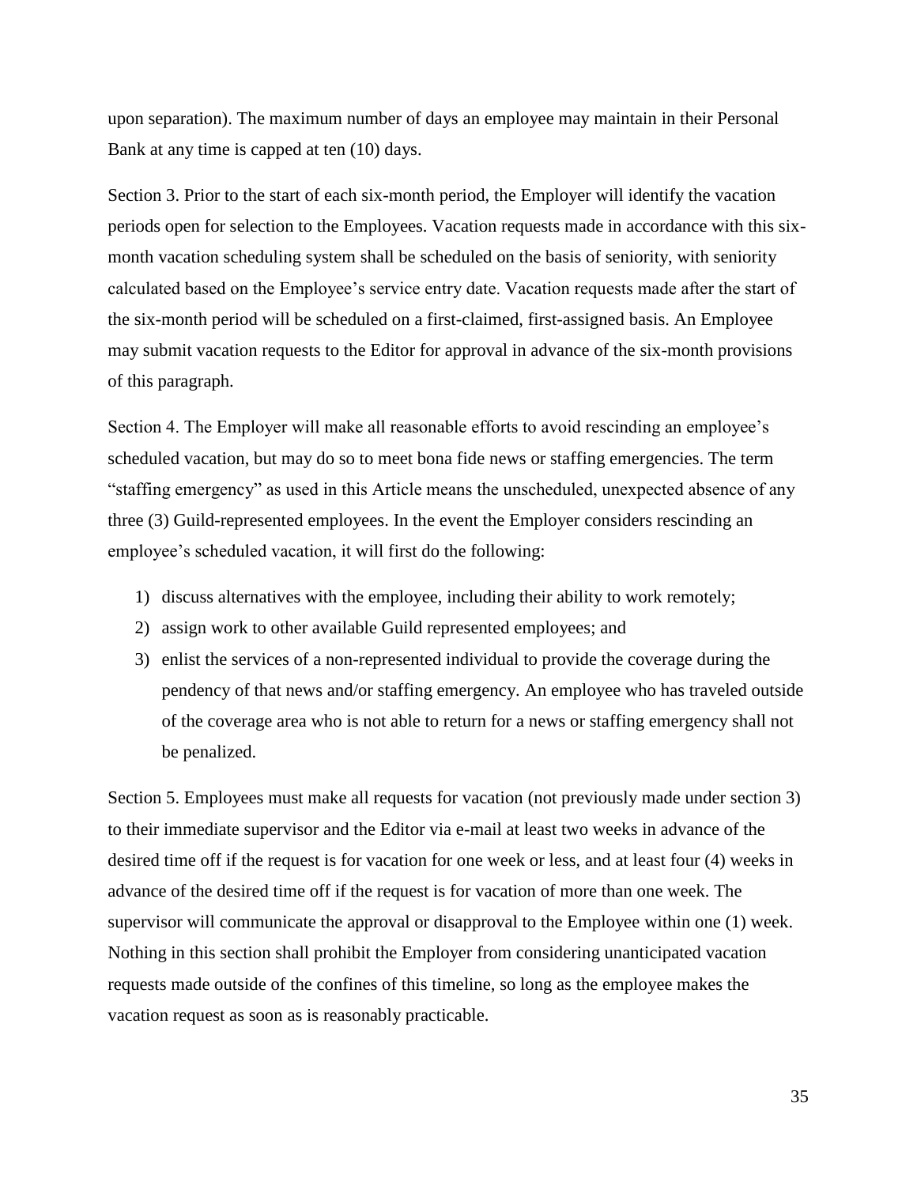upon separation). The maximum number of days an employee may maintain in their Personal Bank at any time is capped at ten (10) days.

Section 3. Prior to the start of each six-month period, the Employer will identify the vacation periods open for selection to the Employees. Vacation requests made in accordance with this six-month vacation scheduling system shall be scheduled on the basis of seniority, with seniority calculated based on the Employee's service entry date. Vacation requests made after the start of the six-month period will be scheduled on a first-claimed, first-assigned basis. An Employee may submit vacation requests to the Editor for approval in advance of the six-month provisions of this paragraph.

Section 4. The Employer will make all reasonable efforts to avoid rescinding an employee's scheduled vacation, but may do so to meet bona fide news or staffing emergencies. The term "staffing emergency" as used in this Article means the unscheduled, unexpected absence of any three (3) Guild-represented employees. In the event the Employer considers rescinding an employee's scheduled vacation, it will first do the following:

1) discuss alternatives with the employee, including their ability to work remotely;
2) assign work to other available Guild represented employees; and
3) enlist the services of a non-represented individual to provide the coverage during the pendency of that news and/or staffing emergency. An employee who has traveled outside of the coverage area who is not able to return for a news or staffing emergency shall not be penalized.

Section 5. Employees must make all requests for vacation (not previously made under section 3) to their immediate supervisor and the Editor via e-mail at least two weeks in advance of the desired time off if the request is for vacation for one week or less, and at least four (4) weeks in advance of the desired time off if the request is for vacation of more than one week. The supervisor will communicate the approval or disapproval to the Employee within one (1) week. Nothing in this section shall prohibit the Employer from considering unanticipated vacation requests made outside of the confines of this timeline, so long as the employee makes the vacation request as soon as is reasonably practicable.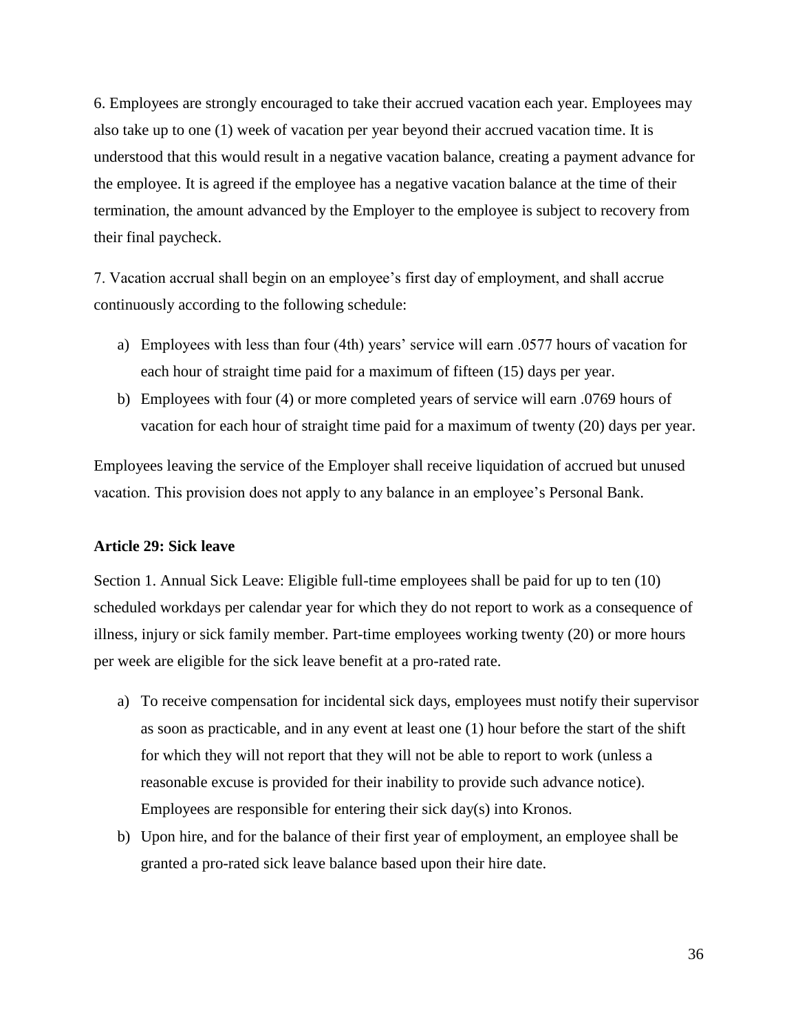6. Employees are strongly encouraged to take their accrued vacation each year. Employees may also take up to one (1) week of vacation per year beyond their accrued vacation time. It is understood that this would result in a negative vacation balance, creating a payment advance for the employee. It is agreed if the employee has a negative vacation balance at the time of their termination, the amount advanced by the Employer to the employee is subject to recovery from their final paycheck.

7. Vacation accrual shall begin on an employee's first day of employment, and shall accrue continuously according to the following schedule:

a) Employees with less than four (4th) years' service will earn .0577 hours of vacation for each hour of straight time paid for a maximum of fifteen (15) days per year.
b) Employees with four (4) or more completed years of service will earn .0769 hours of vacation for each hour of straight time paid for a maximum of twenty (20) days per year.

Employees leaving the service of the Employer shall receive liquidation of accrued but unused vacation. This provision does not apply to any balance in an employee's Personal Bank.

### Article 29: Sick leave

Section 1. Annual Sick Leave: Eligible full-time employees shall be paid for up to ten (10) scheduled workdays per calendar year for which they do not report to work as a consequence of illness, injury or sick family member. Part-time employees working twenty (20) or more hours per week are eligible for the sick leave benefit at a pro-rated rate.

a) To receive compensation for incidental sick days, employees must notify their supervisor as soon as practicable, and in any event at least one (1) hour before the start of the shift for which they will not report that they will not be able to report to work (unless a reasonable excuse is provided for their inability to provide such advance notice). Employees are responsible for entering their sick day(s) into Kronos.
b) Upon hire, and for the balance of their first year of employment, an employee shall be granted a pro-rated sick leave balance based upon their hire date.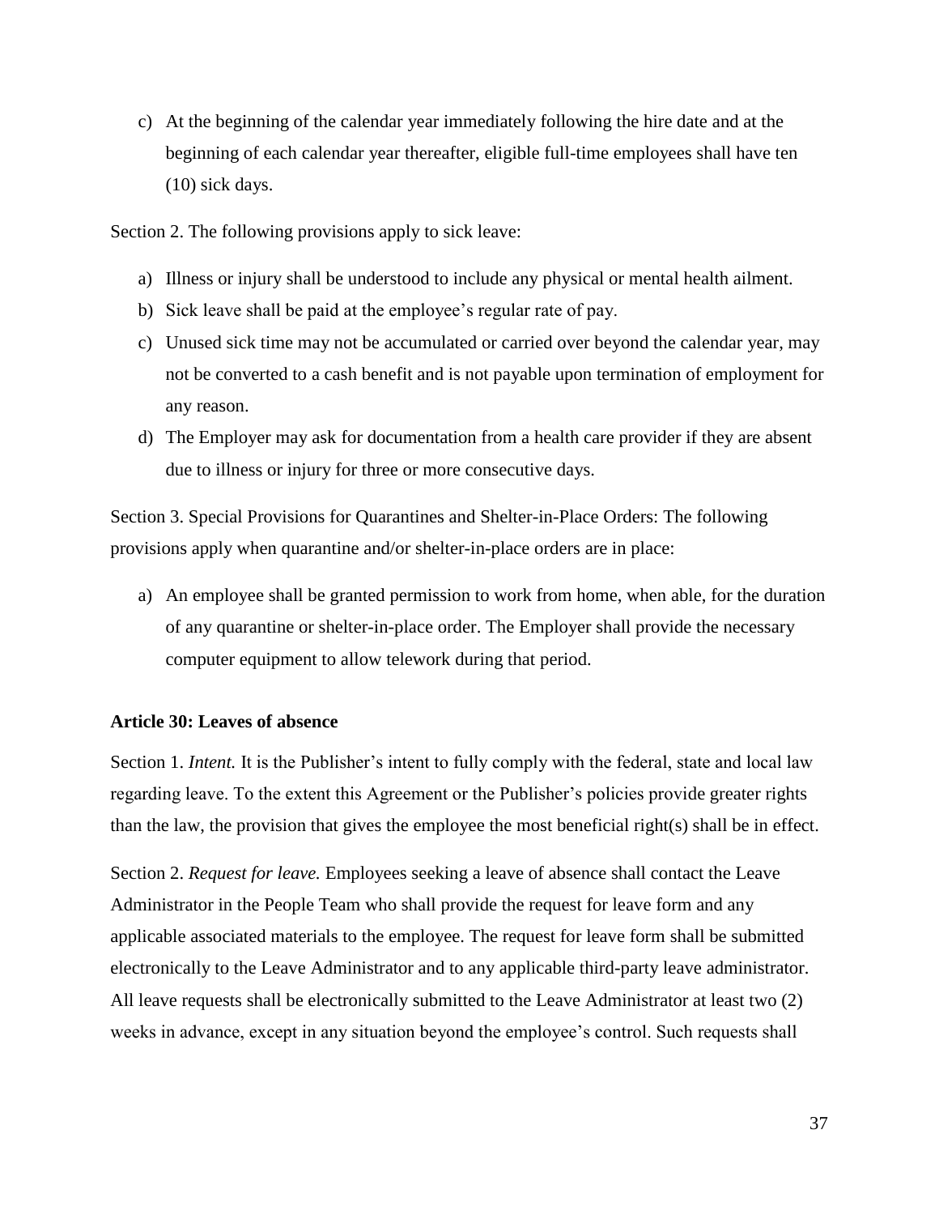c) At the beginning of the calendar year immediately following the hire date and at the beginning of each calendar year thereafter, eligible full-time employees shall have ten (10) sick days.

Section 2. The following provisions apply to sick leave:

a) Illness or injury shall be understood to include any physical or mental health ailment.
b) Sick leave shall be paid at the employee's regular rate of pay.
c) Unused sick time may not be accumulated or carried over beyond the calendar year, may not be converted to a cash benefit and is not payable upon termination of employment for any reason.
d) The Employer may ask for documentation from a health care provider if they are absent due to illness or injury for three or more consecutive days.

Section 3. Special Provisions for Quarantines and Shelter-in-Place Orders: The following provisions apply when quarantine and/or shelter-in-place orders are in place:

a) An employee shall be granted permission to work from home, when able, for the duration of any quarantine or shelter-in-place order. The Employer shall provide the necessary computer equipment to allow telework during that period.

**Article 30: Leaves of absence**

Section 1. *Intent.* It is the Publisher's intent to fully comply with the federal, state and local law regarding leave. To the extent this Agreement or the Publisher's policies provide greater rights than the law, the provision that gives the employee the most beneficial right(s) shall be in effect.

Section 2. *Request for leave.* Employees seeking a leave of absence shall contact the Leave Administrator in the People Team who shall provide the request for leave form and any applicable associated materials to the employee. The request for leave form shall be submitted electronically to the Leave Administrator and to any applicable third-party leave administrator. All leave requests shall be electronically submitted to the Leave Administrator at least two (2) weeks in advance, except in any situation beyond the employee's control. Such requests shall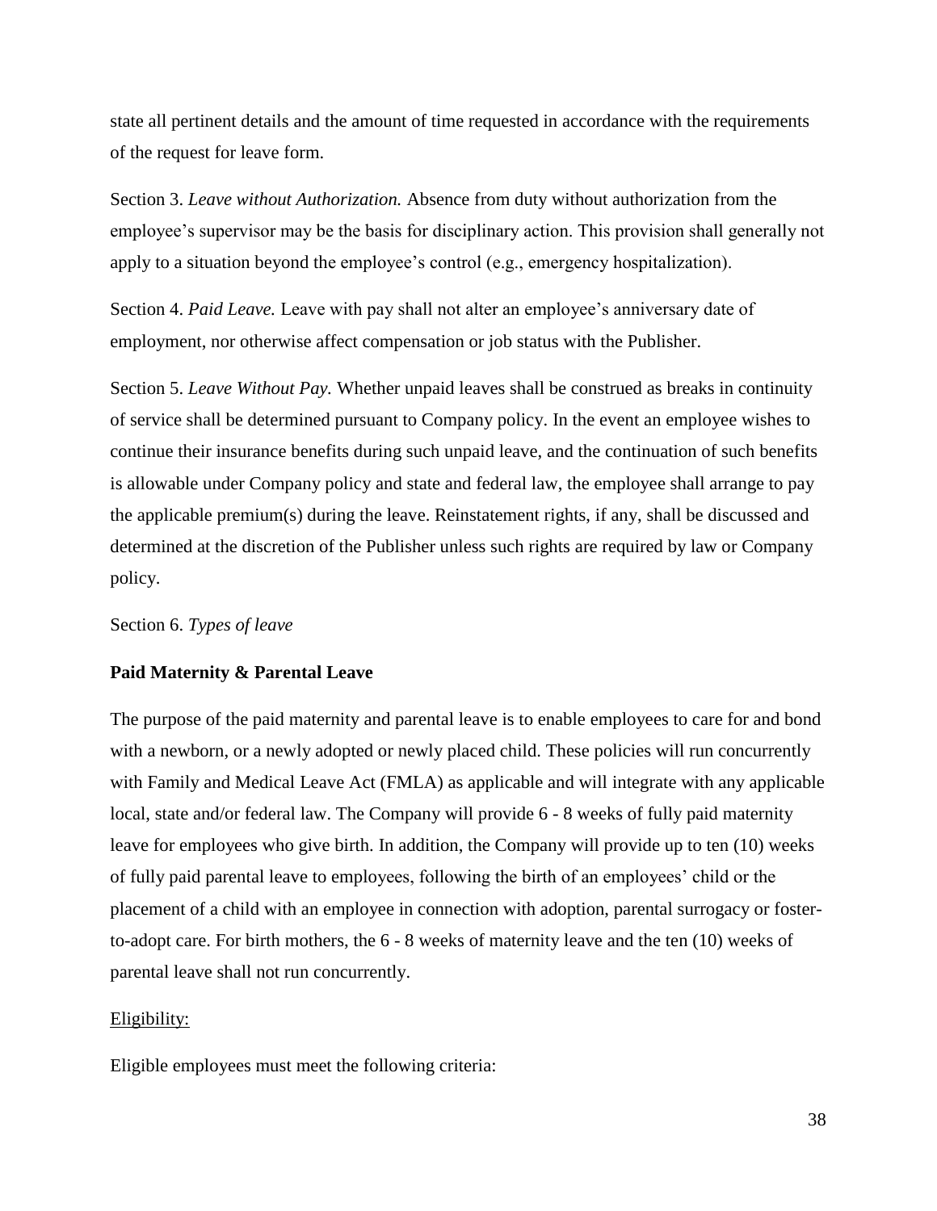state all pertinent details and the amount of time requested in accordance with the requirements of the request for leave form.

Section 3. *Leave without Authorization.* Absence from duty without authorization from the employee's supervisor may be the basis for disciplinary action. This provision shall generally not apply to a situation beyond the employee's control (e.g., emergency hospitalization).

Section 4. *Paid Leave.* Leave with pay shall not alter an employee's anniversary date of employment, nor otherwise affect compensation or job status with the Publisher.

Section 5. *Leave Without Pay.* Whether unpaid leaves shall be construed as breaks in continuity of service shall be determined pursuant to Company policy. In the event an employee wishes to continue their insurance benefits during such unpaid leave, and the continuation of such benefits is allowable under Company policy and state and federal law, the employee shall arrange to pay the applicable premium(s) during the leave. Reinstatement rights, if any, shall be discussed and determined at the discretion of the Publisher unless such rights are required by law or Company policy.

Section 6. *Types of leave*

**Paid Maternity & Parental Leave**

The purpose of the paid maternity and parental leave is to enable employees to care for and bond with a newborn, or a newly adopted or newly placed child. These policies will run concurrently with Family and Medical Leave Act (FMLA) as applicable and will integrate with any applicable local, state and/or federal law. The Company will provide 6 - 8 weeks of fully paid maternity leave for employees who give birth. In addition, the Company will provide up to ten (10) weeks of fully paid parental leave to employees, following the birth of an employees' child or the placement of a child with an employee in connection with adoption, parental surrogacy or foster-to-adopt care. For birth mothers, the 6 - 8 weeks of maternity leave and the ten (10) weeks of parental leave shall not run concurrently.

<u>Eligibility:</u>

Eligible employees must meet the following criteria: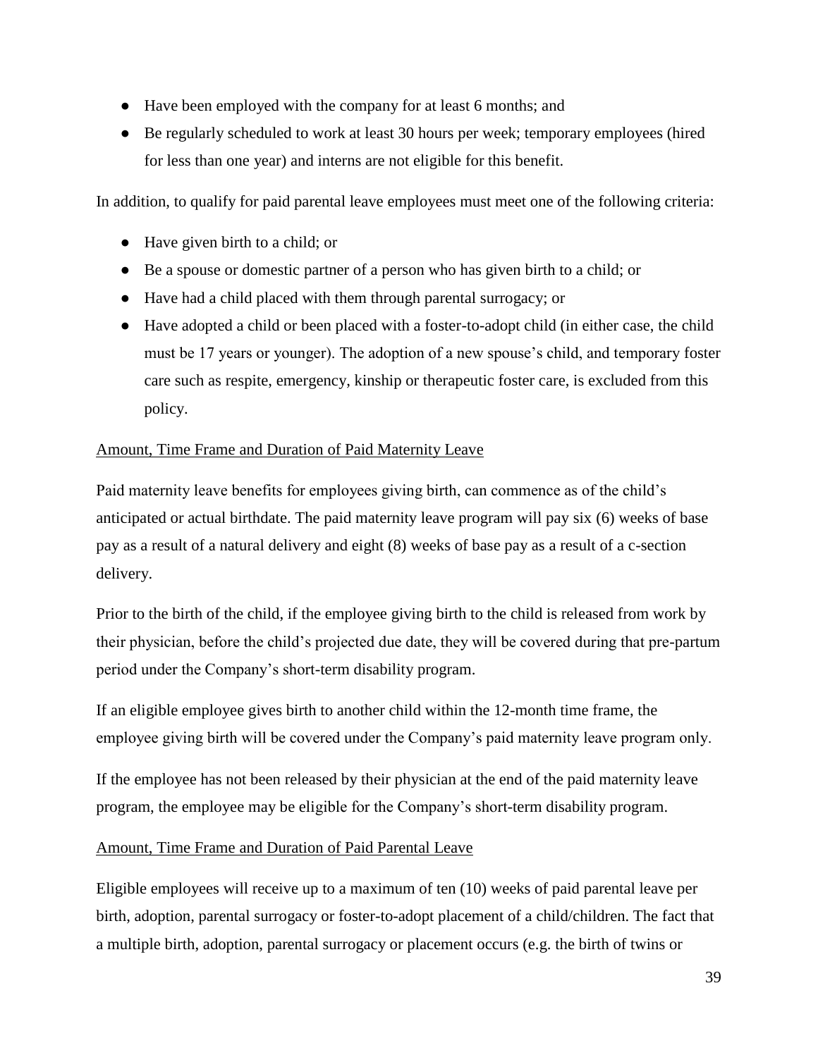- Have been employed with the company for at least 6 months; and
- Be regularly scheduled to work at least 30 hours per week; temporary employees (hired for less than one year) and interns are not eligible for this benefit.

In addition, to qualify for paid parental leave employees must meet one of the following criteria:

- Have given birth to a child; or
- Be a spouse or domestic partner of a person who has given birth to a child; or
- Have had a child placed with them through parental surrogacy; or
- Have adopted a child or been placed with a foster-to-adopt child (in either case, the child must be 17 years or younger). The adoption of a new spouse's child, and temporary foster care such as respite, emergency, kinship or therapeutic foster care, is excluded from this policy.

<u>Amount, Time Frame and Duration of Paid Maternity Leave</u>

Paid maternity leave benefits for employees giving birth, can commence as of the child's anticipated or actual birthdate. The paid maternity leave program will pay six (6) weeks of base pay as a result of a natural delivery and eight (8) weeks of base pay as a result of a c-section delivery.

Prior to the birth of the child, if the employee giving birth to the child is released from work by their physician, before the child's projected due date, they will be covered during that pre-partum period under the Company's short-term disability program.

If an eligible employee gives birth to another child within the 12-month time frame, the employee giving birth will be covered under the Company's paid maternity leave program only.

If the employee has not been released by their physician at the end of the paid maternity leave program, the employee may be eligible for the Company's short-term disability program.

<u>Amount, Time Frame and Duration of Paid Parental Leave</u>

Eligible employees will receive up to a maximum of ten (10) weeks of paid parental leave per birth, adoption, parental surrogacy or foster-to-adopt placement of a child/children. The fact that a multiple birth, adoption, parental surrogacy or placement occurs (e.g. the birth of twins or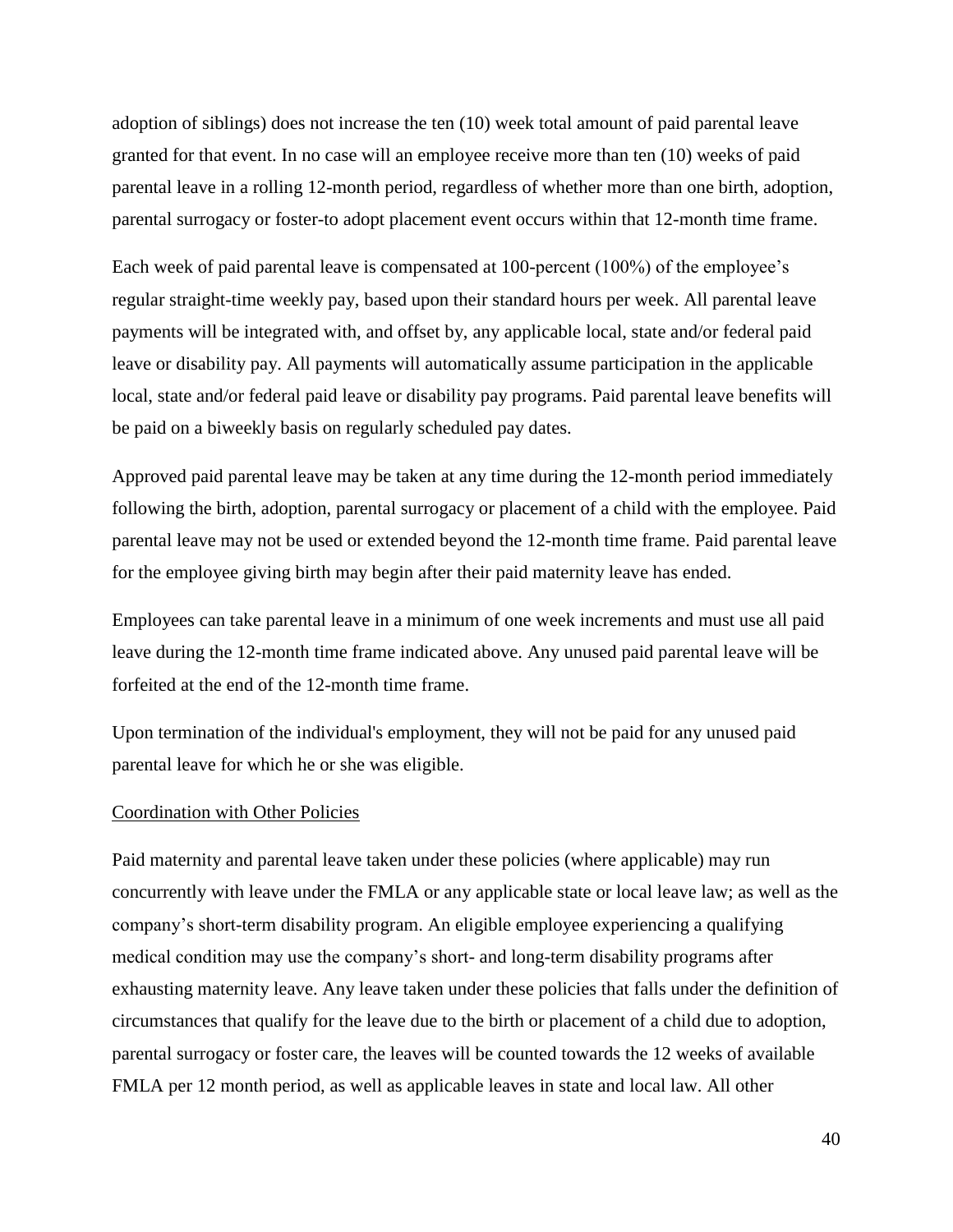adoption of siblings) does not increase the ten (10) week total amount of paid parental leave granted for that event. In no case will an employee receive more than ten (10) weeks of paid parental leave in a rolling 12-month period, regardless of whether more than one birth, adoption, parental surrogacy or foster-to adopt placement event occurs within that 12-month time frame.

Each week of paid parental leave is compensated at 100-percent (100%) of the employee's regular straight-time weekly pay, based upon their standard hours per week. All parental leave payments will be integrated with, and offset by, any applicable local, state and/or federal paid leave or disability pay. All payments will automatically assume participation in the applicable local, state and/or federal paid leave or disability pay programs. Paid parental leave benefits will be paid on a biweekly basis on regularly scheduled pay dates.

Approved paid parental leave may be taken at any time during the 12-month period immediately following the birth, adoption, parental surrogacy or placement of a child with the employee. Paid parental leave may not be used or extended beyond the 12-month time frame. Paid parental leave for the employee giving birth may begin after their paid maternity leave has ended.

Employees can take parental leave in a minimum of one week increments and must use all paid leave during the 12-month time frame indicated above. Any unused paid parental leave will be forfeited at the end of the 12-month time frame.

Upon termination of the individual's employment, they will not be paid for any unused paid parental leave for which he or she was eligible.

Coordination with Other Policies

Paid maternity and parental leave taken under these policies (where applicable) may run concurrently with leave under the FMLA or any applicable state or local leave law; as well as the company's short-term disability program. An eligible employee experiencing a qualifying medical condition may use the company's short- and long-term disability programs after exhausting maternity leave. Any leave taken under these policies that falls under the definition of circumstances that qualify for the leave due to the birth or placement of a child due to adoption, parental surrogacy or foster care, the leaves will be counted towards the 12 weeks of available FMLA per 12 month period, as well as applicable leaves in state and local law. All other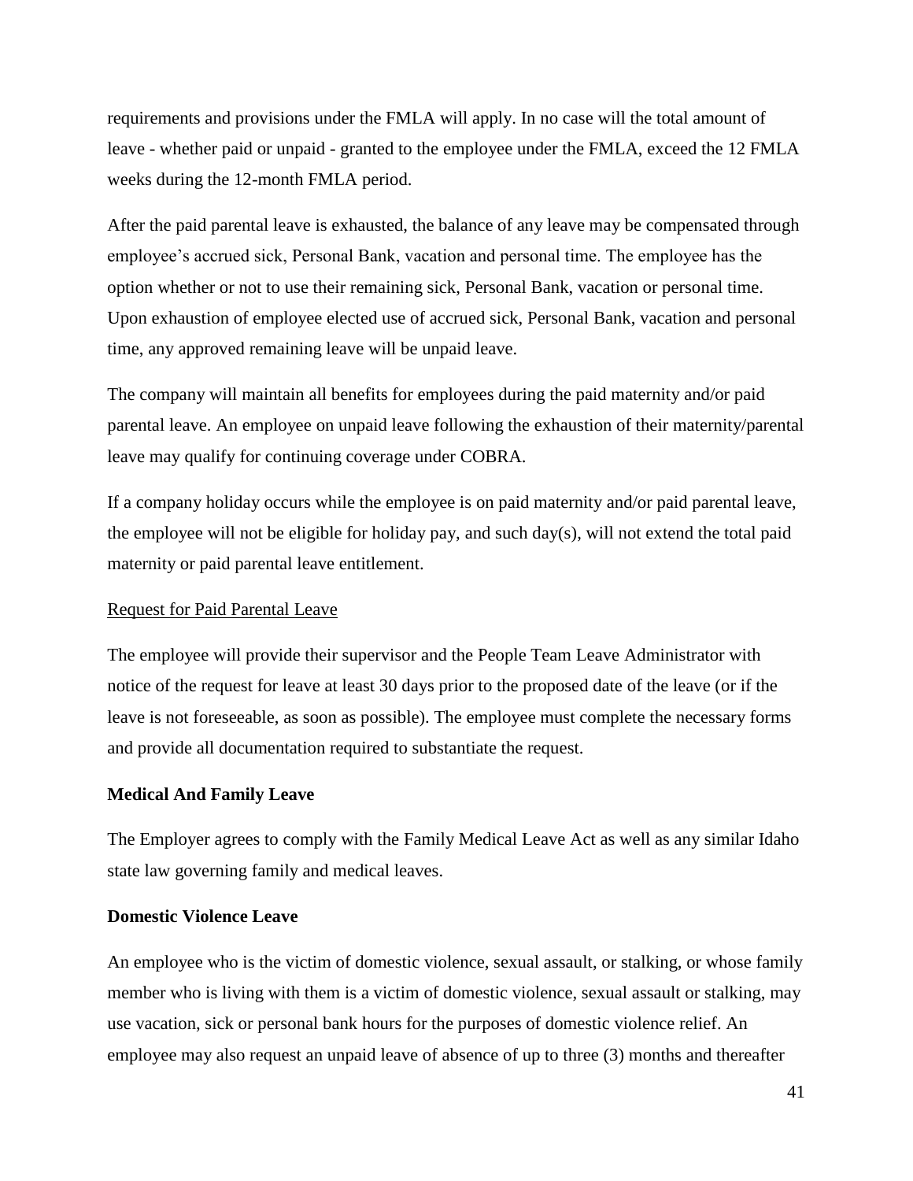requirements and provisions under the FMLA will apply. In no case will the total amount of leave - whether paid or unpaid - granted to the employee under the FMLA, exceed the 12 FMLA weeks during the 12-month FMLA period.

After the paid parental leave is exhausted, the balance of any leave may be compensated through employee's accrued sick, Personal Bank, vacation and personal time. The employee has the option whether or not to use their remaining sick, Personal Bank, vacation or personal time. Upon exhaustion of employee elected use of accrued sick, Personal Bank, vacation and personal time, any approved remaining leave will be unpaid leave.

The company will maintain all benefits for employees during the paid maternity and/or paid parental leave. An employee on unpaid leave following the exhaustion of their maternity/parental leave may qualify for continuing coverage under COBRA.

If a company holiday occurs while the employee is on paid maternity and/or paid parental leave, the employee will not be eligible for holiday pay, and such day(s), will not extend the total paid maternity or paid parental leave entitlement.

Request for Paid Parental Leave

The employee will provide their supervisor and the People Team Leave Administrator with notice of the request for leave at least 30 days prior to the proposed date of the leave (or if the leave is not foreseeable, as soon as possible). The employee must complete the necessary forms and provide all documentation required to substantiate the request.

**Medical And Family Leave**

The Employer agrees to comply with the Family Medical Leave Act as well as any similar Idaho state law governing family and medical leaves.

**Domestic Violence Leave**

An employee who is the victim of domestic violence, sexual assault, or stalking, or whose family member who is living with them is a victim of domestic violence, sexual assault or stalking, may use vacation, sick or personal bank hours for the purposes of domestic violence relief. An employee may also request an unpaid leave of absence of up to three (3) months and thereafter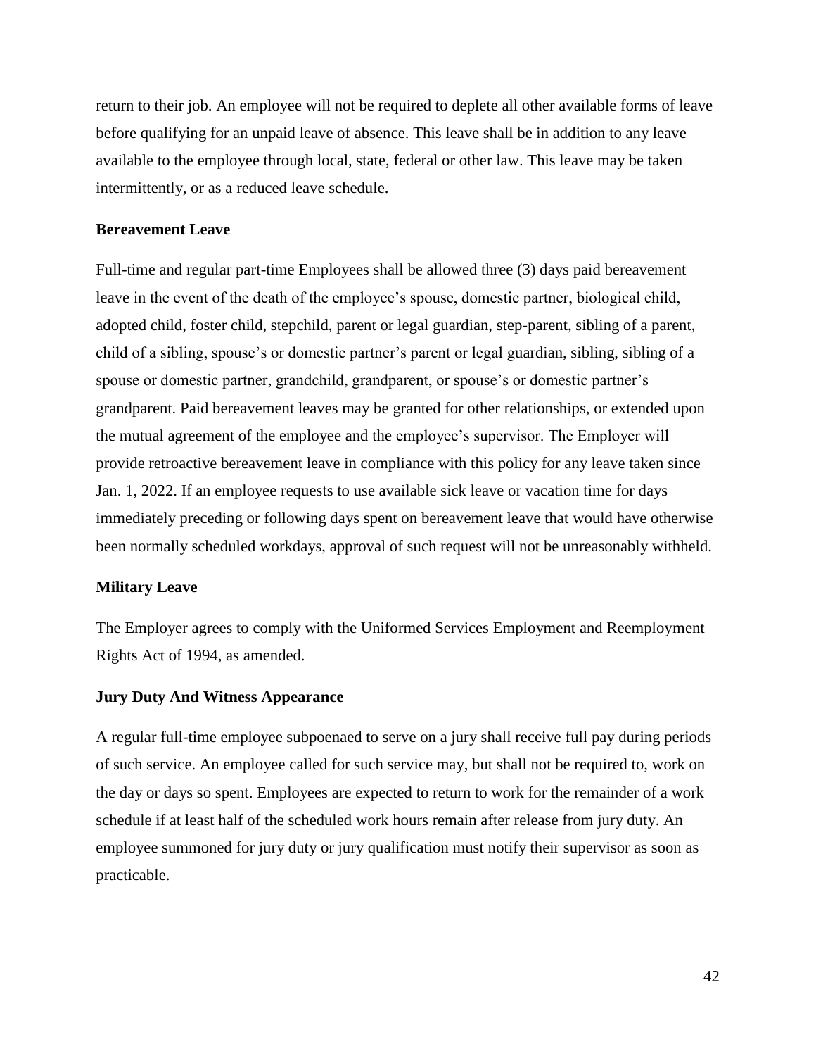return to their job. An employee will not be required to deplete all other available forms of leave before qualifying for an unpaid leave of absence. This leave shall be in addition to any leave available to the employee through local, state, federal or other law. This leave may be taken intermittently, or as a reduced leave schedule.

### Bereavement Leave

Full-time and regular part-time Employees shall be allowed three (3) days paid bereavement leave in the event of the death of the employee's spouse, domestic partner, biological child, adopted child, foster child, stepchild, parent or legal guardian, step-parent, sibling of a parent, child of a sibling, spouse's or domestic partner's parent or legal guardian, sibling, sibling of a spouse or domestic partner, grandchild, grandparent, or spouse's or domestic partner's grandparent. Paid bereavement leaves may be granted for other relationships, or extended upon the mutual agreement of the employee and the employee's supervisor. The Employer will provide retroactive bereavement leave in compliance with this policy for any leave taken since Jan. 1, 2022. If an employee requests to use available sick leave or vacation time for days immediately preceding or following days spent on bereavement leave that would have otherwise been normally scheduled workdays, approval of such request will not be unreasonably withheld.

### Military Leave

The Employer agrees to comply with the Uniformed Services Employment and Reemployment Rights Act of 1994, as amended.

### Jury Duty And Witness Appearance

A regular full-time employee subpoenaed to serve on a jury shall receive full pay during periods of such service. An employee called for such service may, but shall not be required to, work on the day or days so spent. Employees are expected to return to work for the remainder of a work schedule if at least half of the scheduled work hours remain after release from jury duty. An employee summoned for jury duty or jury qualification must notify their supervisor as soon as practicable.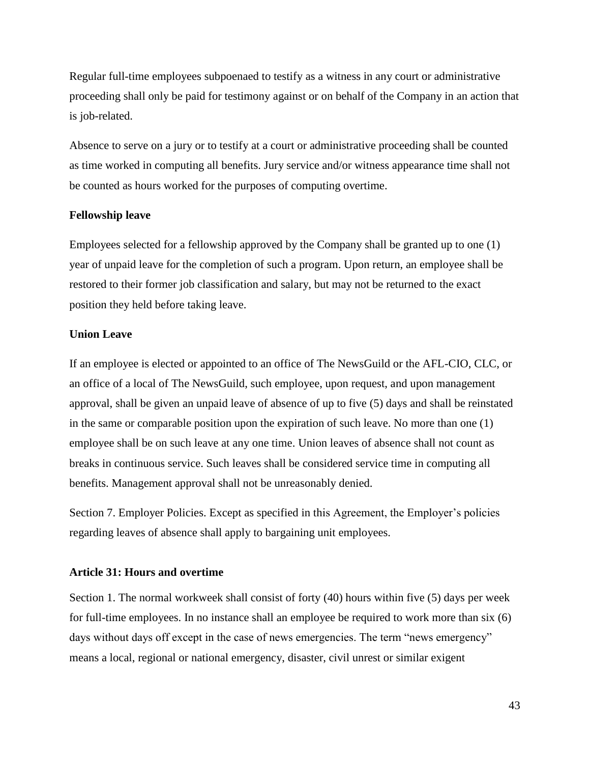Regular full-time employees subpoenaed to testify as a witness in any court or administrative proceeding shall only be paid for testimony against or on behalf of the Company in an action that is job-related.

Absence to serve on a jury or to testify at a court or administrative proceeding shall be counted as time worked in computing all benefits. Jury service and/or witness appearance time shall not be counted as hours worked for the purposes of computing overtime.

**Fellowship leave**

Employees selected for a fellowship approved by the Company shall be granted up to one (1) year of unpaid leave for the completion of such a program. Upon return, an employee shall be restored to their former job classification and salary, but may not be returned to the exact position they held before taking leave.

**Union Leave**

If an employee is elected or appointed to an office of The NewsGuild or the AFL-CIO, CLC, or an office of a local of The NewsGuild, such employee, upon request, and upon management approval, shall be given an unpaid leave of absence of up to five (5) days and shall be reinstated in the same or comparable position upon the expiration of such leave. No more than one (1) employee shall be on such leave at any one time. Union leaves of absence shall not count as breaks in continuous service. Such leaves shall be considered service time in computing all benefits. Management approval shall not be unreasonably denied.

Section 7. Employer Policies. Except as specified in this Agreement, the Employer's policies regarding leaves of absence shall apply to bargaining unit employees.

**Article 31: Hours and overtime**

Section 1. The normal workweek shall consist of forty (40) hours within five (5) days per week for full-time employees. In no instance shall an employee be required to work more than six (6) days without days off except in the case of news emergencies. The term "news emergency" means a local, regional or national emergency, disaster, civil unrest or similar exigent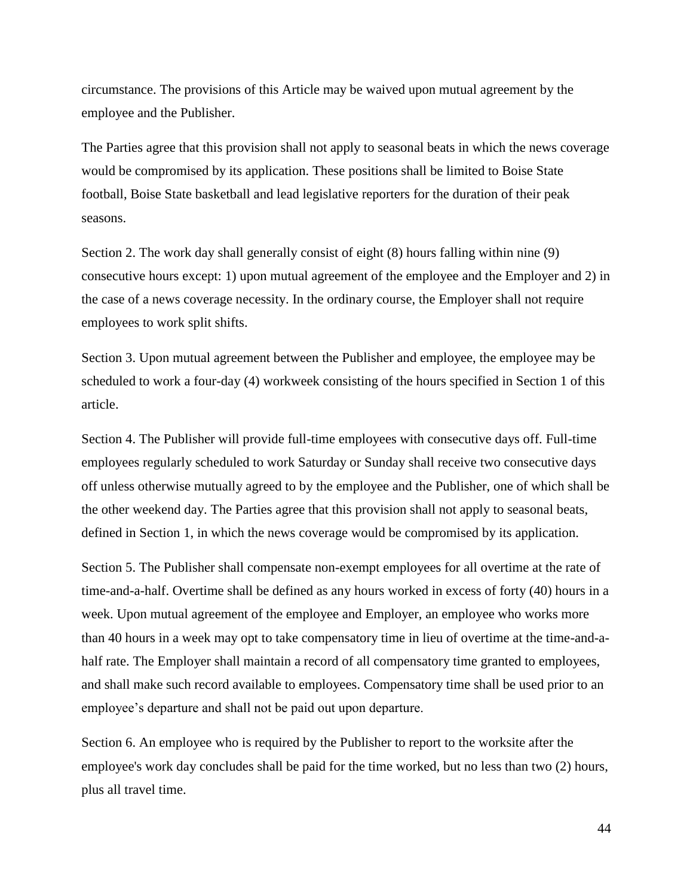circumstance. The provisions of this Article may be waived upon mutual agreement by the employee and the Publisher.

The Parties agree that this provision shall not apply to seasonal beats in which the news coverage would be compromised by its application. These positions shall be limited to Boise State football, Boise State basketball and lead legislative reporters for the duration of their peak seasons.

Section 2. The work day shall generally consist of eight (8) hours falling within nine (9) consecutive hours except: 1) upon mutual agreement of the employee and the Employer and 2) in the case of a news coverage necessity. In the ordinary course, the Employer shall not require employees to work split shifts.

Section 3. Upon mutual agreement between the Publisher and employee, the employee may be scheduled to work a four-day (4) workweek consisting of the hours specified in Section 1 of this article.

Section 4. The Publisher will provide full-time employees with consecutive days off. Full-time employees regularly scheduled to work Saturday or Sunday shall receive two consecutive days off unless otherwise mutually agreed to by the employee and the Publisher, one of which shall be the other weekend day. The Parties agree that this provision shall not apply to seasonal beats, defined in Section 1, in which the news coverage would be compromised by its application.

Section 5. The Publisher shall compensate non-exempt employees for all overtime at the rate of time-and-a-half. Overtime shall be defined as any hours worked in excess of forty (40) hours in a week. Upon mutual agreement of the employee and Employer, an employee who works more than 40 hours in a week may opt to take compensatory time in lieu of overtime at the time-and-a-half rate. The Employer shall maintain a record of all compensatory time granted to employees, and shall make such record available to employees. Compensatory time shall be used prior to an employee's departure and shall not be paid out upon departure.

Section 6. An employee who is required by the Publisher to report to the worksite after the employee's work day concludes shall be paid for the time worked, but no less than two (2) hours, plus all travel time.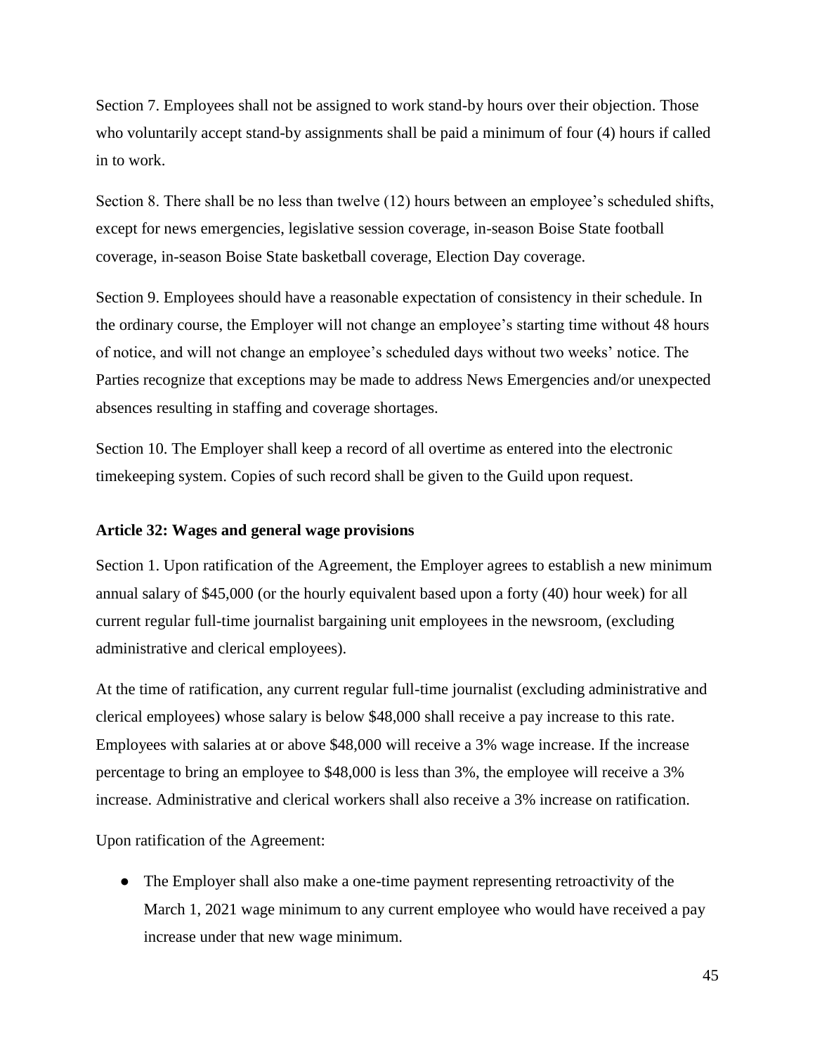Section 7. Employees shall not be assigned to work stand-by hours over their objection. Those who voluntarily accept stand-by assignments shall be paid a minimum of four (4) hours if called in to work.

Section 8. There shall be no less than twelve (12) hours between an employee's scheduled shifts, except for news emergencies, legislative session coverage, in-season Boise State football coverage, in-season Boise State basketball coverage, Election Day coverage.

Section 9. Employees should have a reasonable expectation of consistency in their schedule. In the ordinary course, the Employer will not change an employee's starting time without 48 hours of notice, and will not change an employee's scheduled days without two weeks' notice. The Parties recognize that exceptions may be made to address News Emergencies and/or unexpected absences resulting in staffing and coverage shortages.

Section 10. The Employer shall keep a record of all overtime as entered into the electronic timekeeping system. Copies of such record shall be given to the Guild upon request.

### Article 32: Wages and general wage provisions

Section 1. Upon ratification of the Agreement, the Employer agrees to establish a new minimum annual salary of $45,000 (or the hourly equivalent based upon a forty (40) hour week) for all current regular full-time journalist bargaining unit employees in the newsroom, (excluding administrative and clerical employees).

At the time of ratification, any current regular full-time journalist (excluding administrative and clerical employees) whose salary is below $48,000 shall receive a pay increase to this rate. Employees with salaries at or above $48,000 will receive a 3% wage increase. If the increase percentage to bring an employee to $48,000 is less than 3%, the employee will receive a 3% increase. Administrative and clerical workers shall also receive a 3% increase on ratification.

Upon ratification of the Agreement:

- The Employer shall also make a one-time payment representing retroactivity of the March 1, 2021 wage minimum to any current employee who would have received a pay increase under that new wage minimum.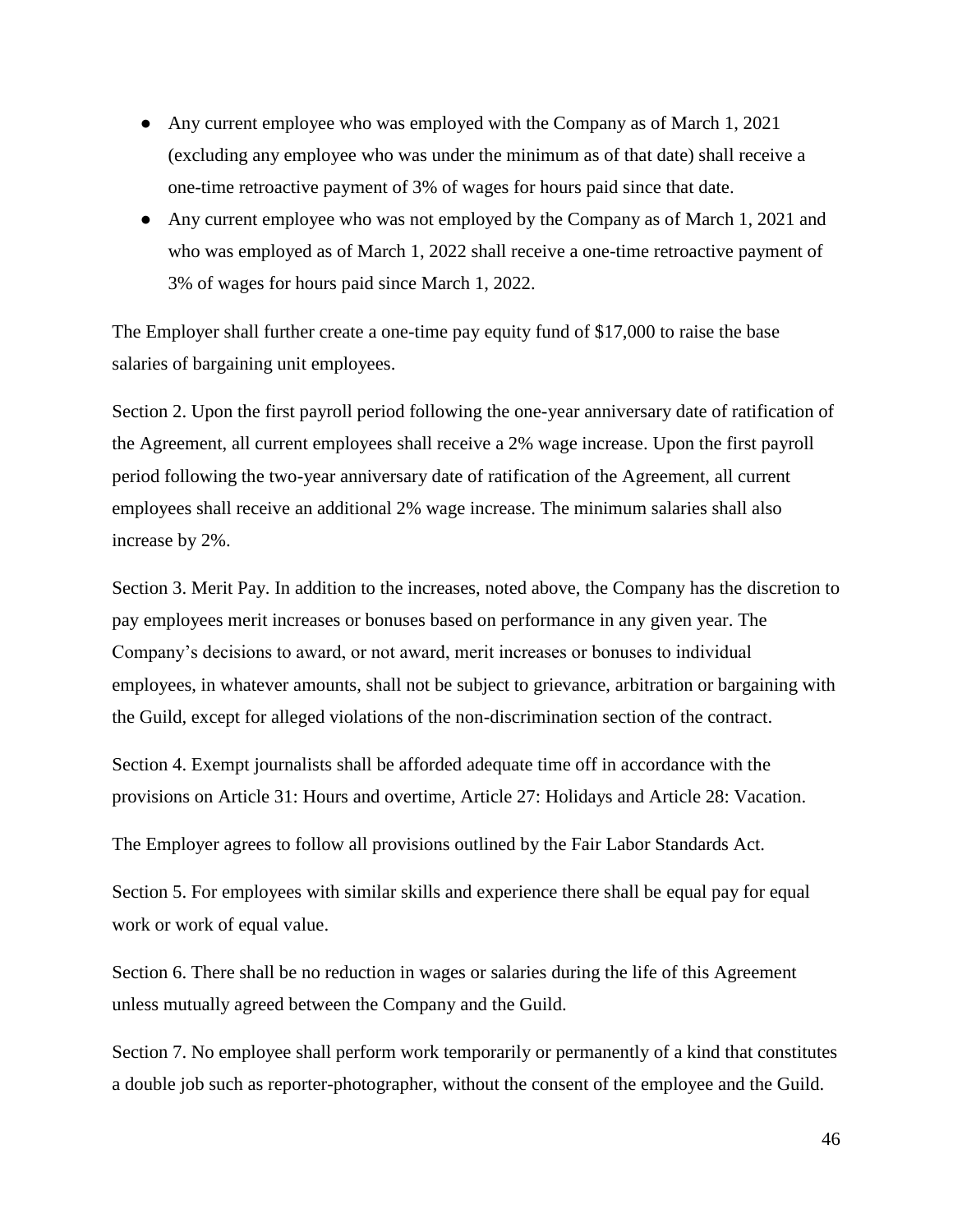- Any current employee who was employed with the Company as of March 1, 2021 (excluding any employee who was under the minimum as of that date) shall receive a one-time retroactive payment of 3% of wages for hours paid since that date.
- Any current employee who was not employed by the Company as of March 1, 2021 and who was employed as of March 1, 2022 shall receive a one-time retroactive payment of 3% of wages for hours paid since March 1, 2022.

The Employer shall further create a one-time pay equity fund of $17,000 to raise the base salaries of bargaining unit employees.

Section 2. Upon the first payroll period following the one-year anniversary date of ratification of the Agreement, all current employees shall receive a 2% wage increase. Upon the first payroll period following the two-year anniversary date of ratification of the Agreement, all current employees shall receive an additional 2% wage increase. The minimum salaries shall also increase by 2%.

Section 3. Merit Pay. In addition to the increases, noted above, the Company has the discretion to pay employees merit increases or bonuses based on performance in any given year. The Company's decisions to award, or not award, merit increases or bonuses to individual employees, in whatever amounts, shall not be subject to grievance, arbitration or bargaining with the Guild, except for alleged violations of the non-discrimination section of the contract.

Section 4. Exempt journalists shall be afforded adequate time off in accordance with the provisions on Article 31: Hours and overtime, Article 27: Holidays and Article 28: Vacation.

The Employer agrees to follow all provisions outlined by the Fair Labor Standards Act.

Section 5. For employees with similar skills and experience there shall be equal pay for equal work or work of equal value.

Section 6. There shall be no reduction in wages or salaries during the life of this Agreement unless mutually agreed between the Company and the Guild.

Section 7. No employee shall perform work temporarily or permanently of a kind that constitutes a double job such as reporter-photographer, without the consent of the employee and the Guild.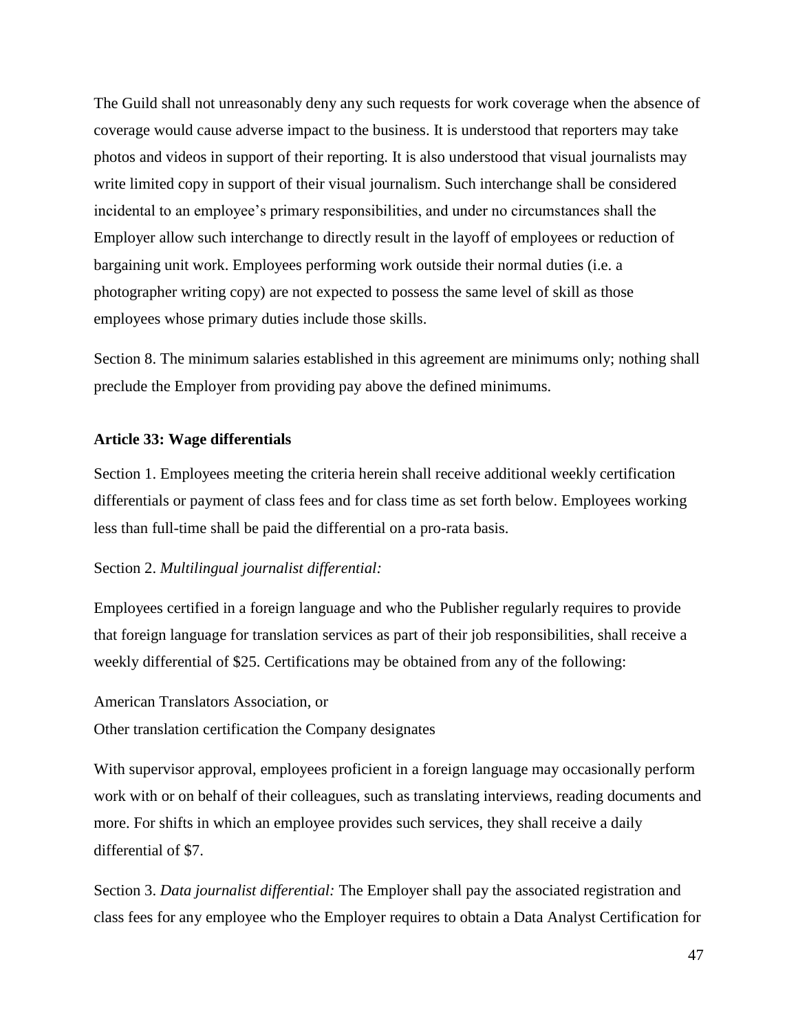The Guild shall not unreasonably deny any such requests for work coverage when the absence of coverage would cause adverse impact to the business. It is understood that reporters may take photos and videos in support of their reporting. It is also understood that visual journalists may write limited copy in support of their visual journalism. Such interchange shall be considered incidental to an employee's primary responsibilities, and under no circumstances shall the Employer allow such interchange to directly result in the layoff of employees or reduction of bargaining unit work. Employees performing work outside their normal duties (i.e. a photographer writing copy) are not expected to possess the same level of skill as those employees whose primary duties include those skills.

Section 8. The minimum salaries established in this agreement are minimums only; nothing shall preclude the Employer from providing pay above the defined minimums.

**Article 33: Wage differentials**

Section 1. Employees meeting the criteria herein shall receive additional weekly certification differentials or payment of class fees and for class time as set forth below. Employees working less than full-time shall be paid the differential on a pro-rata basis.

Section 2. *Multilingual journalist differential:*

Employees certified in a foreign language and who the Publisher regularly requires to provide that foreign language for translation services as part of their job responsibilities, shall receive a weekly differential of $25. Certifications may be obtained from any of the following:

American Translators Association, or
Other translation certification the Company designates

With supervisor approval, employees proficient in a foreign language may occasionally perform work with or on behalf of their colleagues, such as translating interviews, reading documents and more. For shifts in which an employee provides such services, they shall receive a daily differential of $7.

Section 3. *Data journalist differential:* The Employer shall pay the associated registration and class fees for any employee who the Employer requires to obtain a Data Analyst Certification for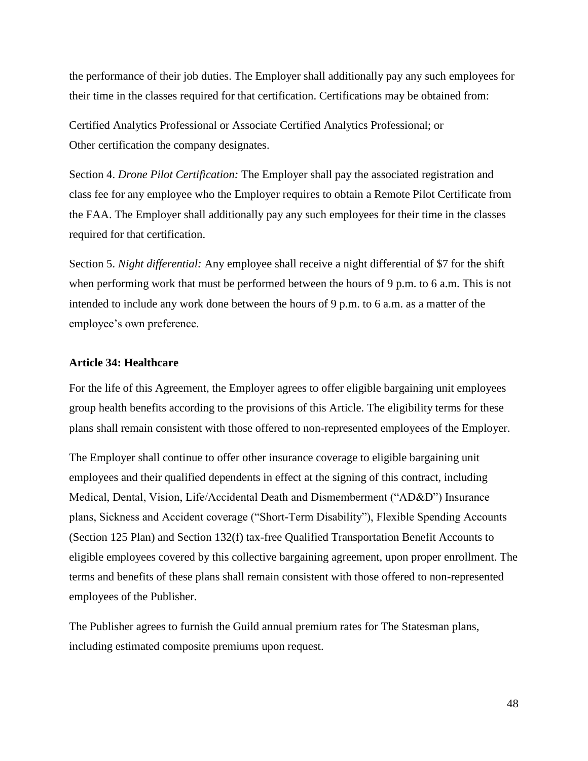the performance of their job duties. The Employer shall additionally pay any such employees for their time in the classes required for that certification. Certifications may be obtained from:

Certified Analytics Professional or Associate Certified Analytics Professional; or
Other certification the company designates.

Section 4. *Drone Pilot Certification:* The Employer shall pay the associated registration and class fee for any employee who the Employer requires to obtain a Remote Pilot Certificate from the FAA. The Employer shall additionally pay any such employees for their time in the classes required for that certification.

Section 5. *Night differential:* Any employee shall receive a night differential of $7 for the shift when performing work that must be performed between the hours of 9 p.m. to 6 a.m. This is not intended to include any work done between the hours of 9 p.m. to 6 a.m. as a matter of the employee's own preference.

**Article 34: Healthcare**

For the life of this Agreement, the Employer agrees to offer eligible bargaining unit employees group health benefits according to the provisions of this Article. The eligibility terms for these plans shall remain consistent with those offered to non-represented employees of the Employer.

The Employer shall continue to offer other insurance coverage to eligible bargaining unit employees and their qualified dependents in effect at the signing of this contract, including Medical, Dental, Vision, Life/Accidental Death and Dismemberment ("AD&D") Insurance plans, Sickness and Accident coverage ("Short-Term Disability"), Flexible Spending Accounts (Section 125 Plan) and Section 132(f) tax-free Qualified Transportation Benefit Accounts to eligible employees covered by this collective bargaining agreement, upon proper enrollment. The terms and benefits of these plans shall remain consistent with those offered to non-represented employees of the Publisher.

The Publisher agrees to furnish the Guild annual premium rates for The Statesman plans, including estimated composite premiums upon request.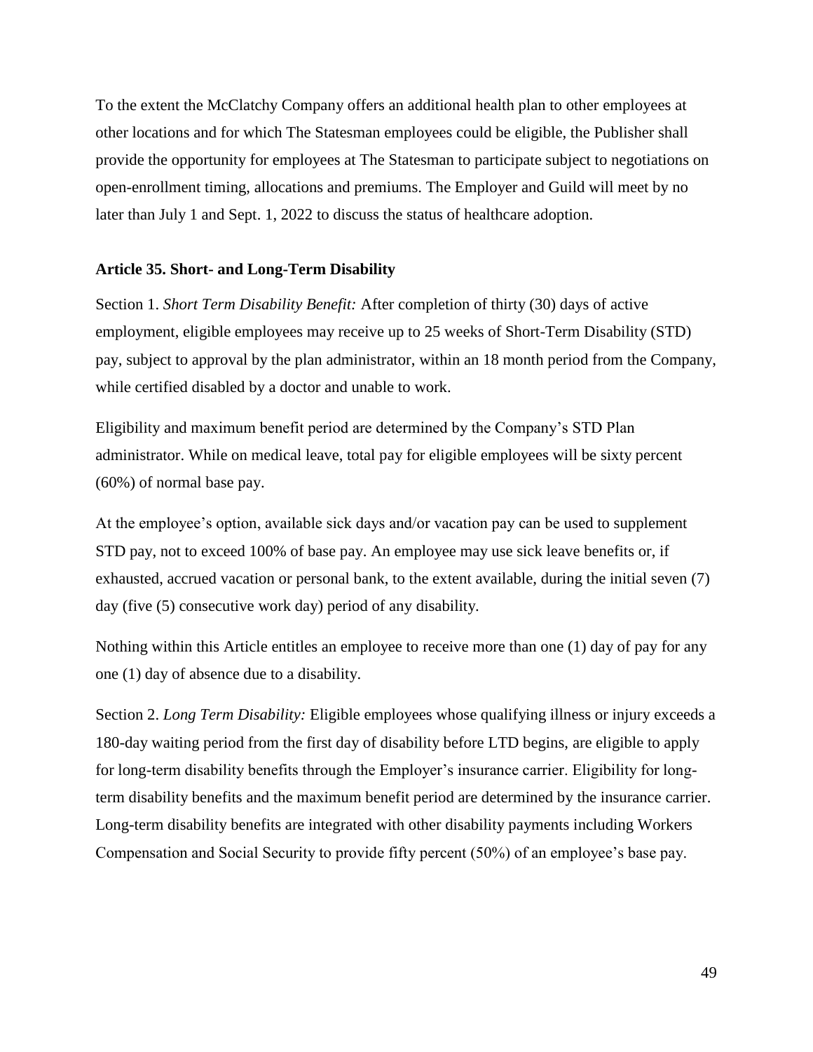To the extent the McClatchy Company offers an additional health plan to other employees at other locations and for which The Statesman employees could be eligible, the Publisher shall provide the opportunity for employees at The Statesman to participate subject to negotiations on open-enrollment timing, allocations and premiums. The Employer and Guild will meet by no later than July 1 and Sept. 1, 2022 to discuss the status of healthcare adoption.

**Article 35. Short- and Long-Term Disability**

Section 1. *Short Term Disability Benefit:* After completion of thirty (30) days of active employment, eligible employees may receive up to 25 weeks of Short-Term Disability (STD) pay, subject to approval by the plan administrator, within an 18 month period from the Company, while certified disabled by a doctor and unable to work.

Eligibility and maximum benefit period are determined by the Company's STD Plan administrator. While on medical leave, total pay for eligible employees will be sixty percent (60%) of normal base pay.

At the employee's option, available sick days and/or vacation pay can be used to supplement STD pay, not to exceed 100% of base pay. An employee may use sick leave benefits or, if exhausted, accrued vacation or personal bank, to the extent available, during the initial seven (7) day (five (5) consecutive work day) period of any disability.

Nothing within this Article entitles an employee to receive more than one (1) day of pay for any one (1) day of absence due to a disability.

Section 2. *Long Term Disability:* Eligible employees whose qualifying illness or injury exceeds a 180-day waiting period from the first day of disability before LTD begins, are eligible to apply for long-term disability benefits through the Employer's insurance carrier. Eligibility for long-term disability benefits and the maximum benefit period are determined by the insurance carrier. Long-term disability benefits are integrated with other disability payments including Workers Compensation and Social Security to provide fifty percent (50%) of an employee's base pay.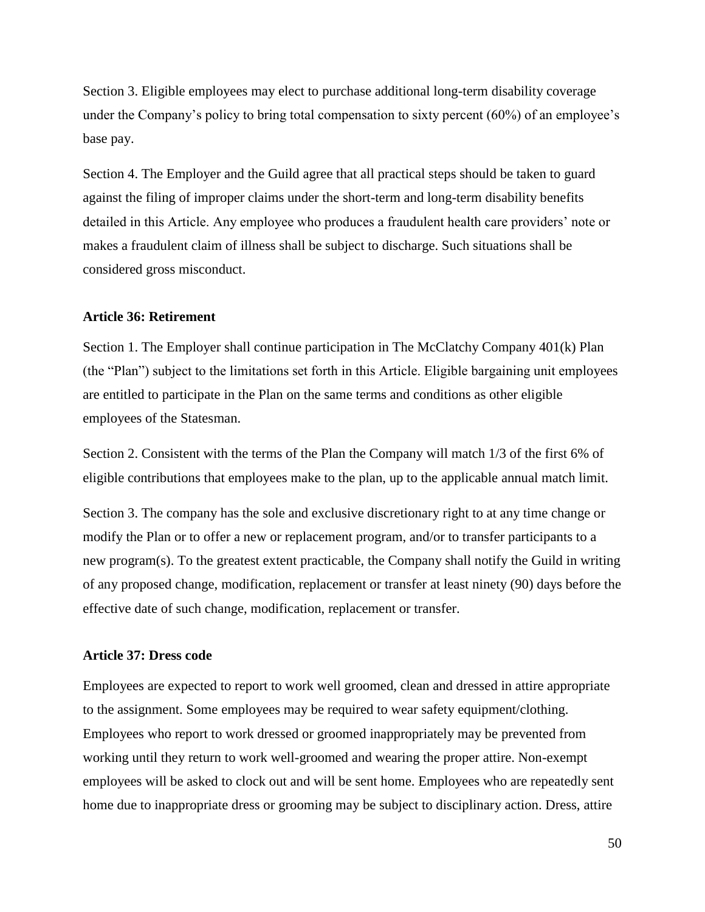Section 3. Eligible employees may elect to purchase additional long-term disability coverage under the Company's policy to bring total compensation to sixty percent (60%) of an employee's base pay.

Section 4. The Employer and the Guild agree that all practical steps should be taken to guard against the filing of improper claims under the short-term and long-term disability benefits detailed in this Article. Any employee who produces a fraudulent health care providers' note or makes a fraudulent claim of illness shall be subject to discharge. Such situations shall be considered gross misconduct.

**Article 36: Retirement**

Section 1. The Employer shall continue participation in The McClatchy Company 401(k) Plan (the "Plan") subject to the limitations set forth in this Article. Eligible bargaining unit employees are entitled to participate in the Plan on the same terms and conditions as other eligible employees of the Statesman.

Section 2. Consistent with the terms of the Plan the Company will match 1/3 of the first 6% of eligible contributions that employees make to the plan, up to the applicable annual match limit.

Section 3. The company has the sole and exclusive discretionary right to at any time change or modify the Plan or to offer a new or replacement program, and/or to transfer participants to a new program(s). To the greatest extent practicable, the Company shall notify the Guild in writing of any proposed change, modification, replacement or transfer at least ninety (90) days before the effective date of such change, modification, replacement or transfer.

**Article 37: Dress code**

Employees are expected to report to work well groomed, clean and dressed in attire appropriate to the assignment. Some employees may be required to wear safety equipment/clothing. Employees who report to work dressed or groomed inappropriately may be prevented from working until they return to work well-groomed and wearing the proper attire. Non-exempt employees will be asked to clock out and will be sent home. Employees who are repeatedly sent home due to inappropriate dress or grooming may be subject to disciplinary action. Dress, attire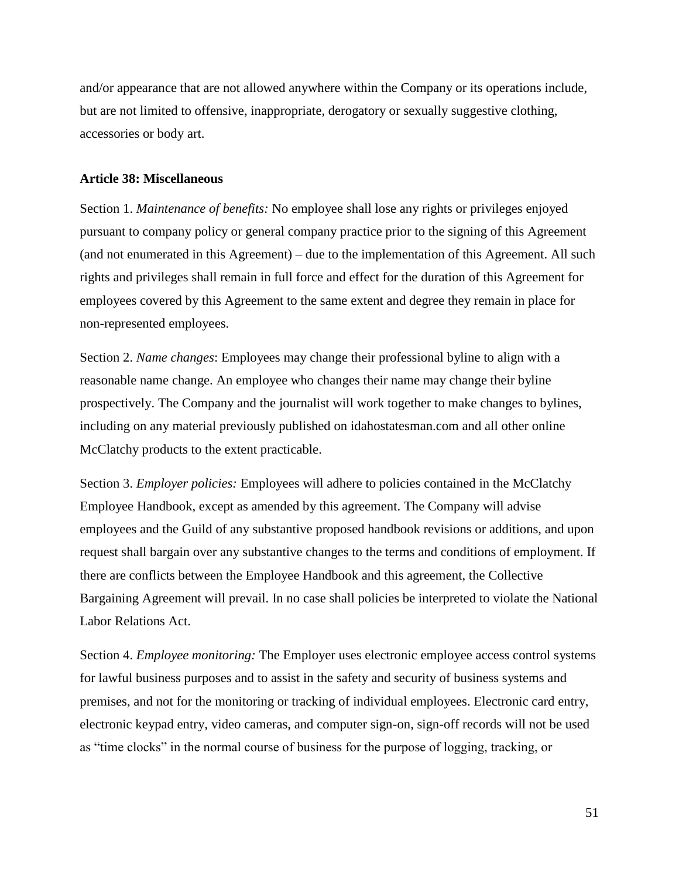and/or appearance that are not allowed anywhere within the Company or its operations include, but are not limited to offensive, inappropriate, derogatory or sexually suggestive clothing, accessories or body art.

**Article 38: Miscellaneous**

Section 1. *Maintenance of benefits:* No employee shall lose any rights or privileges enjoyed pursuant to company policy or general company practice prior to the signing of this Agreement (and not enumerated in this Agreement) – due to the implementation of this Agreement. All such rights and privileges shall remain in full force and effect for the duration of this Agreement for employees covered by this Agreement to the same extent and degree they remain in place for non-represented employees.

Section 2. *Name changes*: Employees may change their professional byline to align with a reasonable name change. An employee who changes their name may change their byline prospectively. The Company and the journalist will work together to make changes to bylines, including on any material previously published on idahostatesman.com and all other online McClatchy products to the extent practicable.

Section 3. *Employer policies:* Employees will adhere to policies contained in the McClatchy Employee Handbook, except as amended by this agreement. The Company will advise employees and the Guild of any substantive proposed handbook revisions or additions, and upon request shall bargain over any substantive changes to the terms and conditions of employment. If there are conflicts between the Employee Handbook and this agreement, the Collective Bargaining Agreement will prevail. In no case shall policies be interpreted to violate the National Labor Relations Act.

Section 4. *Employee monitoring:* The Employer uses electronic employee access control systems for lawful business purposes and to assist in the safety and security of business systems and premises, and not for the monitoring or tracking of individual employees. Electronic card entry, electronic keypad entry, video cameras, and computer sign-on, sign-off records will not be used as "time clocks" in the normal course of business for the purpose of logging, tracking, or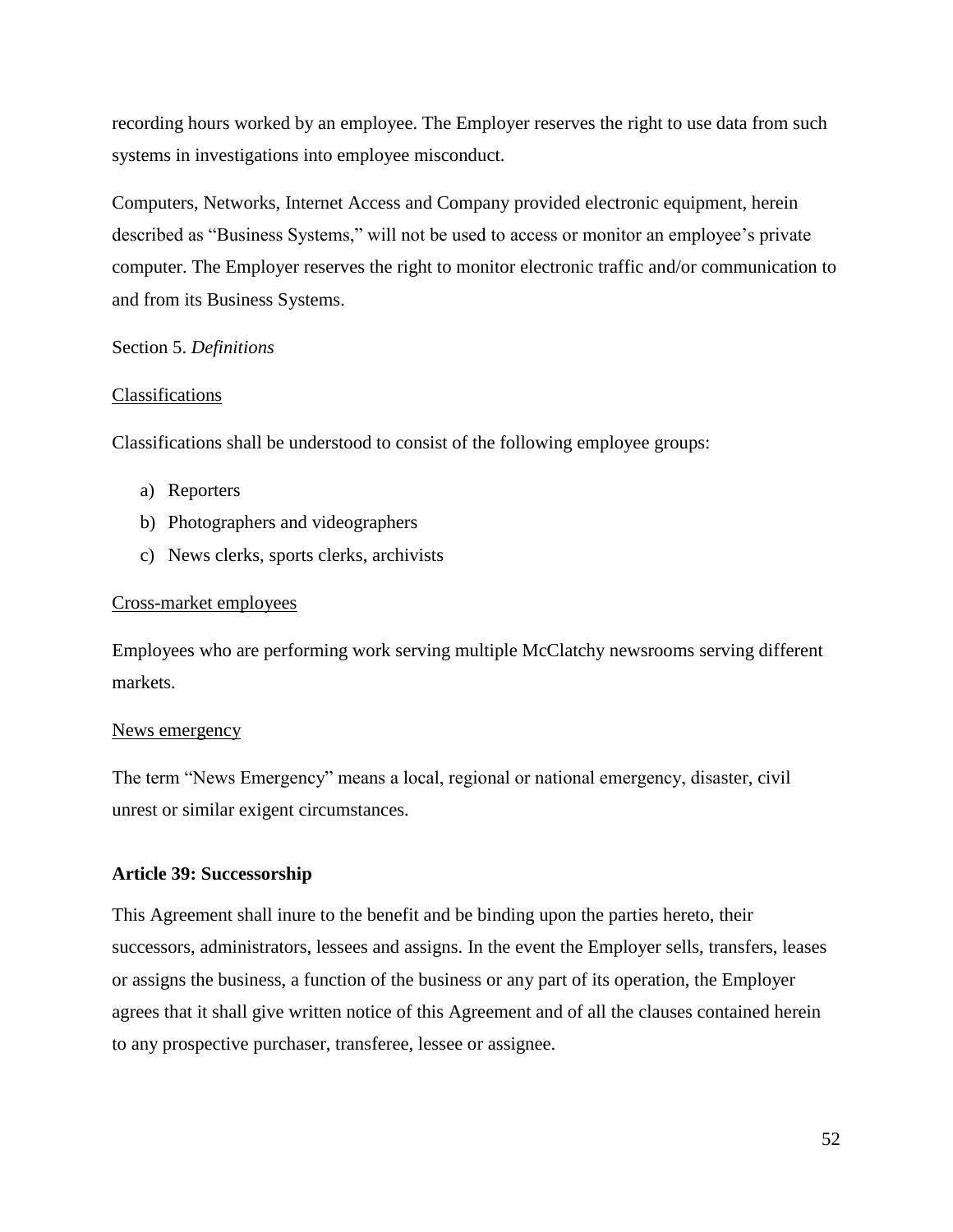recording hours worked by an employee. The Employer reserves the right to use data from such systems in investigations into employee misconduct.

Computers, Networks, Internet Access and Company provided electronic equipment, herein described as "Business Systems," will not be used to access or monitor an employee's private computer. The Employer reserves the right to monitor electronic traffic and/or communication to and from its Business Systems.

Section 5. *Definitions*

<u>Classifications</u>

Classifications shall be understood to consist of the following employee groups:

a) Reporters
b) Photographers and videographers
c) News clerks, sports clerks, archivists

<u>Cross-market employees</u>

Employees who are performing work serving multiple McClatchy newsrooms serving different markets.

<u>News emergency</u>

The term "News Emergency" means a local, regional or national emergency, disaster, civil unrest or similar exigent circumstances.

## Article 39: Successorship

This Agreement shall inure to the benefit and be binding upon the parties hereto, their successors, administrators, lessees and assigns. In the event the Employer sells, transfers, leases or assigns the business, a function of the business or any part of its operation, the Employer agrees that it shall give written notice of this Agreement and of all the clauses contained herein to any prospective purchaser, transferee, lessee or assignee.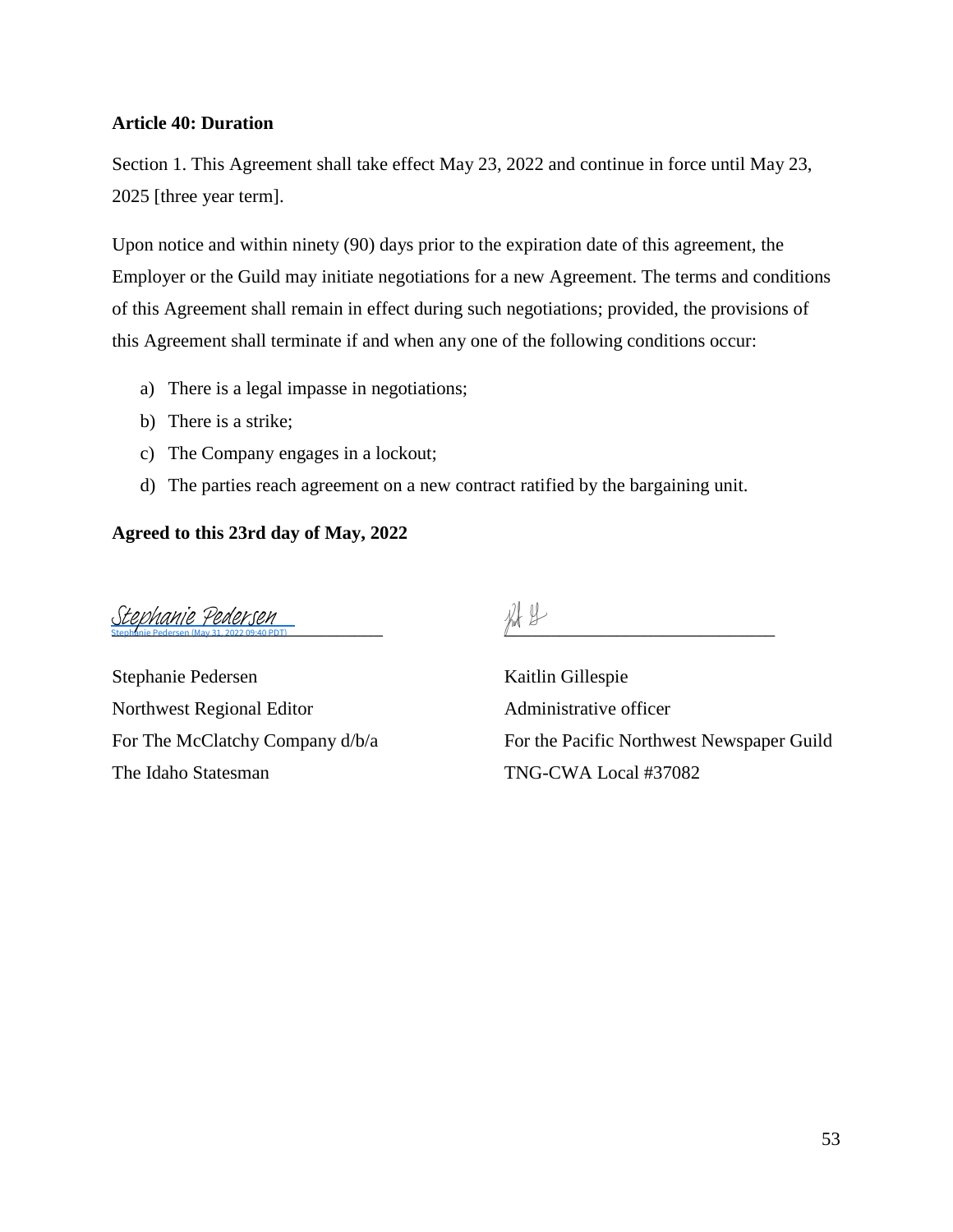**Article 40: Duration**

Section 1. This Agreement shall take effect May 23, 2022 and continue in force until May 23, 2025 [three year term].

Upon notice and within ninety (90) days prior to the expiration date of this agreement, the Employer or the Guild may initiate negotiations for a new Agreement. The terms and conditions of this Agreement shall remain in effect during such negotiations; provided, the provisions of this Agreement shall terminate if and when any one of the following conditions occur:

a) There is a legal impasse in negotiations;
b) There is a strike;
c) The Company engages in a lockout;
d) The parties reach agreement on a new contract ratified by the bargaining unit.

**Agreed to this 23rd day of May, 2022**

Stephanie Pedersen
Stephanie Pedersen (May 31, 2022 09:40 PDT)

Stephanie Pedersen
Northwest Regional Editor
For The McClatchy Company d/b/a
The Idaho Statesman

Kaitlin Gillespie
Administrative officer
For the Pacific Northwest Newspaper Guild
TNG-CWA Local #37082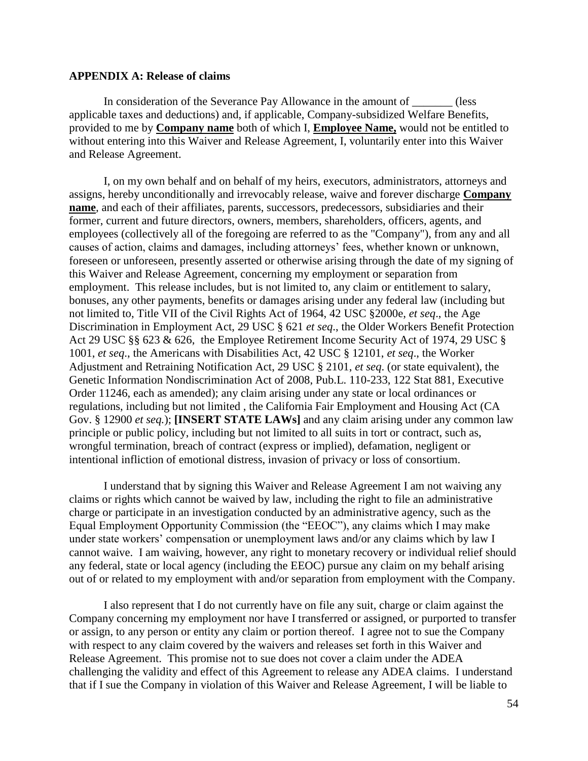**APPENDIX A: Release of claims**

In consideration of the Severance Pay Allowance in the amount of _______ (less applicable taxes and deductions) and, if applicable, Company-subsidized Welfare Benefits, provided to me by **Company name** both of which I, **Employee Name,** would not be entitled to without entering into this Waiver and Release Agreement, I, voluntarily enter into this Waiver and Release Agreement.

I, on my own behalf and on behalf of my heirs, executors, administrators, attorneys and assigns, hereby unconditionally and irrevocably release, waive and forever discharge **Company name**, and each of their affiliates, parents, successors, predecessors, subsidiaries and their former, current and future directors, owners, members, shareholders, officers, agents, and employees (collectively all of the foregoing are referred to as the "Company"), from any and all causes of action, claims and damages, including attorneys' fees, whether known or unknown, foreseen or unforeseen, presently asserted or otherwise arising through the date of my signing of this Waiver and Release Agreement, concerning my employment or separation from employment. This release includes, but is not limited to, any claim or entitlement to salary, bonuses, any other payments, benefits or damages arising under any federal law (including but not limited to, Title VII of the Civil Rights Act of 1964, 42 USC §2000e, *et seq*., the Age Discrimination in Employment Act, 29 USC § 621 *et seq*., the Older Workers Benefit Protection Act 29 USC §§ 623 & 626, the Employee Retirement Income Security Act of 1974, 29 USC § 1001, *et seq*., the Americans with Disabilities Act, 42 USC § 12101, *et seq*., the Worker Adjustment and Retraining Notification Act, 29 USC § 2101, *et seq*. (or state equivalent), the Genetic Information Nondiscrimination Act of 2008, Pub.L. 110-233, 122 Stat 881, Executive Order 11246, each as amended); any claim arising under any state or local ordinances or regulations, including but not limited , the California Fair Employment and Housing Act (CA Gov. § 12900 *et seq.*); **[INSERT STATE LAWs]** and any claim arising under any common law principle or public policy, including but not limited to all suits in tort or contract, such as, wrongful termination, breach of contract (express or implied), defamation, negligent or intentional infliction of emotional distress, invasion of privacy or loss of consortium.

I understand that by signing this Waiver and Release Agreement I am not waiving any claims or rights which cannot be waived by law, including the right to file an administrative charge or participate in an investigation conducted by an administrative agency, such as the Equal Employment Opportunity Commission (the "EEOC"), any claims which I may make under state workers' compensation or unemployment laws and/or any claims which by law I cannot waive. I am waiving, however, any right to monetary recovery or individual relief should any federal, state or local agency (including the EEOC) pursue any claim on my behalf arising out of or related to my employment with and/or separation from employment with the Company.

I also represent that I do not currently have on file any suit, charge or claim against the Company concerning my employment nor have I transferred or assigned, or purported to transfer or assign, to any person or entity any claim or portion thereof. I agree not to sue the Company with respect to any claim covered by the waivers and releases set forth in this Waiver and Release Agreement. This promise not to sue does not cover a claim under the ADEA challenging the validity and effect of this Agreement to release any ADEA claims. I understand that if I sue the Company in violation of this Waiver and Release Agreement, I will be liable to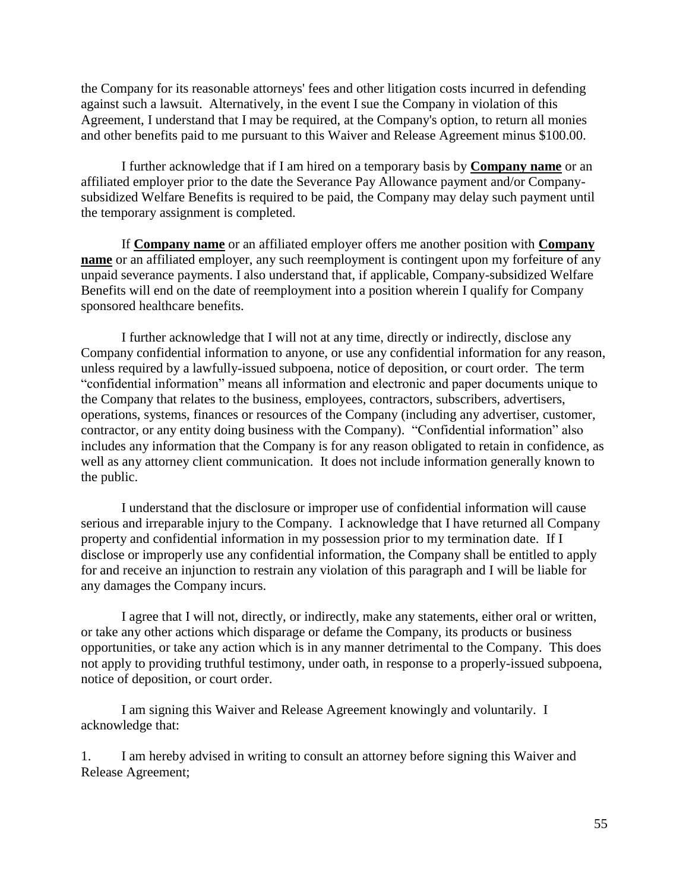the Company for its reasonable attorneys' fees and other litigation costs incurred in defending against such a lawsuit. Alternatively, in the event I sue the Company in violation of this Agreement, I understand that I may be required, at the Company's option, to return all monies and other benefits paid to me pursuant to this Waiver and Release Agreement minus $100.00.

I further acknowledge that if I am hired on a temporary basis by **Company name** or an affiliated employer prior to the date the Severance Pay Allowance payment and/or Company-subsidized Welfare Benefits is required to be paid, the Company may delay such payment until the temporary assignment is completed.

If **Company name** or an affiliated employer offers me another position with **Company name** or an affiliated employer, any such reemployment is contingent upon my forfeiture of any unpaid severance payments. I also understand that, if applicable, Company-subsidized Welfare Benefits will end on the date of reemployment into a position wherein I qualify for Company sponsored healthcare benefits.

I further acknowledge that I will not at any time, directly or indirectly, disclose any Company confidential information to anyone, or use any confidential information for any reason, unless required by a lawfully-issued subpoena, notice of deposition, or court order. The term "confidential information" means all information and electronic and paper documents unique to the Company that relates to the business, employees, contractors, subscribers, advertisers, operations, systems, finances or resources of the Company (including any advertiser, customer, contractor, or any entity doing business with the Company). "Confidential information" also includes any information that the Company is for any reason obligated to retain in confidence, as well as any attorney client communication. It does not include information generally known to the public.

I understand that the disclosure or improper use of confidential information will cause serious and irreparable injury to the Company. I acknowledge that I have returned all Company property and confidential information in my possession prior to my termination date. If I disclose or improperly use any confidential information, the Company shall be entitled to apply for and receive an injunction to restrain any violation of this paragraph and I will be liable for any damages the Company incurs.

I agree that I will not, directly, or indirectly, make any statements, either oral or written, or take any other actions which disparage or defame the Company, its products or business opportunities, or take any action which is in any manner detrimental to the Company. This does not apply to providing truthful testimony, under oath, in response to a properly-issued subpoena, notice of deposition, or court order.

I am signing this Waiver and Release Agreement knowingly and voluntarily. I acknowledge that:

1. I am hereby advised in writing to consult an attorney before signing this Waiver and Release Agreement;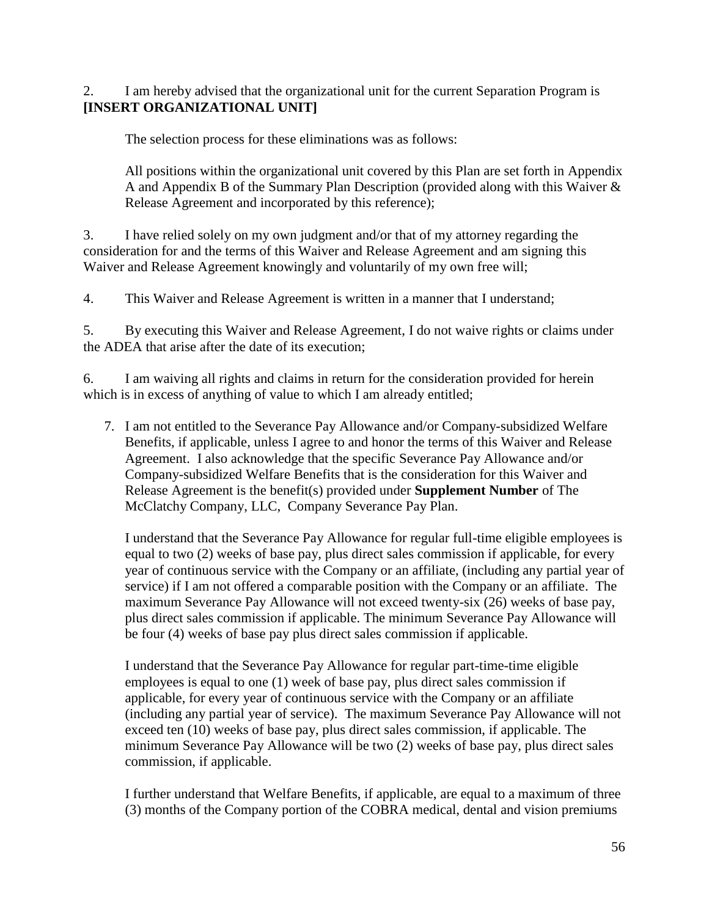2. I am hereby advised that the organizational unit for the current Separation Program is **[INSERT ORGANIZATIONAL UNIT]**

The selection process for these eliminations was as follows:

All positions within the organizational unit covered by this Plan are set forth in Appendix A and Appendix B of the Summary Plan Description (provided along with this Waiver & Release Agreement and incorporated by this reference);

3. I have relied solely on my own judgment and/or that of my attorney regarding the consideration for and the terms of this Waiver and Release Agreement and am signing this Waiver and Release Agreement knowingly and voluntarily of my own free will;

4. This Waiver and Release Agreement is written in a manner that I understand;

5. By executing this Waiver and Release Agreement, I do not waive rights or claims under the ADEA that arise after the date of its execution;

6. I am waiving all rights and claims in return for the consideration provided for herein which is in excess of anything of value to which I am already entitled;

7. I am not entitled to the Severance Pay Allowance and/or Company-subsidized Welfare Benefits, if applicable, unless I agree to and honor the terms of this Waiver and Release Agreement. I also acknowledge that the specific Severance Pay Allowance and/or Company-subsidized Welfare Benefits that is the consideration for this Waiver and Release Agreement is the benefit(s) provided under **Supplement Number** of The McClatchy Company, LLC, Company Severance Pay Plan.

   I understand that the Severance Pay Allowance for regular full-time eligible employees is equal to two (2) weeks of base pay, plus direct sales commission if applicable, for every year of continuous service with the Company or an affiliate, (including any partial year of service) if I am not offered a comparable position with the Company or an affiliate. The maximum Severance Pay Allowance will not exceed twenty-six (26) weeks of base pay, plus direct sales commission if applicable. The minimum Severance Pay Allowance will be four (4) weeks of base pay plus direct sales commission if applicable.

   I understand that the Severance Pay Allowance for regular part-time-time eligible employees is equal to one (1) week of base pay, plus direct sales commission if applicable, for every year of continuous service with the Company or an affiliate (including any partial year of service). The maximum Severance Pay Allowance will not exceed ten (10) weeks of base pay, plus direct sales commission, if applicable. The minimum Severance Pay Allowance will be two (2) weeks of base pay, plus direct sales commission, if applicable.

   I further understand that Welfare Benefits, if applicable, are equal to a maximum of three (3) months of the Company portion of the COBRA medical, dental and vision premiums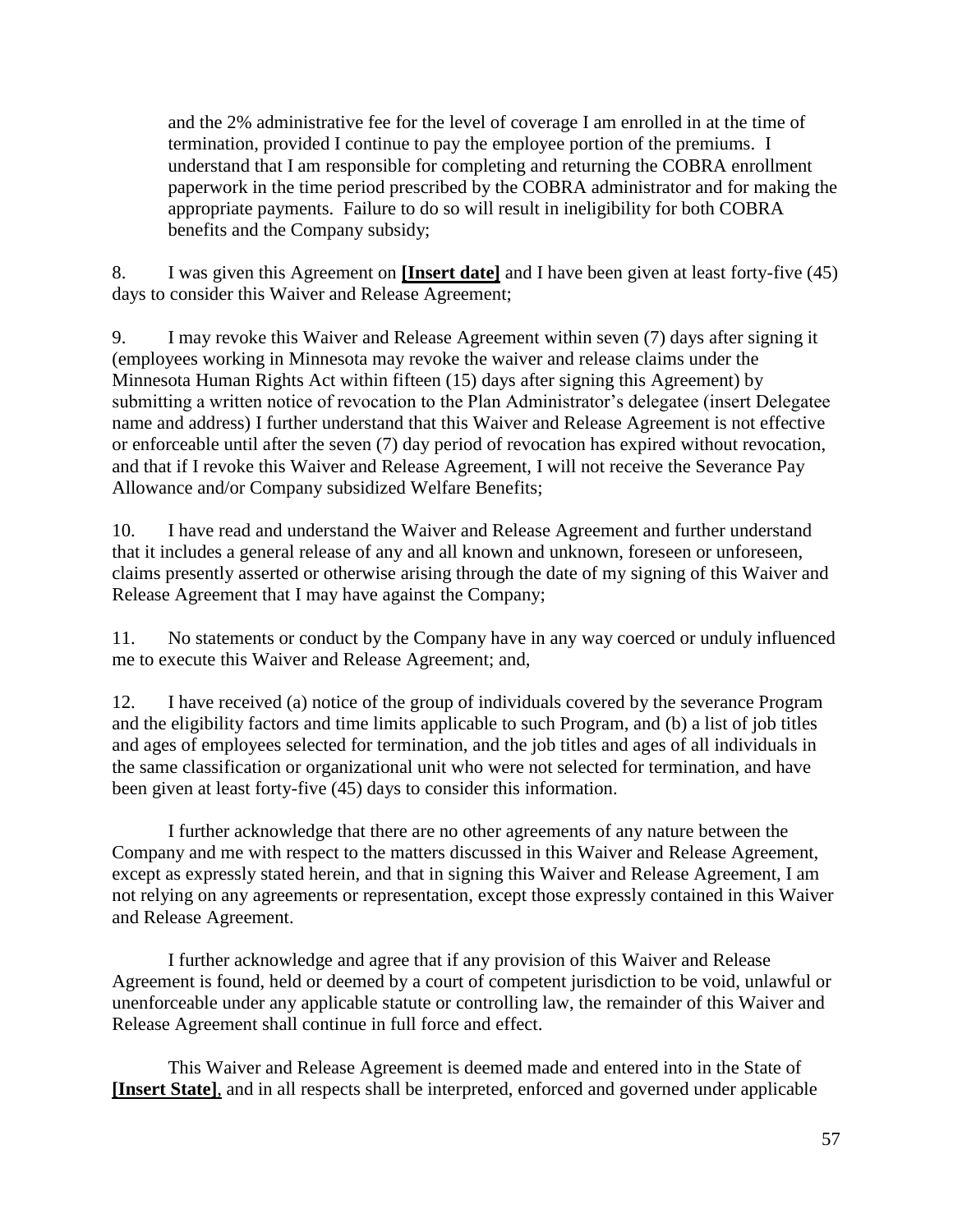and the 2% administrative fee for the level of coverage I am enrolled in at the time of termination, provided I continue to pay the employee portion of the premiums. I understand that I am responsible for completing and returning the COBRA enrollment paperwork in the time period prescribed by the COBRA administrator and for making the appropriate payments. Failure to do so will result in ineligibility for both COBRA benefits and the Company subsidy;

8. I was given this Agreement on **[Insert date]** and I have been given at least forty-five (45) days to consider this Waiver and Release Agreement;

9. I may revoke this Waiver and Release Agreement within seven (7) days after signing it (employees working in Minnesota may revoke the waiver and release claims under the Minnesota Human Rights Act within fifteen (15) days after signing this Agreement) by submitting a written notice of revocation to the Plan Administrator's delegatee (insert Delegatee name and address) I further understand that this Waiver and Release Agreement is not effective or enforceable until after the seven (7) day period of revocation has expired without revocation, and that if I revoke this Waiver and Release Agreement, I will not receive the Severance Pay Allowance and/or Company subsidized Welfare Benefits;

10. I have read and understand the Waiver and Release Agreement and further understand that it includes a general release of any and all known and unknown, foreseen or unforeseen, claims presently asserted or otherwise arising through the date of my signing of this Waiver and Release Agreement that I may have against the Company;

11. No statements or conduct by the Company have in any way coerced or unduly influenced me to execute this Waiver and Release Agreement; and,

12. I have received (a) notice of the group of individuals covered by the severance Program and the eligibility factors and time limits applicable to such Program, and (b) a list of job titles and ages of employees selected for termination, and the job titles and ages of all individuals in the same classification or organizational unit who were not selected for termination, and have been given at least forty-five (45) days to consider this information.

I further acknowledge that there are no other agreements of any nature between the Company and me with respect to the matters discussed in this Waiver and Release Agreement, except as expressly stated herein, and that in signing this Waiver and Release Agreement, I am not relying on any agreements or representation, except those expressly contained in this Waiver and Release Agreement.

I further acknowledge and agree that if any provision of this Waiver and Release Agreement is found, held or deemed by a court of competent jurisdiction to be void, unlawful or unenforceable under any applicable statute or controlling law, the remainder of this Waiver and Release Agreement shall continue in full force and effect.

This Waiver and Release Agreement is deemed made and entered into in the State of **[Insert State]**, and in all respects shall be interpreted, enforced and governed under applicable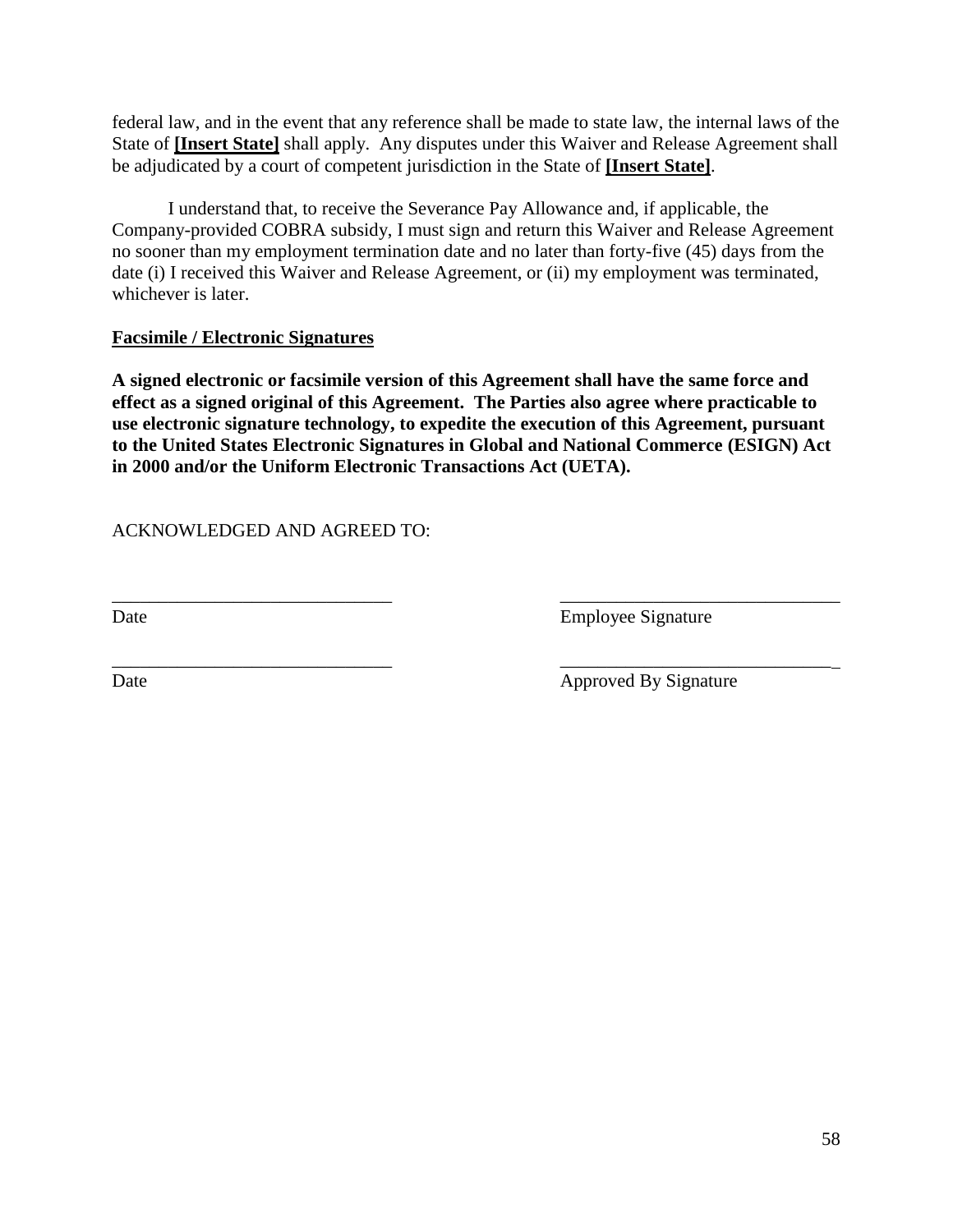federal law, and in the event that any reference shall be made to state law, the internal laws of the State of **[Insert State]** shall apply. Any disputes under this Waiver and Release Agreement shall be adjudicated by a court of competent jurisdiction in the State of **[Insert State]**.

I understand that, to receive the Severance Pay Allowance and, if applicable, the Company-provided COBRA subsidy, I must sign and return this Waiver and Release Agreement no sooner than my employment termination date and no later than forty-five (45) days from the date (i) I received this Waiver and Release Agreement, or (ii) my employment was terminated, whichever is later.

**Facsimile / Electronic Signatures**

**A signed electronic or facsimile version of this Agreement shall have the same force and effect as a signed original of this Agreement. The Parties also agree where practicable to use electronic signature technology, to expedite the execution of this Agreement, pursuant to the United States Electronic Signatures in Global and National Commerce (ESIGN) Act in 2000 and/or the Uniform Electronic Transactions Act (UETA).**

ACKNOWLEDGED AND AGREED TO:

______________________________ ______________________________
Date Employee Signature

______________________________ ______________________________
Date Approved By Signature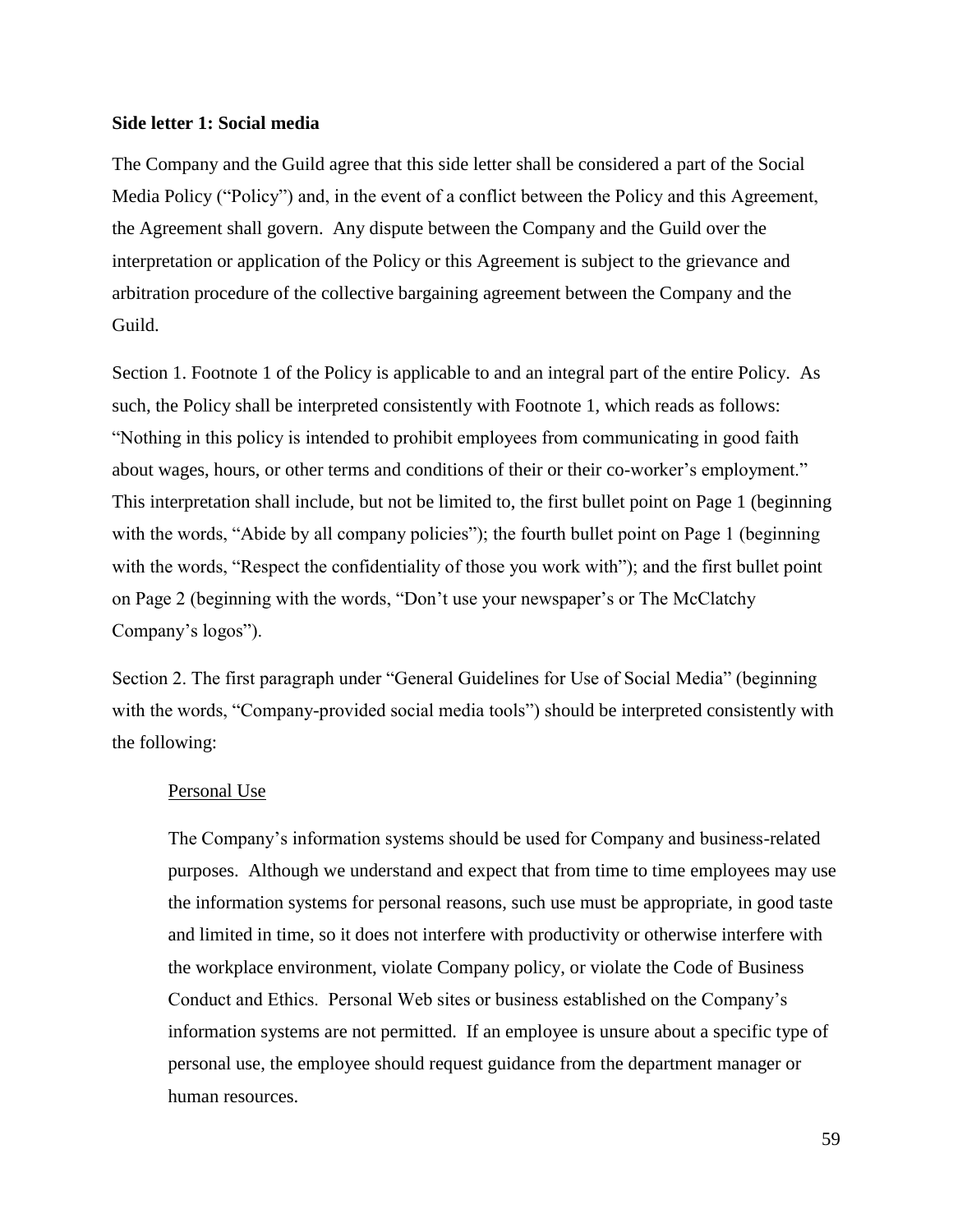**Side letter 1: Social media**

The Company and the Guild agree that this side letter shall be considered a part of the Social Media Policy ("Policy") and, in the event of a conflict between the Policy and this Agreement, the Agreement shall govern. Any dispute between the Company and the Guild over the interpretation or application of the Policy or this Agreement is subject to the grievance and arbitration procedure of the collective bargaining agreement between the Company and the Guild.

Section 1. Footnote 1 of the Policy is applicable to and an integral part of the entire Policy. As such, the Policy shall be interpreted consistently with Footnote 1, which reads as follows: "Nothing in this policy is intended to prohibit employees from communicating in good faith about wages, hours, or other terms and conditions of their or their co-worker's employment." This interpretation shall include, but not be limited to, the first bullet point on Page 1 (beginning with the words, "Abide by all company policies"); the fourth bullet point on Page 1 (beginning with the words, "Respect the confidentiality of those you work with"); and the first bullet point on Page 2 (beginning with the words, "Don't use your newspaper's or The McClatchy Company's logos").

Section 2. The first paragraph under "General Guidelines for Use of Social Media" (beginning with the words, "Company-provided social media tools") should be interpreted consistently with the following:

> <u>Personal Use</u>
>
> The Company's information systems should be used for Company and business-related purposes. Although we understand and expect that from time to time employees may use the information systems for personal reasons, such use must be appropriate, in good taste and limited in time, so it does not interfere with productivity or otherwise interfere with the workplace environment, violate Company policy, or violate the Code of Business Conduct and Ethics. Personal Web sites or business established on the Company's information systems are not permitted. If an employee is unsure about a specific type of personal use, the employee should request guidance from the department manager or human resources.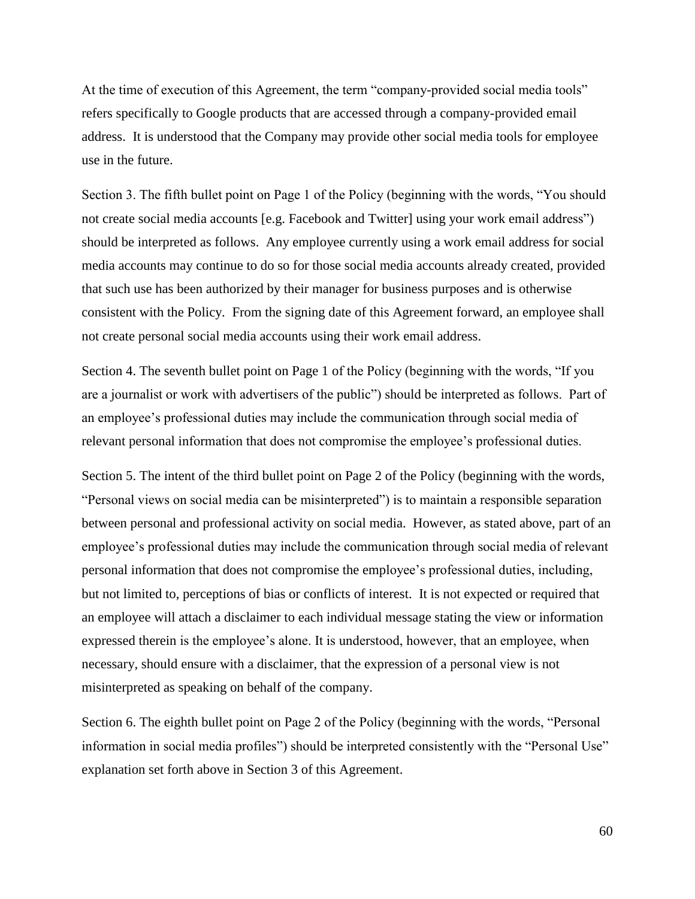At the time of execution of this Agreement, the term "company-provided social media tools" refers specifically to Google products that are accessed through a company-provided email address. It is understood that the Company may provide other social media tools for employee use in the future.

Section 3. The fifth bullet point on Page 1 of the Policy (beginning with the words, "You should not create social media accounts [e.g. Facebook and Twitter] using your work email address") should be interpreted as follows. Any employee currently using a work email address for social media accounts may continue to do so for those social media accounts already created, provided that such use has been authorized by their manager for business purposes and is otherwise consistent with the Policy. From the signing date of this Agreement forward, an employee shall not create personal social media accounts using their work email address.

Section 4. The seventh bullet point on Page 1 of the Policy (beginning with the words, "If you are a journalist or work with advertisers of the public") should be interpreted as follows. Part of an employee's professional duties may include the communication through social media of relevant personal information that does not compromise the employee's professional duties.

Section 5. The intent of the third bullet point on Page 2 of the Policy (beginning with the words, "Personal views on social media can be misinterpreted") is to maintain a responsible separation between personal and professional activity on social media. However, as stated above, part of an employee's professional duties may include the communication through social media of relevant personal information that does not compromise the employee's professional duties, including, but not limited to, perceptions of bias or conflicts of interest. It is not expected or required that an employee will attach a disclaimer to each individual message stating the view or information expressed therein is the employee's alone. It is understood, however, that an employee, when necessary, should ensure with a disclaimer, that the expression of a personal view is not misinterpreted as speaking on behalf of the company.

Section 6. The eighth bullet point on Page 2 of the Policy (beginning with the words, "Personal information in social media profiles") should be interpreted consistently with the "Personal Use" explanation set forth above in Section 3 of this Agreement.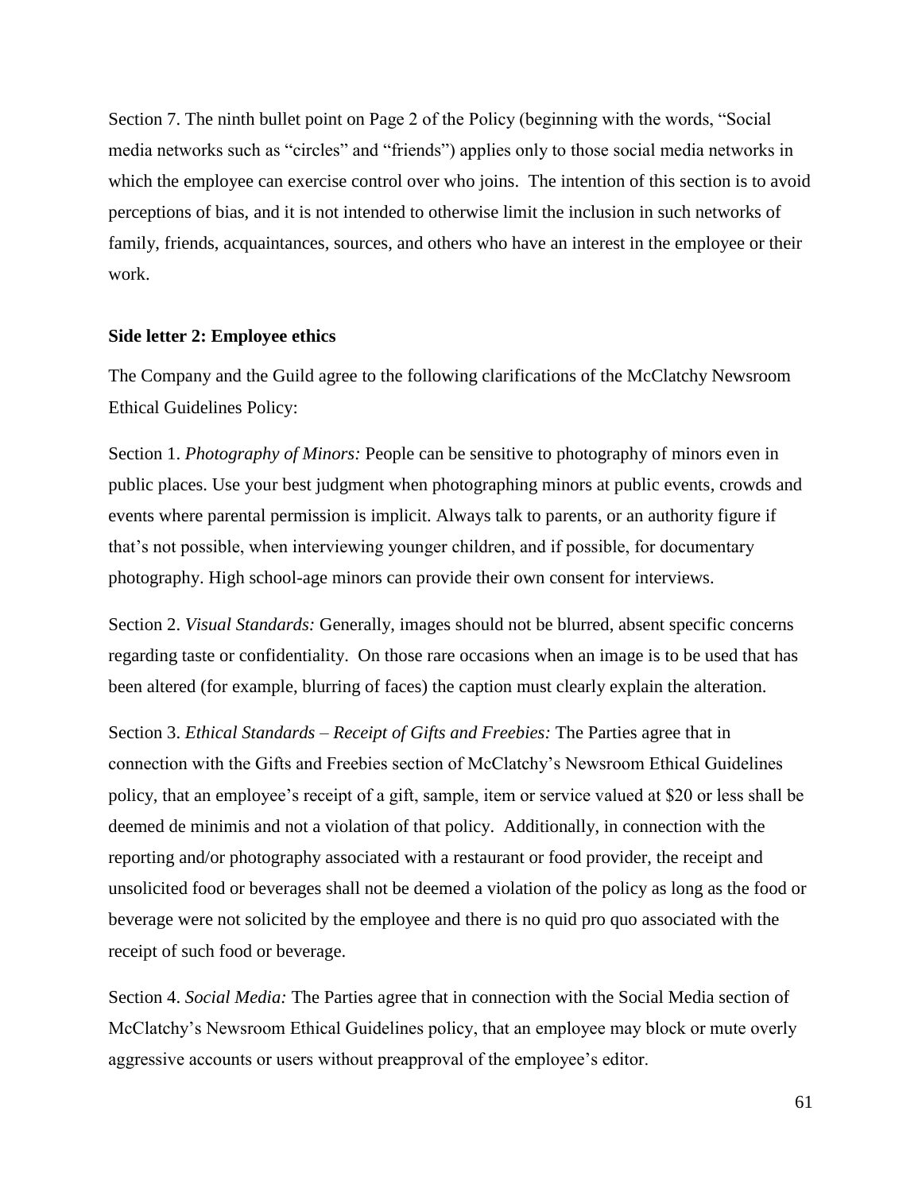Section 7. The ninth bullet point on Page 2 of the Policy (beginning with the words, "Social media networks such as "circles" and "friends") applies only to those social media networks in which the employee can exercise control over who joins. The intention of this section is to avoid perceptions of bias, and it is not intended to otherwise limit the inclusion in such networks of family, friends, acquaintances, sources, and others who have an interest in the employee or their work.

**Side letter 2: Employee ethics**

The Company and the Guild agree to the following clarifications of the McClatchy Newsroom Ethical Guidelines Policy:

Section 1. *Photography of Minors:* People can be sensitive to photography of minors even in public places. Use your best judgment when photographing minors at public events, crowds and events where parental permission is implicit. Always talk to parents, or an authority figure if that's not possible, when interviewing younger children, and if possible, for documentary photography. High school-age minors can provide their own consent for interviews.

Section 2. *Visual Standards:* Generally, images should not be blurred, absent specific concerns regarding taste or confidentiality. On those rare occasions when an image is to be used that has been altered (for example, blurring of faces) the caption must clearly explain the alteration.

Section 3. *Ethical Standards – Receipt of Gifts and Freebies:* The Parties agree that in connection with the Gifts and Freebies section of McClatchy's Newsroom Ethical Guidelines policy, that an employee's receipt of a gift, sample, item or service valued at $20 or less shall be deemed de minimis and not a violation of that policy. Additionally, in connection with the reporting and/or photography associated with a restaurant or food provider, the receipt and unsolicited food or beverages shall not be deemed a violation of the policy as long as the food or beverage were not solicited by the employee and there is no quid pro quo associated with the receipt of such food or beverage.

Section 4. *Social Media:* The Parties agree that in connection with the Social Media section of McClatchy's Newsroom Ethical Guidelines policy, that an employee may block or mute overly aggressive accounts or users without preapproval of the employee's editor.